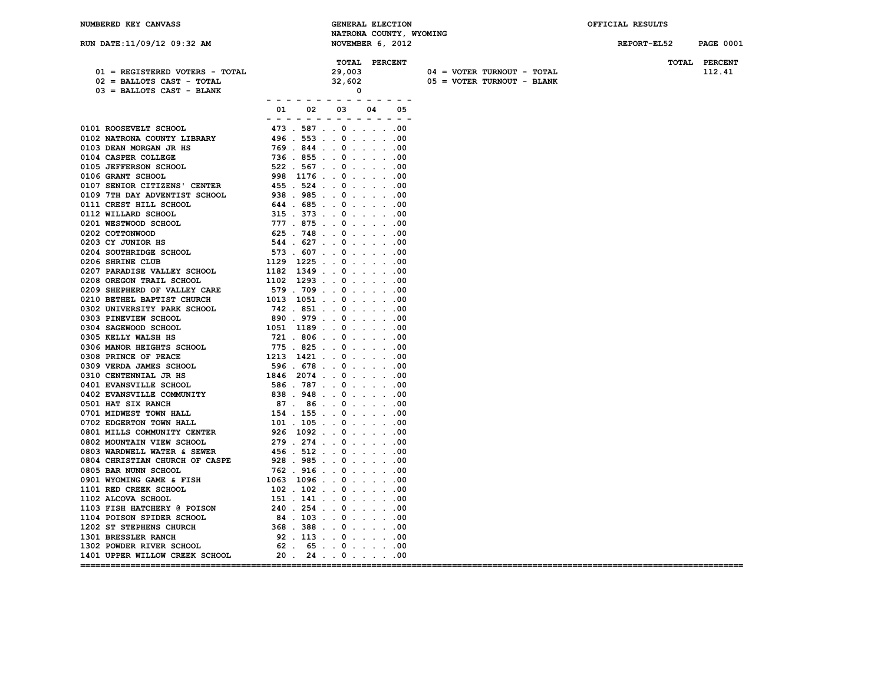NUMBERED KEY CANVASS

GENERAL ELECTION
NATRONA COUNTY, WYOMING
NOVEMBER 6, 2012

OFFICIAL RESULTS

RUN DATE:11/09/12 09:32 AM

REPORT-EL52

| | TOTAL | PERCENT |
|---|---|---|
| 01 = REGISTERED VOTERS - TOTAL | 29,003 | |
| 02 = BALLOTS CAST - TOTAL | 32,602 | |
| 03 = BALLOTS CAST - BLANK | 0 | |

| | TOTAL | PERCENT |
|---|---|---|
| 04 = VOTER TURNOUT - TOTAL | | 112.41 |
| 05 = VOTER TURNOUT - BLANK | | |

| | 01 | 02 | 03 | 04 | 05 |
|---|---|---|---|---|---|
| 0101 ROOSEVELT SCHOOL | 473 | 587 | 0 | | .00 |
| 0102 NATRONA COUNTY LIBRARY | 496 | 553 | 0 | | .00 |
| 0103 DEAN MORGAN JR HS | 769 | 844 | 0 | | .00 |
| 0104 CASPER COLLEGE | 736 | 855 | 0 | | .00 |
| 0105 JEFFERSON SCHOOL | 522 | 567 | 0 | | .00 |
| 0106 GRANT SCHOOL | 998 | 1176 | 0 | | .00 |
| 0107 SENIOR CITIZENS' CENTER | 455 | 524 | 0 | | .00 |
| 0109 7TH DAY ADVENTIST SCHOOL | 938 | 985 | 0 | | .00 |
| 0111 CREST HILL SCHOOL | 644 | 685 | 0 | | .00 |
| 0112 WILLARD SCHOOL | 315 | 373 | 0 | | .00 |
| 0201 WESTWOOD SCHOOL | 777 | 875 | 0 | | .00 |
| 0202 COTTONWOOD | 625 | 748 | 0 | | .00 |
| 0203 CY JUNIOR HS | 544 | 627 | 0 | | .00 |
| 0204 SOUTHRIDGE SCHOOL | 573 | 607 | 0 | | .00 |
| 0206 SHRINE CLUB | 1129 | 1225 | 0 | | .00 |
| 0207 PARADISE VALLEY SCHOOL | 1182 | 1349 | 0 | | .00 |
| 0208 OREGON TRAIL SCHOOL | 1102 | 1293 | 0 | | .00 |
| 0209 SHEPHERD OF VALLEY CARE | 579 | 709 | 0 | | .00 |
| 0210 BETHEL BAPTIST CHURCH | 1013 | 1051 | 0 | | .00 |
| 0302 UNIVERSITY PARK SCHOOL | 742 | 851 | 0 | | .00 |
| 0303 PINEVIEW SCHOOL | 890 | 979 | 0 | | .00 |
| 0304 SAGEWOOD SCHOOL | 1051 | 1189 | 0 | | .00 |
| 0305 KELLY WALSH HS | 721 | 806 | 0 | | .00 |
| 0306 MANOR HEIGHTS SCHOOL | 775 | 825 | 0 | | .00 |
| 0308 PRINCE OF PEACE | 1213 | 1421 | 0 | | .00 |
| 0309 VERDA JAMES SCHOOL | 596 | 678 | 0 | | .00 |
| 0310 CENTENNIAL JR HS | 1846 | 2074 | 0 | | .00 |
| 0401 EVANSVILLE SCHOOL | 586 | 787 | 0 | | .00 |
| 0402 EVANSVILLE COMMUNITY | 838 | 948 | 0 | | .00 |
| 0501 HAT SIX RANCH | 87 | 86 | 0 | | .00 |
| 0701 MIDWEST TOWN HALL | 154 | 155 | 0 | | .00 |
| 0702 EDGERTON TOWN HALL | 101 | 105 | 0 | | .00 |
| 0801 MILLS COMMUNITY CENTER | 926 | 1092 | 0 | | .00 |
| 0802 MOUNTAIN VIEW SCHOOL | 279 | 274 | 0 | | .00 |
| 0803 WARDWELL WATER & SEWER | 456 | 512 | 0 | | .00 |
| 0804 CHRISTIAN CHURCH OF CASPE | 928 | 985 | 0 | | .00 |
| 0805 BAR NUNN SCHOOL | 762 | 916 | 0 | | .00 |
| 0901 WYOMING GAME & FISH | 1063 | 1096 | 0 | | .00 |
| 1101 RED CREEK SCHOOL | 102 | 102 | 0 | | .00 |
| 1102 ALCOVA SCHOOL | 151 | 141 | 0 | | .00 |
| 1103 FISH HATCHERY @ POISON | 240 | 254 | 0 | | .00 |
| 1104 POISON SPIDER SCHOOL | 84 | 103 | 0 | | .00 |
| 1202 ST STEPHENS CHURCH | 368 | 388 | 0 | | .00 |
| 1301 BRESSLER RANCH | 92 | 113 | 0 | | .00 |
| 1302 POWDER RIVER SCHOOL | 62 | 65 | 0 | | .00 |
| 1401 UPPER WILLOW CREEK SCHOOL | 20 | 24 | 0 | | .00 |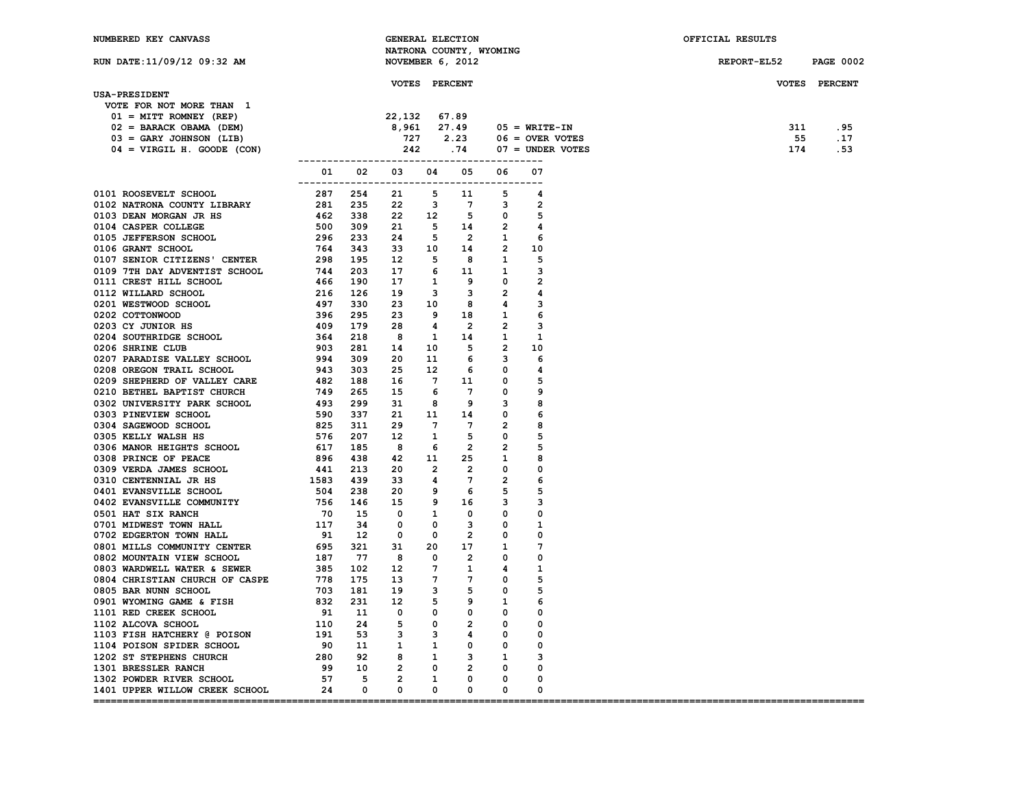NUMBERED KEY CANVASS — GENERAL ELECTION — NATRONA COUNTY, WYOMING — NOVEMBER 6, 2012 — OFFICIAL RESULTS

RUN DATE:11/09/12 09:32 AM — REPORT-EL52

## USA-PRESIDENT

VOTE FOR NOT MORE THAN 1

| | VOTES | PERCENT |
|---|---|---|
| 01 = MITT ROMNEY (REP) | 22,132 | 67.89 |
| 02 = BARACK OBAMA (DEM) | 8,961 | 27.49 |
| 03 = GARY JOHNSON (LIB) | 727 | 2.23 |
| 04 = VIRGIL H. GOODE (CON) | 242 | .74 |
| 05 = WRITE-IN | 311 | .95 |
| 06 = OVER VOTES | 55 | .17 |
| 07 = UNDER VOTES | 174 | .53 |

| Precinct | 01 | 02 | 03 | 04 | 05 | 06 | 07 |
|---|---|---|---|---|---|---|---|
| 0101 ROOSEVELT SCHOOL | 287 | 254 | 21 | 5 | 11 | 5 | 4 |
| 0102 NATRONA COUNTY LIBRARY | 281 | 235 | 22 | 3 | 7 | 3 | 2 |
| 0103 DEAN MORGAN JR HS | 462 | 338 | 22 | 12 | 5 | 0 | 5 |
| 0104 CASPER COLLEGE | 500 | 309 | 21 | 5 | 14 | 2 | 4 |
| 0105 JEFFERSON SCHOOL | 296 | 233 | 24 | 5 | 2 | 1 | 6 |
| 0106 GRANT SCHOOL | 764 | 343 | 33 | 10 | 14 | 2 | 10 |
| 0107 SENIOR CITIZENS' CENTER | 298 | 195 | 12 | 5 | 8 | 1 | 5 |
| 0109 7TH DAY ADVENTIST SCHOOL | 744 | 203 | 17 | 6 | 11 | 1 | 3 |
| 0111 CREST HILL SCHOOL | 466 | 190 | 17 | 1 | 9 | 0 | 2 |
| 0112 WILLARD SCHOOL | 216 | 126 | 19 | 3 | 3 | 2 | 4 |
| 0201 WESTWOOD SCHOOL | 497 | 330 | 23 | 10 | 8 | 4 | 3 |
| 0202 COTTONWOOD | 396 | 295 | 23 | 9 | 18 | 1 | 6 |
| 0203 CY JUNIOR HS | 409 | 179 | 28 | 4 | 2 | 2 | 3 |
| 0204 SOUTHRIDGE SCHOOL | 364 | 218 | 8 | 1 | 14 | 1 | 1 |
| 0206 SHRINE CLUB | 903 | 281 | 14 | 10 | 5 | 2 | 10 |
| 0207 PARADISE VALLEY SCHOOL | 994 | 309 | 20 | 11 | 6 | 3 | 6 |
| 0208 OREGON TRAIL SCHOOL | 943 | 303 | 25 | 12 | 6 | 0 | 4 |
| 0209 SHEPHERD OF VALLEY CARE | 482 | 188 | 16 | 7 | 11 | 0 | 5 |
| 0210 BETHEL BAPTIST CHURCH | 749 | 265 | 15 | 6 | 7 | 0 | 9 |
| 0302 UNIVERSITY PARK SCHOOL | 493 | 299 | 31 | 8 | 9 | 3 | 8 |
| 0303 PINEVIEW SCHOOL | 590 | 337 | 21 | 11 | 14 | 0 | 6 |
| 0304 SAGEWOOD SCHOOL | 825 | 311 | 29 | 7 | 7 | 2 | 8 |
| 0305 KELLY WALSH HS | 576 | 207 | 12 | 1 | 5 | 0 | 5 |
| 0306 MANOR HEIGHTS SCHOOL | 617 | 185 | 8 | 6 | 2 | 2 | 5 |
| 0308 PRINCE OF PEACE | 896 | 438 | 42 | 11 | 25 | 1 | 8 |
| 0309 VERDA JAMES SCHOOL | 441 | 213 | 20 | 2 | 2 | 0 | 0 |
| 0310 CENTENNIAL JR HS | 1583 | 439 | 33 | 4 | 7 | 2 | 6 |
| 0401 EVANSVILLE SCHOOL | 504 | 238 | 20 | 9 | 6 | 5 | 5 |
| 0402 EVANSVILLE COMMUNITY | 756 | 146 | 15 | 9 | 16 | 3 | 3 |
| 0501 HAT SIX RANCH | 70 | 15 | 0 | 1 | 0 | 0 | 0 |
| 0701 MIDWEST TOWN HALL | 117 | 34 | 0 | 0 | 3 | 0 | 1 |
| 0702 EDGERTON TOWN HALL | 91 | 12 | 0 | 0 | 2 | 0 | 0 |
| 0801 MILLS COMMUNITY CENTER | 695 | 321 | 31 | 20 | 17 | 1 | 7 |
| 0802 MOUNTAIN VIEW SCHOOL | 187 | 77 | 8 | 0 | 2 | 0 | 0 |
| 0803 WARDWELL WATER & SEWER | 385 | 102 | 12 | 7 | 1 | 4 | 1 |
| 0804 CHRISTIAN CHURCH OF CASPE | 778 | 175 | 13 | 7 | 7 | 0 | 5 |
| 0805 BAR NUNN SCHOOL | 703 | 181 | 19 | 3 | 5 | 0 | 5 |
| 0901 WYOMING GAME & FISH | 832 | 231 | 12 | 5 | 9 | 1 | 6 |
| 1101 RED CREEK SCHOOL | 91 | 11 | 0 | 0 | 0 | 0 | 0 |
| 1102 ALCOVA SCHOOL | 110 | 24 | 5 | 0 | 2 | 0 | 0 |
| 1103 FISH HATCHERY @ POISON | 191 | 53 | 3 | 3 | 4 | 0 | 0 |
| 1104 POISON SPIDER SCHOOL | 90 | 11 | 1 | 1 | 0 | 0 | 0 |
| 1202 ST STEPHENS CHURCH | 280 | 92 | 8 | 1 | 3 | 1 | 3 |
| 1301 BRESSLER RANCH | 99 | 10 | 2 | 0 | 2 | 0 | 0 |
| 1302 POWDER RIVER SCHOOL | 57 | 5 | 2 | 1 | 0 | 0 | 0 |
| 1401 UPPER WILLOW CREEK SCHOOL | 24 | 0 | 0 | 0 | 0 | 0 | 0 |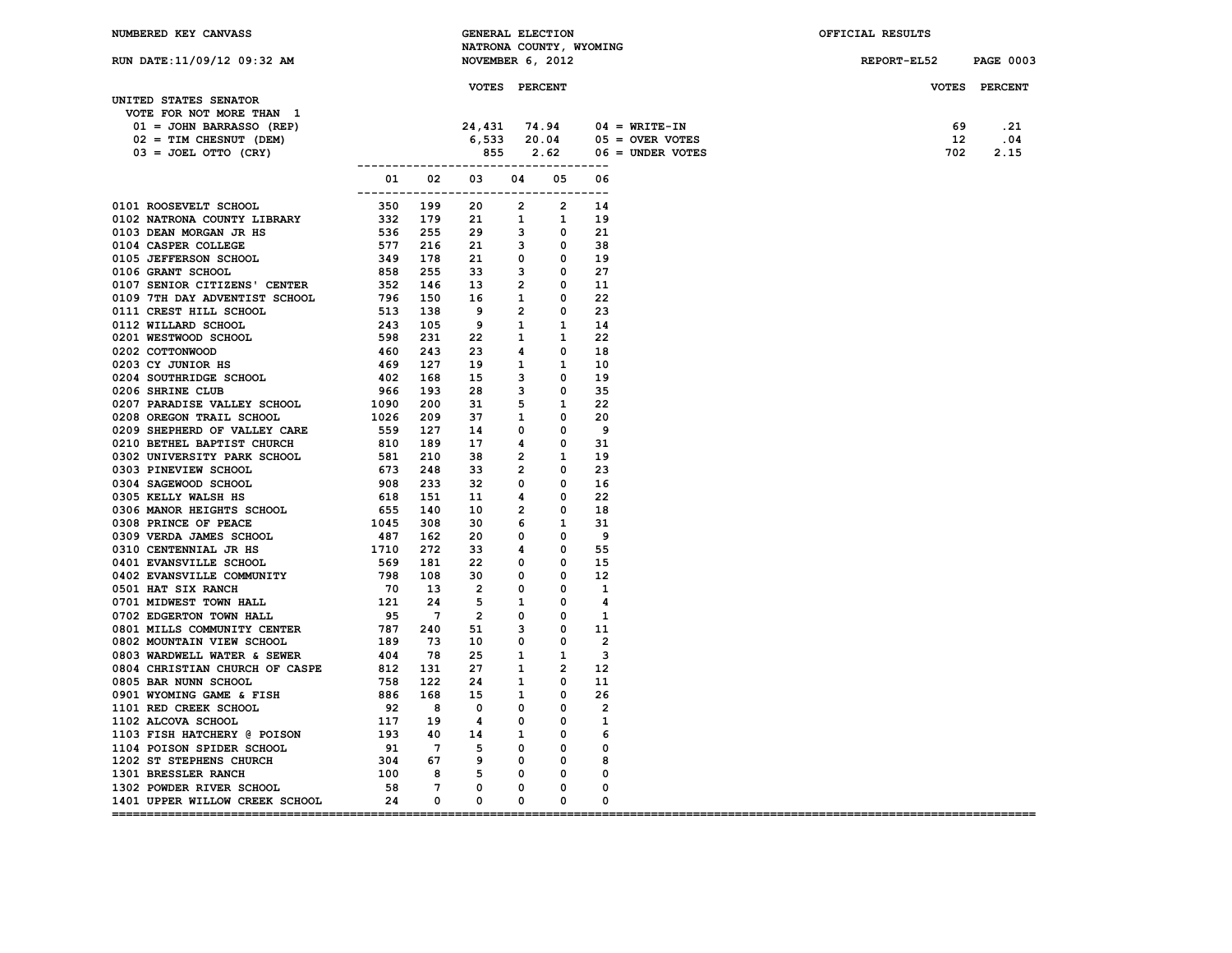NUMBERED KEY CANVASS

GENERAL ELECTION
NATRONA COUNTY, WYOMING
NOVEMBER 6, 2012

OFFICIAL RESULTS

RUN DATE:11/09/12 09:32 AM

REPORT-EL52

## UNITED STATES SENATOR

VOTE FOR NOT MORE THAN 1

| | VOTES | PERCENT | | VOTES | PERCENT |
|---|---|---|---|---|---|
| 01 = JOHN BARRASSO (REP) | 24,431 | 74.94 | 04 = WRITE-IN | 69 | .21 |
| 02 = TIM CHESNUT (DEM) | 6,533 | 20.04 | 05 = OVER VOTES | 12 | .04 |
| 03 = JOEL OTTO (CRY) | 855 | 2.62 | 06 = UNDER VOTES | 702 | 2.15 |

| | 01 | 02 | 03 | 04 | 05 | 06 |
|---|---|---|---|---|---|---|
| 0101 ROOSEVELT SCHOOL | 350 | 199 | 20 | 2 | 2 | 14 |
| 0102 NATRONA COUNTY LIBRARY | 332 | 179 | 21 | 1 | 1 | 19 |
| 0103 DEAN MORGAN JR HS | 536 | 255 | 29 | 3 | 0 | 21 |
| 0104 CASPER COLLEGE | 577 | 216 | 21 | 3 | 0 | 38 |
| 0105 JEFFERSON SCHOOL | 349 | 178 | 21 | 0 | 0 | 19 |
| 0106 GRANT SCHOOL | 858 | 255 | 33 | 3 | 0 | 27 |
| 0107 SENIOR CITIZENS' CENTER | 352 | 146 | 13 | 2 | 0 | 11 |
| 0109 7TH DAY ADVENTIST SCHOOL | 796 | 150 | 16 | 1 | 0 | 22 |
| 0111 CREST HILL SCHOOL | 513 | 138 | 9 | 2 | 0 | 23 |
| 0112 WILLARD SCHOOL | 243 | 105 | 9 | 1 | 1 | 14 |
| 0201 WESTWOOD SCHOOL | 598 | 231 | 22 | 1 | 1 | 22 |
| 0202 COTTONWOOD | 460 | 243 | 23 | 4 | 0 | 18 |
| 0203 CY JUNIOR HS | 469 | 127 | 19 | 1 | 1 | 10 |
| 0204 SOUTHRIDGE SCHOOL | 402 | 168 | 15 | 3 | 0 | 19 |
| 0206 SHRINE CLUB | 966 | 193 | 28 | 3 | 0 | 35 |
| 0207 PARADISE VALLEY SCHOOL | 1090 | 200 | 31 | 5 | 1 | 22 |
| 0208 OREGON TRAIL SCHOOL | 1026 | 209 | 37 | 1 | 0 | 20 |
| 0209 SHEPHERD OF VALLEY CARE | 559 | 127 | 14 | 0 | 0 | 9 |
| 0210 BETHEL BAPTIST CHURCH | 810 | 189 | 17 | 4 | 0 | 31 |
| 0302 UNIVERSITY PARK SCHOOL | 581 | 210 | 38 | 2 | 1 | 19 |
| 0303 PINEVIEW SCHOOL | 673 | 248 | 33 | 2 | 0 | 23 |
| 0304 SAGEWOOD SCHOOL | 908 | 233 | 32 | 0 | 0 | 16 |
| 0305 KELLY WALSH HS | 618 | 151 | 11 | 4 | 0 | 22 |
| 0306 MANOR HEIGHTS SCHOOL | 655 | 140 | 10 | 2 | 0 | 18 |
| 0308 PRINCE OF PEACE | 1045 | 308 | 30 | 6 | 1 | 31 |
| 0309 VERDA JAMES SCHOOL | 487 | 162 | 20 | 0 | 0 | 9 |
| 0310 CENTENNIAL JR HS | 1710 | 272 | 33 | 4 | 0 | 55 |
| 0401 EVANSVILLE SCHOOL | 569 | 181 | 22 | 0 | 0 | 15 |
| 0402 EVANSVILLE COMMUNITY | 798 | 108 | 30 | 0 | 0 | 12 |
| 0501 HAT SIX RANCH | 70 | 13 | 2 | 0 | 0 | 1 |
| 0701 MIDWEST TOWN HALL | 121 | 24 | 5 | 1 | 0 | 4 |
| 0702 EDGERTON TOWN HALL | 95 | 7 | 2 | 0 | 0 | 1 |
| 0801 MILLS COMMUNITY CENTER | 787 | 240 | 51 | 3 | 0 | 11 |
| 0802 MOUNTAIN VIEW SCHOOL | 189 | 73 | 10 | 0 | 0 | 2 |
| 0803 WARDWELL WATER & SEWER | 404 | 78 | 25 | 1 | 1 | 3 |
| 0804 CHRISTIAN CHURCH OF CASPE | 812 | 131 | 27 | 1 | 2 | 12 |
| 0805 BAR NUNN SCHOOL | 758 | 122 | 24 | 1 | 0 | 11 |
| 0901 WYOMING GAME & FISH | 886 | 168 | 15 | 1 | 0 | 26 |
| 1101 RED CREEK SCHOOL | 92 | 8 | 0 | 0 | 0 | 2 |
| 1102 ALCOVA SCHOOL | 117 | 19 | 4 | 0 | 0 | 1 |
| 1103 FISH HATCHERY @ POISON | 193 | 40 | 14 | 1 | 0 | 6 |
| 1104 POISON SPIDER SCHOOL | 91 | 7 | 5 | 0 | 0 | 0 |
| 1202 ST STEPHENS CHURCH | 304 | 67 | 9 | 0 | 0 | 8 |
| 1301 BRESSLER RANCH | 100 | 8 | 5 | 0 | 0 | 0 |
| 1302 POWDER RIVER SCHOOL | 58 | 7 | 0 | 0 | 0 | 0 |
| 1401 UPPER WILLOW CREEK SCHOOL | 24 | 0 | 0 | 0 | 0 | 0 |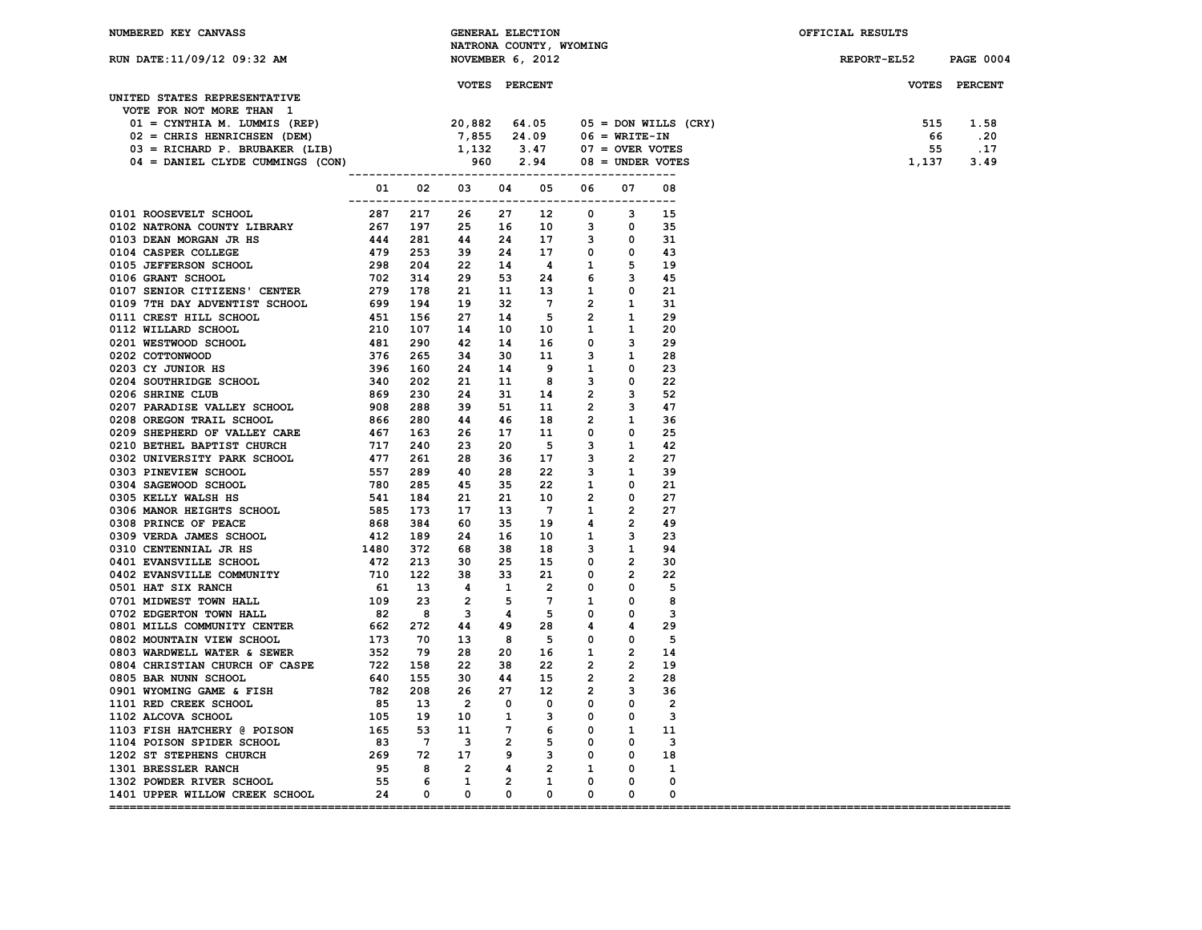NUMBERED KEY CANVASS — GENERAL ELECTION — NATRONA COUNTY, WYOMING — NOVEMBER 6, 2012 — OFFICIAL RESULTS

RUN DATE:11/09/12 09:32 AM — REPORT-EL52

## UNITED STATES REPRESENTATIVE

VOTE FOR NOT MORE THAN 1

| | VOTES | PERCENT |
|---|---|---|
| 01 = CYNTHIA M. LUMMIS (REP) | 20,882 | 64.05 |
| 02 = CHRIS HENRICHSEN (DEM) | 7,855 | 24.09 |
| 03 = RICHARD P. BRUBAKER (LIB) | 1,132 | 3.47 |
| 04 = DANIEL CLYDE CUMMINGS (CON) | 960 | 2.94 |
| 05 = DON WILLS (CRY) | 515 | 1.58 |
| 06 = WRITE-IN | 66 | .20 |
| 07 = OVER VOTES | 55 | .17 |
| 08 = UNDER VOTES | 1,137 | 3.49 |

| | 01 | 02 | 03 | 04 | 05 | 06 | 07 | 08 |
|---|---|---|---|---|---|---|---|---|
| 0101 ROOSEVELT SCHOOL | 287 | 217 | 26 | 27 | 12 | 0 | 3 | 15 |
| 0102 NATRONA COUNTY LIBRARY | 267 | 197 | 25 | 16 | 10 | 3 | 0 | 35 |
| 0103 DEAN MORGAN JR HS | 444 | 281 | 44 | 24 | 17 | 3 | 0 | 31 |
| 0104 CASPER COLLEGE | 479 | 253 | 39 | 24 | 17 | 0 | 0 | 43 |
| 0105 JEFFERSON SCHOOL | 298 | 204 | 22 | 14 | 4 | 1 | 5 | 19 |
| 0106 GRANT SCHOOL | 702 | 314 | 29 | 53 | 24 | 6 | 3 | 45 |
| 0107 SENIOR CITIZENS' CENTER | 279 | 178 | 21 | 11 | 13 | 1 | 0 | 21 |
| 0109 7TH DAY ADVENTIST SCHOOL | 699 | 194 | 19 | 32 | 7 | 2 | 1 | 31 |
| 0111 CREST HILL SCHOOL | 451 | 156 | 27 | 14 | 5 | 2 | 1 | 29 |
| 0112 WILLARD SCHOOL | 210 | 107 | 14 | 10 | 10 | 1 | 1 | 20 |
| 0201 WESTWOOD SCHOOL | 481 | 290 | 42 | 14 | 16 | 0 | 3 | 29 |
| 0202 COTTONWOOD | 376 | 265 | 34 | 30 | 11 | 3 | 1 | 28 |
| 0203 CY JUNIOR HS | 396 | 160 | 24 | 14 | 9 | 1 | 0 | 23 |
| 0204 SOUTHRIDGE SCHOOL | 340 | 202 | 21 | 11 | 8 | 3 | 0 | 22 |
| 0206 SHRINE CLUB | 869 | 230 | 24 | 31 | 14 | 2 | 3 | 52 |
| 0207 PARADISE VALLEY SCHOOL | 908 | 288 | 39 | 51 | 11 | 2 | 3 | 47 |
| 0208 OREGON TRAIL SCHOOL | 866 | 280 | 44 | 46 | 18 | 2 | 1 | 36 |
| 0209 SHEPHERD OF VALLEY CARE | 467 | 163 | 26 | 17 | 11 | 0 | 0 | 25 |
| 0210 BETHEL BAPTIST CHURCH | 717 | 240 | 23 | 20 | 5 | 3 | 1 | 42 |
| 0302 UNIVERSITY PARK SCHOOL | 477 | 261 | 28 | 36 | 17 | 3 | 2 | 27 |
| 0303 PINEVIEW SCHOOL | 557 | 289 | 40 | 28 | 22 | 3 | 1 | 39 |
| 0304 SAGEWOOD SCHOOL | 780 | 285 | 45 | 35 | 22 | 1 | 0 | 21 |
| 0305 KELLY WALSH HS | 541 | 184 | 21 | 21 | 10 | 2 | 0 | 27 |
| 0306 MANOR HEIGHTS SCHOOL | 585 | 173 | 17 | 13 | 7 | 1 | 2 | 27 |
| 0308 PRINCE OF PEACE | 868 | 384 | 60 | 35 | 19 | 4 | 2 | 49 |
| 0309 VERDA JAMES SCHOOL | 412 | 189 | 24 | 16 | 10 | 1 | 3 | 23 |
| 0310 CENTENNIAL JR HS | 1480 | 372 | 68 | 38 | 18 | 3 | 1 | 94 |
| 0401 EVANSVILLE SCHOOL | 472 | 213 | 30 | 25 | 15 | 0 | 2 | 30 |
| 0402 EVANSVILLE COMMUNITY | 710 | 122 | 38 | 33 | 21 | 0 | 2 | 22 |
| 0501 HAT SIX RANCH | 61 | 13 | 4 | 1 | 2 | 0 | 0 | 5 |
| 0701 MIDWEST TOWN HALL | 109 | 23 | 2 | 5 | 7 | 1 | 0 | 8 |
| 0702 EDGERTON TOWN HALL | 82 | 8 | 3 | 4 | 5 | 0 | 0 | 3 |
| 0801 MILLS COMMUNITY CENTER | 662 | 272 | 44 | 49 | 28 | 4 | 4 | 29 |
| 0802 MOUNTAIN VIEW SCHOOL | 173 | 70 | 13 | 8 | 5 | 0 | 0 | 5 |
| 0803 WARDWELL WATER & SEWER | 352 | 79 | 28 | 20 | 16 | 1 | 2 | 14 |
| 0804 CHRISTIAN CHURCH OF CASPE | 722 | 158 | 22 | 38 | 22 | 2 | 2 | 19 |
| 0805 BAR NUNN SCHOOL | 640 | 155 | 30 | 44 | 15 | 2 | 2 | 28 |
| 0901 WYOMING GAME & FISH | 782 | 208 | 26 | 27 | 12 | 2 | 3 | 36 |
| 1101 RED CREEK SCHOOL | 85 | 13 | 2 | 0 | 0 | 0 | 0 | 2 |
| 1102 ALCOVA SCHOOL | 105 | 19 | 10 | 1 | 3 | 0 | 0 | 3 |
| 1103 FISH HATCHERY @ POISON | 165 | 53 | 11 | 7 | 6 | 0 | 1 | 11 |
| 1104 POISON SPIDER SCHOOL | 83 | 7 | 3 | 2 | 5 | 0 | 0 | 3 |
| 1202 ST STEPHENS CHURCH | 269 | 72 | 17 | 9 | 3 | 0 | 0 | 18 |
| 1301 BRESSLER RANCH | 95 | 8 | 2 | 4 | 2 | 1 | 0 | 1 |
| 1302 POWDER RIVER SCHOOL | 55 | 6 | 1 | 2 | 1 | 0 | 0 | 0 |
| 1401 UPPER WILLOW CREEK SCHOOL | 24 | 0 | 0 | 0 | 0 | 0 | 0 | 0 |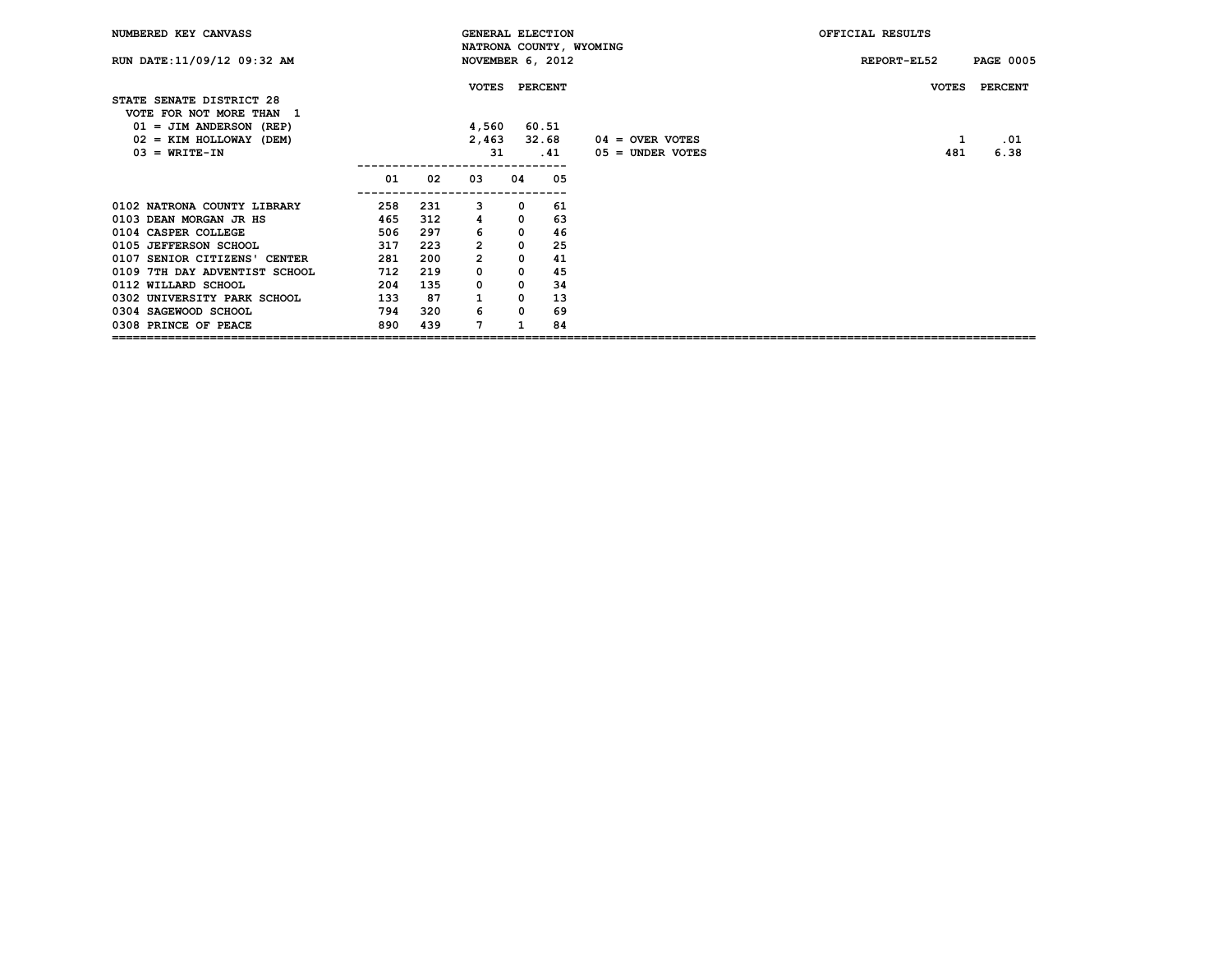NUMBERED KEY CANVASS — GENERAL ELECTION — NATRONA COUNTY, WYOMING — NOVEMBER 6, 2012 — OFFICIAL RESULTS

RUN DATE:11/09/12 09:32 AM — REPORT-EL52

## STATE SENATE DISTRICT 28

VOTE FOR NOT MORE THAN 1

| | VOTES | PERCENT |
|---|---|---|
| 01 = JIM ANDERSON (REP) | 4,560 | 60.51 |
| 02 = KIM HOLLOWAY (DEM) | 2,463 | 32.68 |
| 03 = WRITE-IN | 31 | .41 |
| 04 = OVER VOTES | 1 | .01 |
| 05 = UNDER VOTES | 481 | 6.38 |

| Precinct | 01 | 02 | 03 | 04 | 05 |
|---|---|---|---|---|---|
| 0102 NATRONA COUNTY LIBRARY | 258 | 231 | 3 | 0 | 61 |
| 0103 DEAN MORGAN JR HS | 465 | 312 | 4 | 0 | 63 |
| 0104 CASPER COLLEGE | 506 | 297 | 6 | 0 | 46 |
| 0105 JEFFERSON SCHOOL | 317 | 223 | 2 | 0 | 25 |
| 0107 SENIOR CITIZENS' CENTER | 281 | 200 | 2 | 0 | 41 |
| 0109 7TH DAY ADVENTIST SCHOOL | 712 | 219 | 0 | 0 | 45 |
| 0112 WILLARD SCHOOL | 204 | 135 | 0 | 0 | 34 |
| 0302 UNIVERSITY PARK SCHOOL | 133 | 87 | 1 | 0 | 13 |
| 0304 SAGEWOOD SCHOOL | 794 | 320 | 6 | 0 | 69 |
| 0308 PRINCE OF PEACE | 890 | 439 | 7 | 1 | 84 |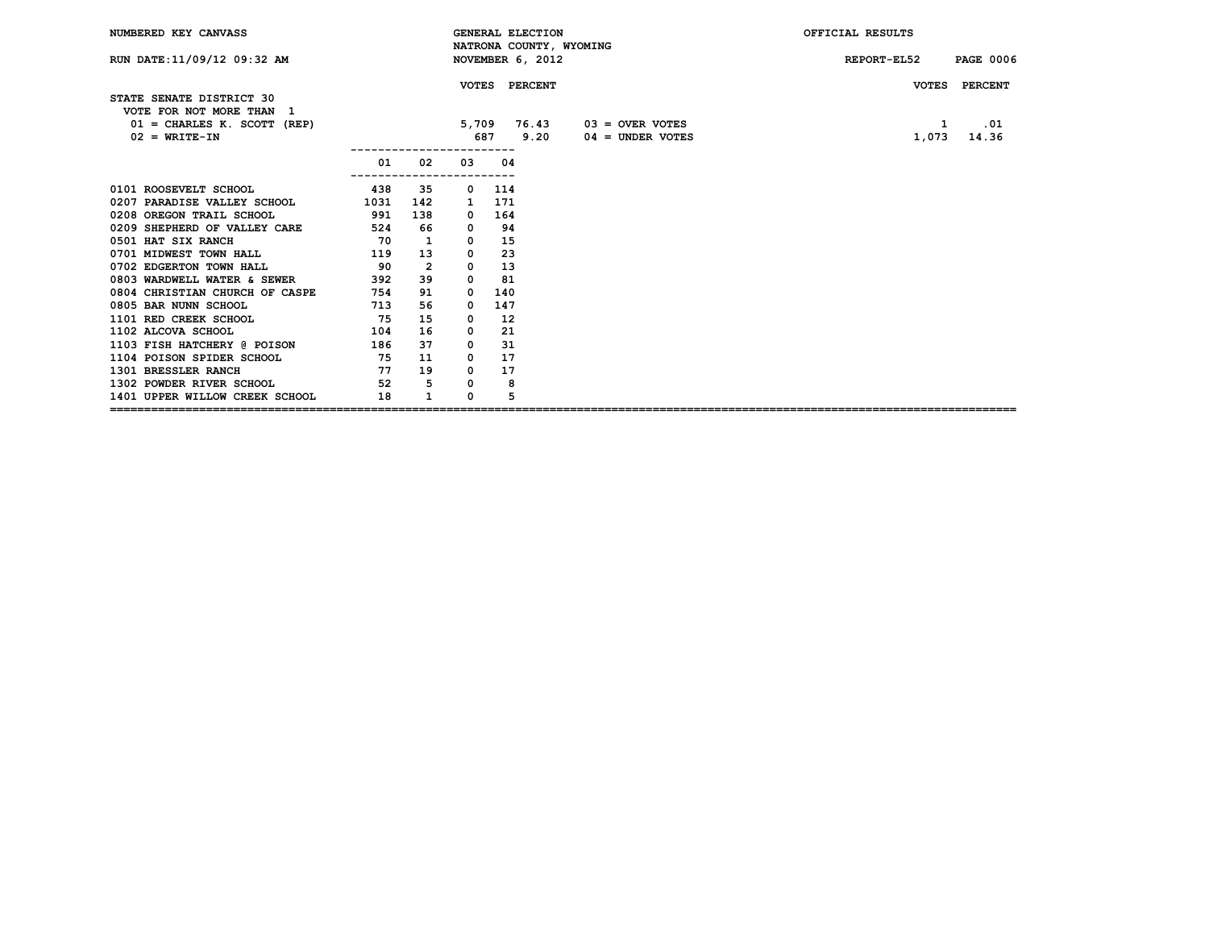NUMBERED KEY CANVASS — GENERAL ELECTION — NATRONA COUNTY, WYOMING — NOVEMBER 6, 2012 — OFFICIAL RESULTS

RUN DATE:11/09/12 09:32 AM — REPORT-EL52 PAGE 0006

## STATE SENATE DISTRICT 30

VOTE FOR NOT MORE THAN 1

| | VOTES | PERCENT | | VOTES | PERCENT |
|---|---|---|---|---|---|
| 01 = CHARLES K. SCOTT (REP) | 5,709 | 76.43 | 03 = OVER VOTES | 1 | .01 |
| 02 = WRITE-IN | 687 | 9.20 | 04 = UNDER VOTES | 1,073 | 14.36 |

| | 01 | 02 | 03 | 04 |
|---|---|---|---|---|
| 0101 ROOSEVELT SCHOOL | 438 | 35 | 0 | 114 |
| 0207 PARADISE VALLEY SCHOOL | 1031 | 142 | 1 | 171 |
| 0208 OREGON TRAIL SCHOOL | 991 | 138 | 0 | 164 |
| 0209 SHEPHERD OF VALLEY CARE | 524 | 66 | 0 | 94 |
| 0501 HAT SIX RANCH | 70 | 1 | 0 | 15 |
| 0701 MIDWEST TOWN HALL | 119 | 13 | 0 | 23 |
| 0702 EDGERTON TOWN HALL | 90 | 2 | 0 | 13 |
| 0803 WARDWELL WATER & SEWER | 392 | 39 | 0 | 81 |
| 0804 CHRISTIAN CHURCH OF CASPE | 754 | 91 | 0 | 140 |
| 0805 BAR NUNN SCHOOL | 713 | 56 | 0 | 147 |
| 1101 RED CREEK SCHOOL | 75 | 15 | 0 | 12 |
| 1102 ALCOVA SCHOOL | 104 | 16 | 0 | 21 |
| 1103 FISH HATCHERY @ POISON | 186 | 37 | 0 | 31 |
| 1104 POISON SPIDER SCHOOL | 75 | 11 | 0 | 17 |
| 1301 BRESSLER RANCH | 77 | 19 | 0 | 17 |
| 1302 POWDER RIVER SCHOOL | 52 | 5 | 0 | 8 |
| 1401 UPPER WILLOW CREEK SCHOOL | 18 | 1 | 0 | 5 |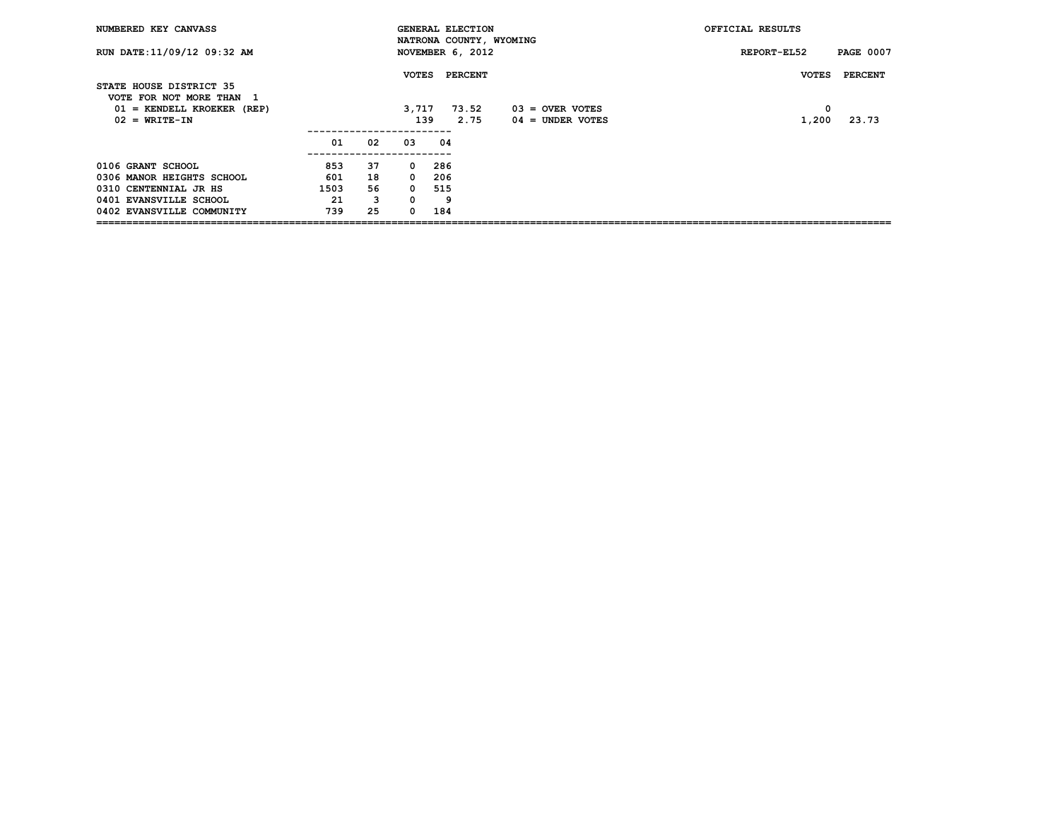NUMBERED KEY CANVASS — GENERAL ELECTION — NATRONA COUNTY, WYOMING — NOVEMBER 6, 2012 — OFFICIAL RESULTS

RUN DATE:11/09/12 09:32 AM — REPORT-EL52

## STATE HOUSE DISTRICT 35

VOTE FOR NOT MORE THAN 1

| Code | Candidate | VOTES | PERCENT |
|---|---|---|---|
| 01 | KENDELL KROEKER (REP) | 3,717 | 73.52 |
| 02 | WRITE-IN | 139 | 2.75 |
| 03 | OVER VOTES | 0 | |
| 04 | UNDER VOTES | 1,200 | 23.73 |

| Precinct | 01 | 02 | 03 | 04 |
|---|---|---|---|---|
| 0106 GRANT SCHOOL | 853 | 37 | 0 | 286 |
| 0306 MANOR HEIGHTS SCHOOL | 601 | 18 | 0 | 206 |
| 0310 CENTENNIAL JR HS | 1503 | 56 | 0 | 515 |
| 0401 EVANSVILLE SCHOOL | 21 | 3 | 0 | 9 |
| 0402 EVANSVILLE COMMUNITY | 739 | 25 | 0 | 184 |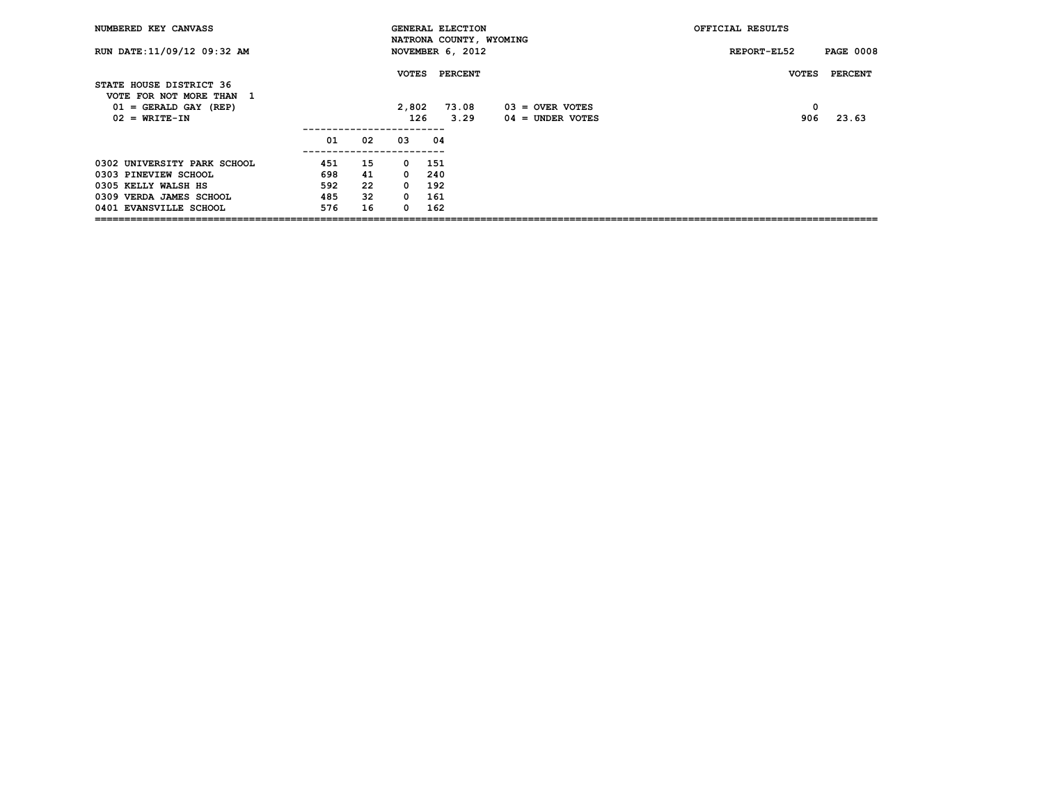NUMBERED KEY CANVASS — GENERAL ELECTION — OFFICIAL RESULTS

NATRONA COUNTY, WYOMING

RUN DATE:11/09/12 09:32 AM — NOVEMBER 6, 2012 — REPORT-EL52

## STATE HOUSE DISTRICT 36

VOTE FOR NOT MORE THAN 1

| | VOTES | PERCENT |
|---|---|---|
| 01 = GERALD GAY (REP) | 2,802 | 73.08 |
| 02 = WRITE-IN | 126 | 3.29 |
| 03 = OVER VOTES | 0 | |
| 04 = UNDER VOTES | 906 | 23.63 |

| | 01 | 02 | 03 | 04 |
|---|---|---|---|---|
| 0302 UNIVERSITY PARK SCHOOL | 451 | 15 | 0 | 151 |
| 0303 PINEVIEW SCHOOL | 698 | 41 | 0 | 240 |
| 0305 KELLY WALSH HS | 592 | 22 | 0 | 192 |
| 0309 VERDA JAMES SCHOOL | 485 | 32 | 0 | 161 |
| 0401 EVANSVILLE SCHOOL | 576 | 16 | 0 | 162 |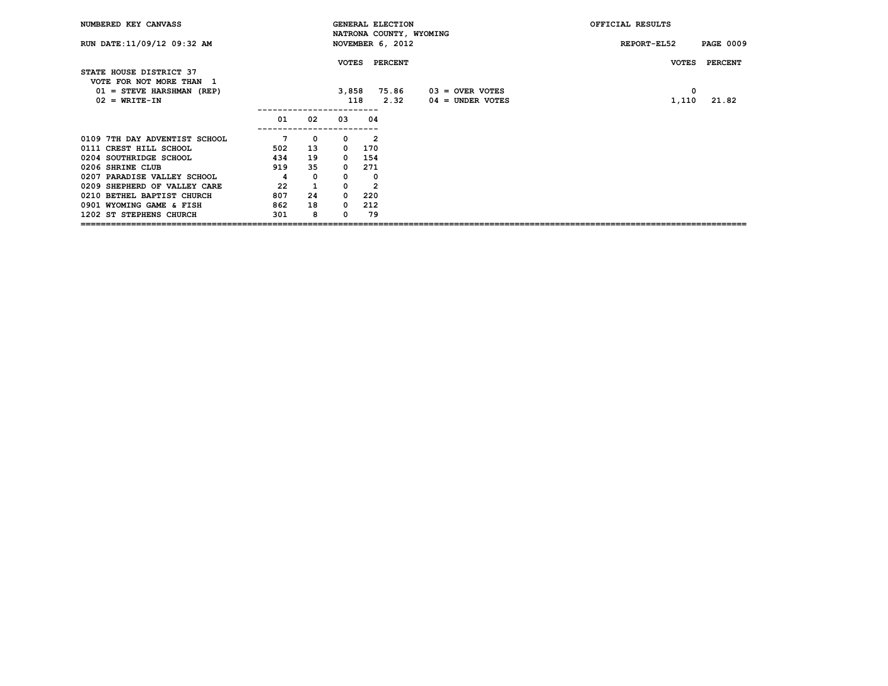NUMBERED KEY CANVASS — GENERAL ELECTION — NATRONA COUNTY, WYOMING — NOVEMBER 6, 2012 — OFFICIAL RESULTS

RUN DATE:11/09/12 09:32 AM — REPORT-EL52

## STATE HOUSE DISTRICT 37

VOTE FOR NOT MORE THAN 1

| | VOTES | PERCENT |
|---|---|---|
| 01 = STEVE HARSHMAN (REP) | 3,858 | 75.86 |
| 02 = WRITE-IN | 118 | 2.32 |
| 03 = OVER VOTES | 0 | |
| 04 = UNDER VOTES | 1,110 | 21.82 |

| | 01 | 02 | 03 | 04 |
|---|---|---|---|---|
| 0109 7TH DAY ADVENTIST SCHOOL | 7 | 0 | 0 | 2 |
| 0111 CREST HILL SCHOOL | 502 | 13 | 0 | 170 |
| 0204 SOUTHRIDGE SCHOOL | 434 | 19 | 0 | 154 |
| 0206 SHRINE CLUB | 919 | 35 | 0 | 271 |
| 0207 PARADISE VALLEY SCHOOL | 4 | 0 | 0 | 0 |
| 0209 SHEPHERD OF VALLEY CARE | 22 | 1 | 0 | 2 |
| 0210 BETHEL BAPTIST CHURCH | 807 | 24 | 0 | 220 |
| 0901 WYOMING GAME & FISH | 862 | 18 | 0 | 212 |
| 1202 ST STEPHENS CHURCH | 301 | 8 | 0 | 79 |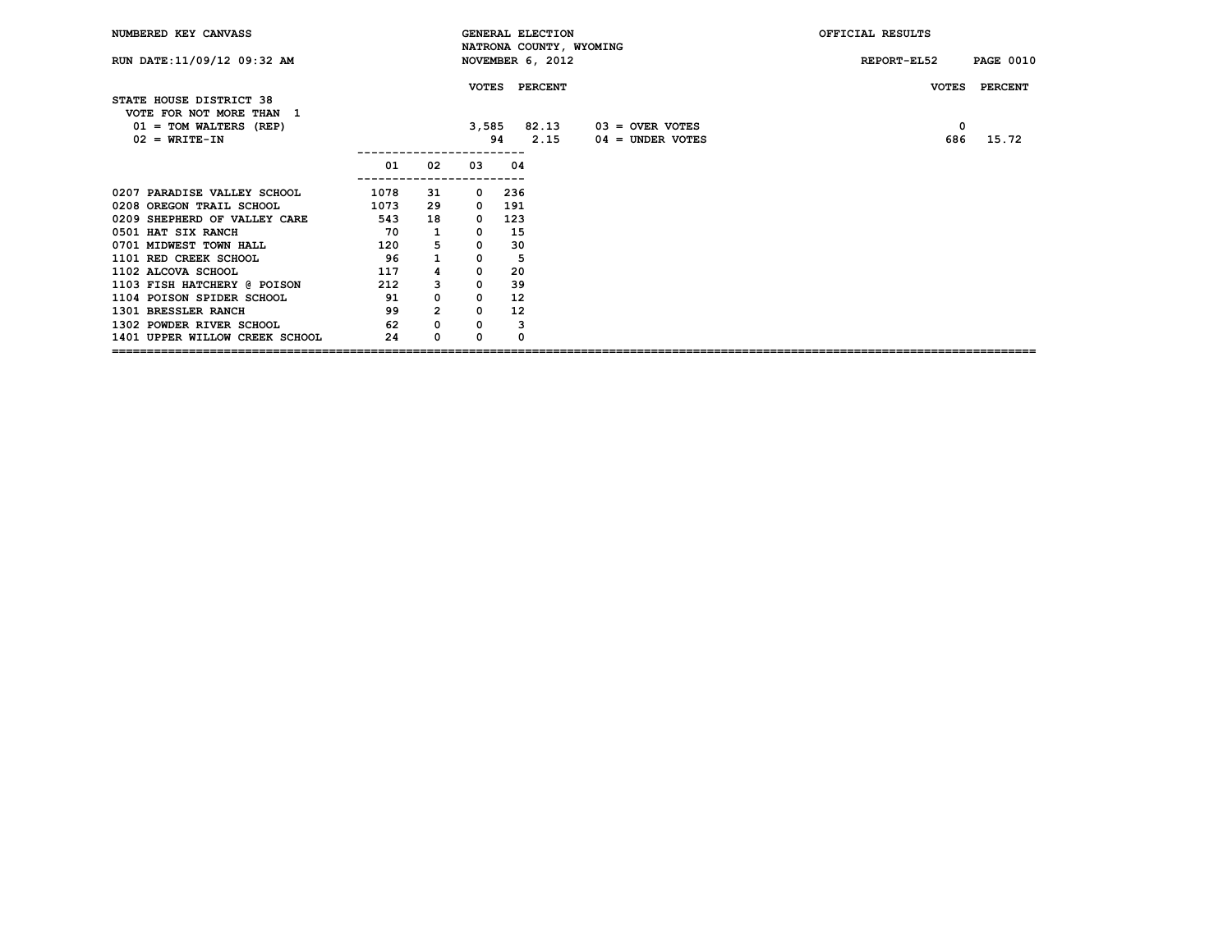NUMBERED KEY CANVASS

GENERAL ELECTION
NATRONA COUNTY, WYOMING
NOVEMBER 6, 2012

OFFICIAL RESULTS

RUN DATE:11/09/12 09:32 AM

REPORT-EL52

## STATE HOUSE DISTRICT 38

VOTE FOR NOT MORE THAN 1

| | VOTES | PERCENT | | VOTES | PERCENT |
|---|---|---|---|---|---|
| 01 = TOM WALTERS (REP) | 3,585 | 82.13 | 03 = OVER VOTES | 0 | |
| 02 = WRITE-IN | 94 | 2.15 | 04 = UNDER VOTES | 686 | 15.72 |

| | 01 | 02 | 03 | 04 |
|---|---|---|---|---|
| 0207 PARADISE VALLEY SCHOOL | 1078 | 31 | 0 | 236 |
| 0208 OREGON TRAIL SCHOOL | 1073 | 29 | 0 | 191 |
| 0209 SHEPHERD OF VALLEY CARE | 543 | 18 | 0 | 123 |
| 0501 HAT SIX RANCH | 70 | 1 | 0 | 15 |
| 0701 MIDWEST TOWN HALL | 120 | 5 | 0 | 30 |
| 1101 RED CREEK SCHOOL | 96 | 1 | 0 | 5 |
| 1102 ALCOVA SCHOOL | 117 | 4 | 0 | 20 |
| 1103 FISH HATCHERY @ POISON | 212 | 3 | 0 | 39 |
| 1104 POISON SPIDER SCHOOL | 91 | 0 | 0 | 12 |
| 1301 BRESSLER RANCH | 99 | 2 | 0 | 12 |
| 1302 POWDER RIVER SCHOOL | 62 | 0 | 0 | 3 |
| 1401 UPPER WILLOW CREEK SCHOOL | 24 | 0 | 0 | 0 |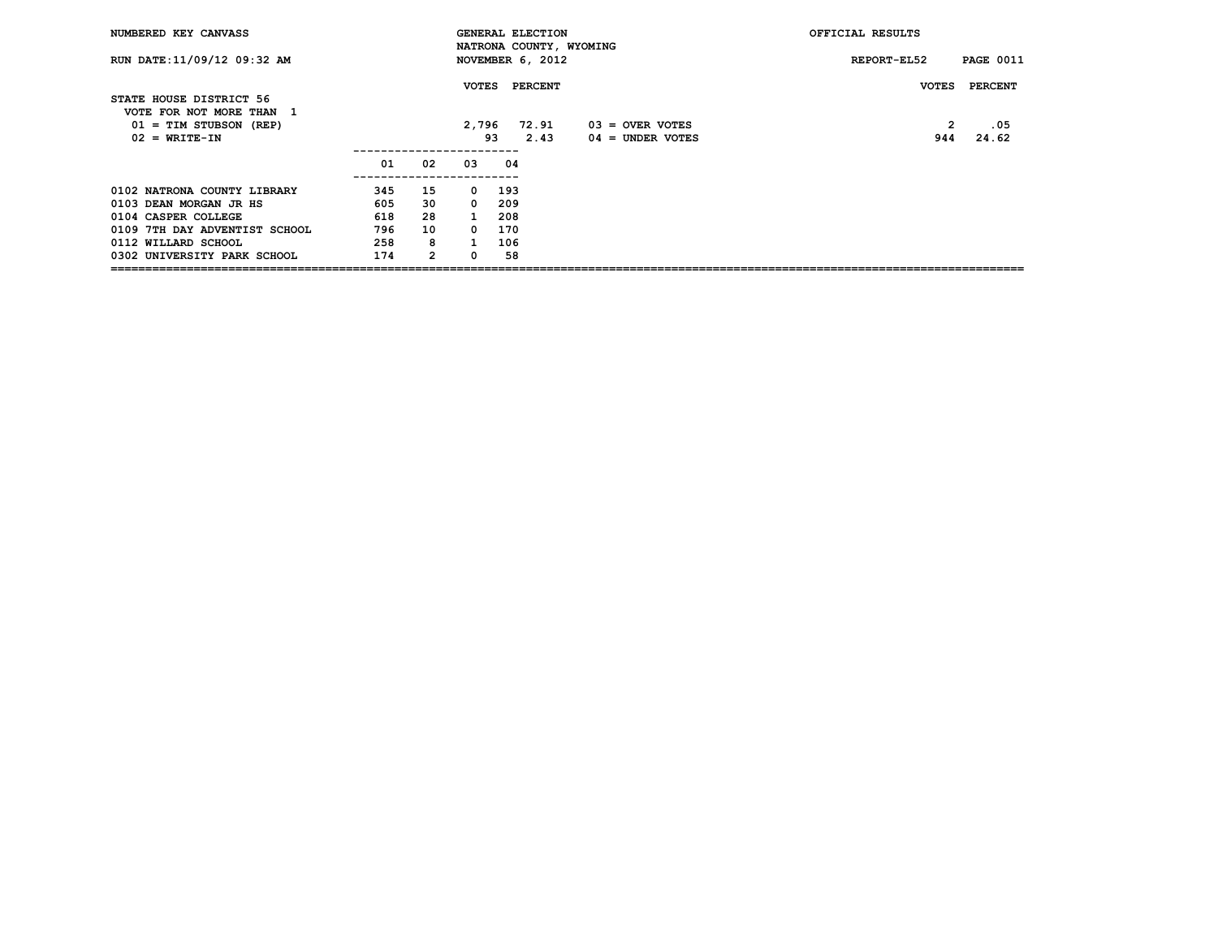NUMBERED KEY CANVASS

GENERAL ELECTION
NATRONA COUNTY, WYOMING
NOVEMBER 6, 2012

OFFICIAL RESULTS

RUN DATE:11/09/12 09:32 AM

REPORT-EL52

## STATE HOUSE DISTRICT 56

VOTE FOR NOT MORE THAN 1

| | VOTES | PERCENT | | VOTES | PERCENT |
|---|---|---|---|---|---|
| 01 = TIM STUBSON (REP) | 2,796 | 72.91 | 03 = OVER VOTES | 2 | .05 |
| 02 = WRITE-IN | 93 | 2.43 | 04 = UNDER VOTES | 944 | 24.62 |

| | 01 | 02 | 03 | 04 |
|---|---|---|---|---|
| 0102 NATRONA COUNTY LIBRARY | 345 | 15 | 0 | 193 |
| 0103 DEAN MORGAN JR HS | 605 | 30 | 0 | 209 |
| 0104 CASPER COLLEGE | 618 | 28 | 1 | 208 |
| 0109 7TH DAY ADVENTIST SCHOOL | 796 | 10 | 0 | 170 |
| 0112 WILLARD SCHOOL | 258 | 8 | 1 | 106 |
| 0302 UNIVERSITY PARK SCHOOL | 174 | 2 | 0 | 58 |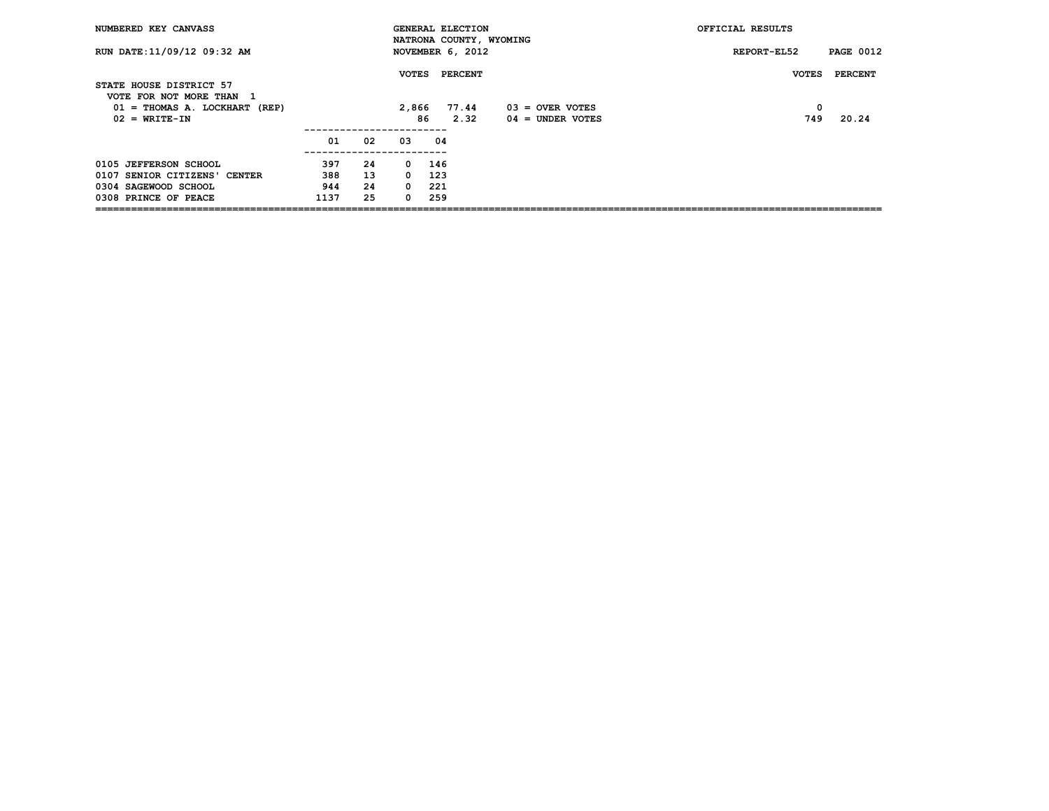NUMBERED KEY CANVASS — GENERAL ELECTION — NATRONA COUNTY, WYOMING — NOVEMBER 6, 2012 — OFFICIAL RESULTS

RUN DATE:11/09/12 09:32 AM — REPORT-EL52

## STATE HOUSE DISTRICT 57

VOTE FOR NOT MORE THAN 1

| | VOTES | PERCENT |
|---|---|---|
| 01 = THOMAS A. LOCKHART (REP) | 2,866 | 77.44 |
| 02 = WRITE-IN | 86 | 2.32 |
| 03 = OVER VOTES | 0 | |
| 04 = UNDER VOTES | 749 | 20.24 |

| | 01 | 02 | 03 | 04 |
|---|---|---|---|---|
| 0105 JEFFERSON SCHOOL | 397 | 24 | 0 | 146 |
| 0107 SENIOR CITIZENS' CENTER | 388 | 13 | 0 | 123 |
| 0304 SAGEWOOD SCHOOL | 944 | 24 | 0 | 221 |
| 0308 PRINCE OF PEACE | 1137 | 25 | 0 | 259 |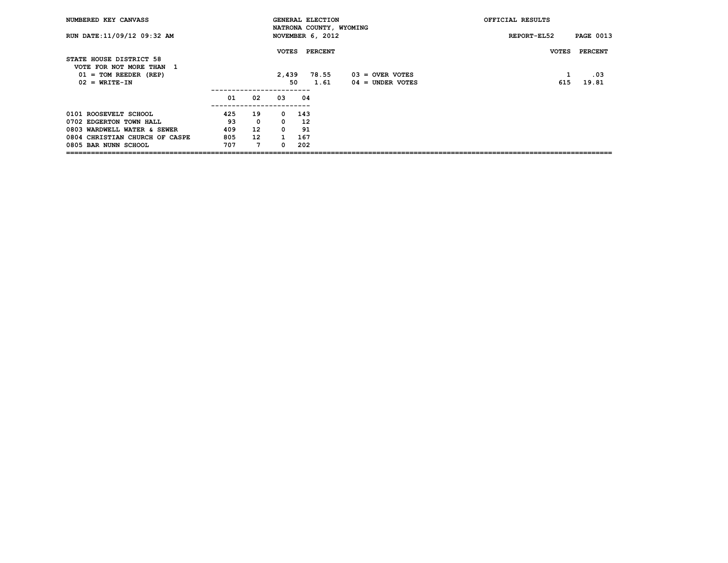NUMBERED KEY CANVASS

RUN DATE:11/09/12 09:32 AM

GENERAL ELECTION
NATRONA COUNTY, WYOMING
NOVEMBER 6, 2012

OFFICIAL RESULTS

REPORT-EL52

## STATE HOUSE DISTRICT 58

VOTE FOR NOT MORE THAN 1

| | VOTES | PERCENT | | VOTES | PERCENT |
|---|---|---|---|---|---|
| 01 = TOM REEDER (REP) | 2,439 | 78.55 | 03 = OVER VOTES | 1 | .03 |
| 02 = WRITE-IN | 50 | 1.61 | 04 = UNDER VOTES | 615 | 19.81 |

| | 01 | 02 | 03 | 04 |
|---|---|---|---|---|
| 0101 ROOSEVELT SCHOOL | 425 | 19 | 0 | 143 |
| 0702 EDGERTON TOWN HALL | 93 | 0 | 0 | 12 |
| 0803 WARDWELL WATER & SEWER | 409 | 12 | 0 | 91 |
| 0804 CHRISTIAN CHURCH OF CASPE | 805 | 12 | 1 | 167 |
| 0805 BAR NUNN SCHOOL | 707 | 7 | 0 | 202 |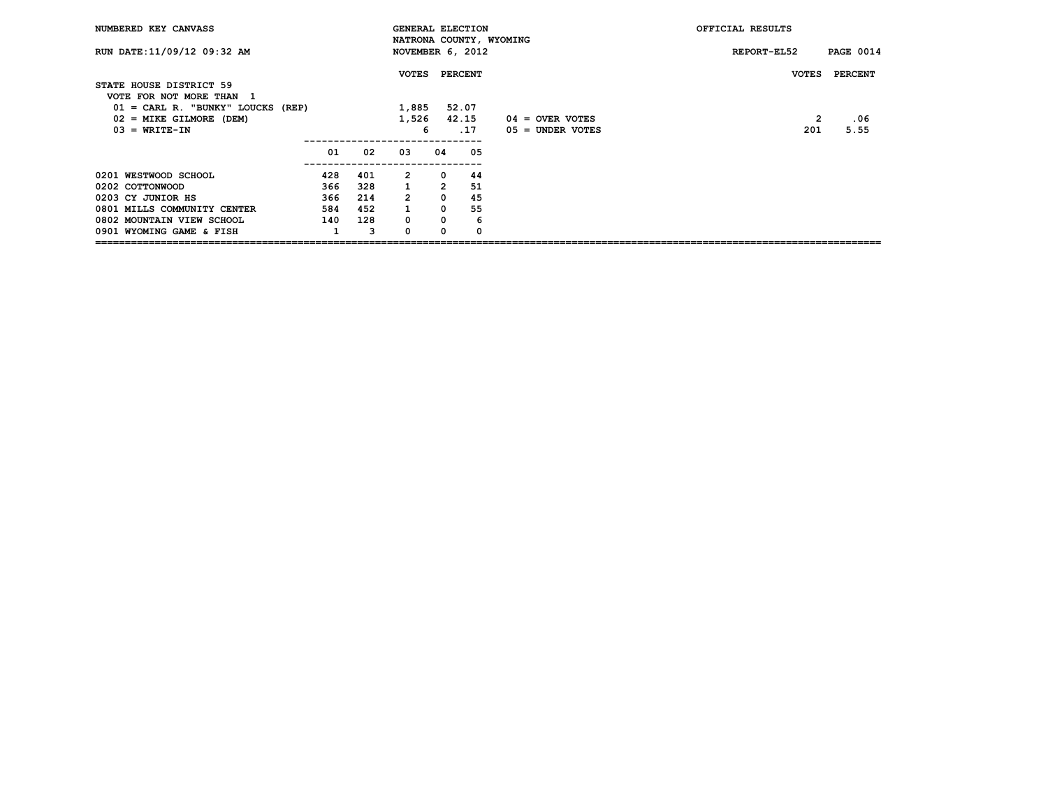NUMBERED KEY CANVASS — GENERAL ELECTION — NATRONA COUNTY, WYOMING — NOVEMBER 6, 2012 — OFFICIAL RESULTS

RUN DATE:11/09/12 09:32 AM — REPORT-EL52

## STATE HOUSE DISTRICT 59

VOTE FOR NOT MORE THAN 1

| | VOTES | PERCENT |
|---|---|---|
| 01 = CARL R. "BUNKY" LOUCKS (REP) | 1,885 | 52.07 |
| 02 = MIKE GILMORE (DEM) | 1,526 | 42.15 |
| 03 = WRITE-IN | 6 | .17 |
| 04 = OVER VOTES | 2 | .06 |
| 05 = UNDER VOTES | 201 | 5.55 |

| | 01 | 02 | 03 | 04 | 05 |
|---|---|---|---|---|---|
| 0201 WESTWOOD SCHOOL | 428 | 401 | 2 | 0 | 44 |
| 0202 COTTONWOOD | 366 | 328 | 1 | 2 | 51 |
| 0203 CY JUNIOR HS | 366 | 214 | 2 | 0 | 45 |
| 0801 MILLS COMMUNITY CENTER | 584 | 452 | 1 | 0 | 55 |
| 0802 MOUNTAIN VIEW SCHOOL | 140 | 128 | 0 | 0 | 6 |
| 0901 WYOMING GAME & FISH | 1 | 3 | 0 | 0 | 0 |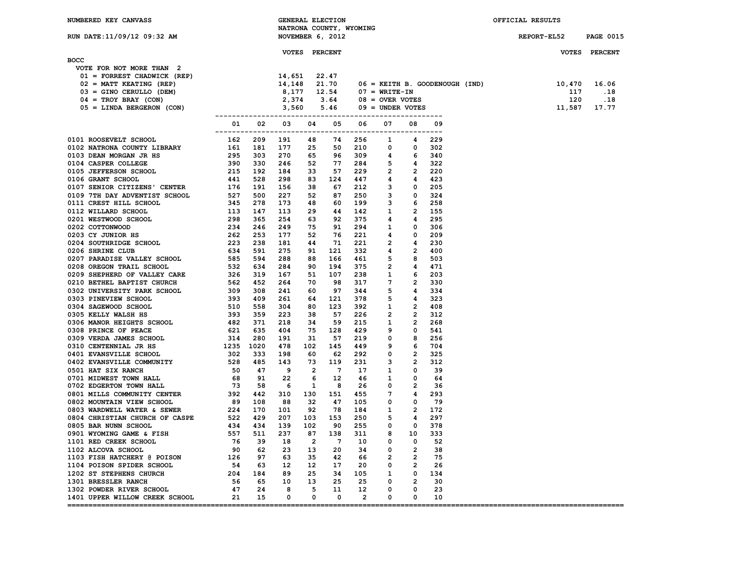NUMBERED KEY CANVASS

GENERAL ELECTION
NATRONA COUNTY, WYOMING
NOVEMBER 6, 2012

OFFICIAL RESULTS

RUN DATE:11/09/12 09:32 AM

REPORT-EL52

## BOCC

VOTE FOR NOT MORE THAN 2

| | VOTES | PERCENT |
|---|---|---|
| 01 = FORREST CHADWICK (REP) | 14,651 | 22.47 |
| 02 = MATT KEATING (REP) | 14,148 | 21.70 |
| 03 = GINO CERULLO (DEM) | 8,177 | 12.54 |
| 04 = TROY BRAY (CON) | 2,374 | 3.64 |
| 05 = LINDA BERGERON (CON) | 3,560 | 5.46 |
| 06 = KEITH B. GOODENOUGH (IND) | 10,470 | 16.06 |
| 07 = WRITE-IN | 117 | .18 |
| 08 = OVER VOTES | 120 | .18 |
| 09 = UNDER VOTES | 11,587 | 17.77 |

| | 01 | 02 | 03 | 04 | 05 | 06 | 07 | 08 | 09 |
|---|---|---|---|---|---|---|---|---|---|
| 0101 ROOSEVELT SCHOOL | 162 | 209 | 191 | 48 | 74 | 256 | 1 | 4 | 229 |
| 0102 NATRONA COUNTY LIBRARY | 161 | 181 | 177 | 25 | 50 | 210 | 0 | 0 | 302 |
| 0103 DEAN MORGAN JR HS | 295 | 303 | 270 | 65 | 96 | 309 | 4 | 6 | 340 |
| 0104 CASPER COLLEGE | 390 | 330 | 246 | 52 | 77 | 284 | 5 | 4 | 322 |
| 0105 JEFFERSON SCHOOL | 215 | 192 | 184 | 33 | 57 | 229 | 2 | 2 | 220 |
| 0106 GRANT SCHOOL | 441 | 528 | 298 | 83 | 124 | 447 | 4 | 4 | 423 |
| 0107 SENIOR CITIZENS' CENTER | 176 | 191 | 156 | 38 | 67 | 212 | 3 | 0 | 205 |
| 0109 7TH DAY ADVENTIST SCHOOL | 527 | 500 | 227 | 52 | 87 | 250 | 3 | 0 | 324 |
| 0111 CREST HILL SCHOOL | 345 | 278 | 173 | 48 | 60 | 199 | 3 | 6 | 258 |
| 0112 WILLARD SCHOOL | 113 | 147 | 113 | 29 | 44 | 142 | 1 | 2 | 155 |
| 0201 WESTWOOD SCHOOL | 298 | 365 | 254 | 63 | 92 | 375 | 4 | 4 | 295 |
| 0202 COTTONWOOD | 234 | 246 | 249 | 75 | 91 | 294 | 1 | 0 | 306 |
| 0203 CY JUNIOR HS | 262 | 253 | 177 | 52 | 76 | 221 | 4 | 0 | 209 |
| 0204 SOUTHRIDGE SCHOOL | 223 | 238 | 181 | 44 | 71 | 221 | 2 | 4 | 230 |
| 0206 SHRINE CLUB | 634 | 591 | 275 | 91 | 121 | 332 | 4 | 2 | 400 |
| 0207 PARADISE VALLEY SCHOOL | 585 | 594 | 288 | 88 | 166 | 461 | 5 | 8 | 503 |
| 0208 OREGON TRAIL SCHOOL | 532 | 634 | 284 | 90 | 194 | 375 | 2 | 4 | 471 |
| 0209 SHEPHERD OF VALLEY CARE | 326 | 319 | 167 | 51 | 107 | 238 | 1 | 6 | 203 |
| 0210 BETHEL BAPTIST CHURCH | 562 | 452 | 264 | 70 | 98 | 317 | 7 | 2 | 330 |
| 0302 UNIVERSITY PARK SCHOOL | 309 | 308 | 241 | 60 | 97 | 344 | 5 | 4 | 334 |
| 0303 PINEVIEW SCHOOL | 393 | 409 | 261 | 64 | 121 | 378 | 5 | 4 | 323 |
| 0304 SAGEWOOD SCHOOL | 510 | 558 | 304 | 80 | 123 | 392 | 1 | 2 | 408 |
| 0305 KELLY WALSH HS | 393 | 359 | 223 | 38 | 57 | 226 | 2 | 2 | 312 |
| 0306 MANOR HEIGHTS SCHOOL | 482 | 371 | 218 | 34 | 59 | 215 | 1 | 2 | 268 |
| 0308 PRINCE OF PEACE | 621 | 635 | 404 | 75 | 128 | 429 | 9 | 0 | 541 |
| 0309 VERDA JAMES SCHOOL | 314 | 280 | 191 | 31 | 57 | 219 | 0 | 8 | 256 |
| 0310 CENTENNIAL JR HS | 1235 | 1020 | 478 | 102 | 145 | 449 | 9 | 6 | 704 |
| 0401 EVANSVILLE SCHOOL | 302 | 333 | 198 | 60 | 62 | 292 | 0 | 2 | 325 |
| 0402 EVANSVILLE COMMUNITY | 528 | 485 | 143 | 73 | 119 | 231 | 3 | 2 | 312 |
| 0501 HAT SIX RANCH | 50 | 47 | 9 | 2 | 7 | 17 | 1 | 0 | 39 |
| 0701 MIDWEST TOWN HALL | 68 | 91 | 22 | 6 | 12 | 46 | 1 | 0 | 64 |
| 0702 EDGERTON TOWN HALL | 73 | 58 | 6 | 1 | 8 | 26 | 0 | 2 | 36 |
| 0801 MILLS COMMUNITY CENTER | 392 | 442 | 310 | 130 | 151 | 455 | 7 | 4 | 293 |
| 0802 MOUNTAIN VIEW SCHOOL | 89 | 108 | 88 | 32 | 47 | 105 | 0 | 0 | 79 |
| 0803 WARDWELL WATER & SEWER | 224 | 170 | 101 | 92 | 78 | 184 | 1 | 2 | 172 |
| 0804 CHRISTIAN CHURCH OF CASPE | 522 | 429 | 207 | 103 | 153 | 250 | 5 | 4 | 297 |
| 0805 BAR NUNN SCHOOL | 434 | 434 | 139 | 102 | 90 | 255 | 0 | 0 | 378 |
| 0901 WYOMING GAME & FISH | 557 | 511 | 237 | 87 | 138 | 311 | 8 | 10 | 333 |
| 1101 RED CREEK SCHOOL | 76 | 39 | 18 | 2 | 7 | 10 | 0 | 0 | 52 |
| 1102 ALCOVA SCHOOL | 90 | 62 | 23 | 13 | 20 | 34 | 0 | 2 | 38 |
| 1103 FISH HATCHERY @ POISON | 126 | 97 | 63 | 35 | 42 | 66 | 2 | 2 | 75 |
| 1104 POISON SPIDER SCHOOL | 54 | 63 | 12 | 12 | 17 | 20 | 0 | 2 | 26 |
| 1202 ST STEPHENS CHURCH | 204 | 184 | 89 | 25 | 34 | 105 | 1 | 0 | 134 |
| 1301 BRESSLER RANCH | 56 | 65 | 10 | 13 | 25 | 25 | 0 | 2 | 30 |
| 1302 POWDER RIVER SCHOOL | 47 | 24 | 8 | 5 | 11 | 12 | 0 | 0 | 23 |
| 1401 UPPER WILLOW CREEK SCHOOL | 21 | 15 | 0 | 0 | 0 | 2 | 0 | 0 | 10 |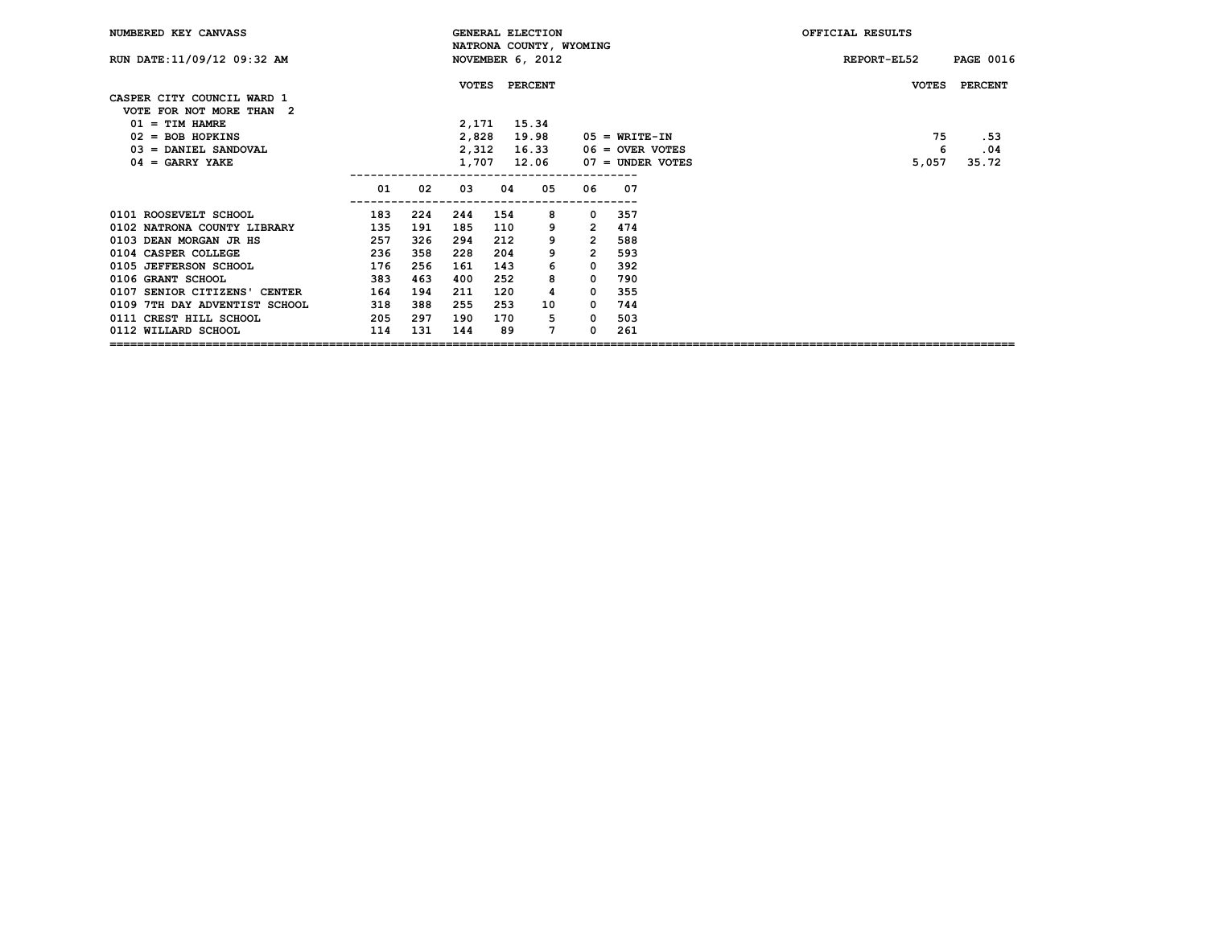NUMBERED KEY CANVASS — GENERAL ELECTION — NATRONA COUNTY, WYOMING — OFFICIAL RESULTS

RUN DATE:11/09/12 09:32 AM — NOVEMBER 6, 2012 — REPORT-EL52

## CASPER CITY COUNCIL WARD 1

VOTE FOR NOT MORE THAN 2

| Candidate | VOTES | PERCENT |
|---|---|---|
| 01 = TIM HAMRE | 2,171 | 15.34 |
| 02 = BOB HOPKINS | 2,828 | 19.98 |
| 03 = DANIEL SANDOVAL | 2,312 | 16.33 |
| 04 = GARRY YAKE | 1,707 | 12.06 |
| 05 = WRITE-IN | 75 | .53 |
| 06 = OVER VOTES | 6 | .04 |
| 07 = UNDER VOTES | 5,057 | 35.72 |

| Precinct | 01 | 02 | 03 | 04 | 05 | 06 | 07 |
|---|---|---|---|---|---|---|---|
| 0101 ROOSEVELT SCHOOL | 183 | 224 | 244 | 154 | 8 | 0 | 357 |
| 0102 NATRONA COUNTY LIBRARY | 135 | 191 | 185 | 110 | 9 | 2 | 474 |
| 0103 DEAN MORGAN JR HS | 257 | 326 | 294 | 212 | 9 | 2 | 588 |
| 0104 CASPER COLLEGE | 236 | 358 | 228 | 204 | 9 | 2 | 593 |
| 0105 JEFFERSON SCHOOL | 176 | 256 | 161 | 143 | 6 | 0 | 392 |
| 0106 GRANT SCHOOL | 383 | 463 | 400 | 252 | 8 | 0 | 790 |
| 0107 SENIOR CITIZENS' CENTER | 164 | 194 | 211 | 120 | 4 | 0 | 355 |
| 0109 7TH DAY ADVENTIST SCHOOL | 318 | 388 | 255 | 253 | 10 | 0 | 744 |
| 0111 CREST HILL SCHOOL | 205 | 297 | 190 | 170 | 5 | 0 | 503 |
| 0112 WILLARD SCHOOL | 114 | 131 | 144 | 89 | 7 | 0 | 261 |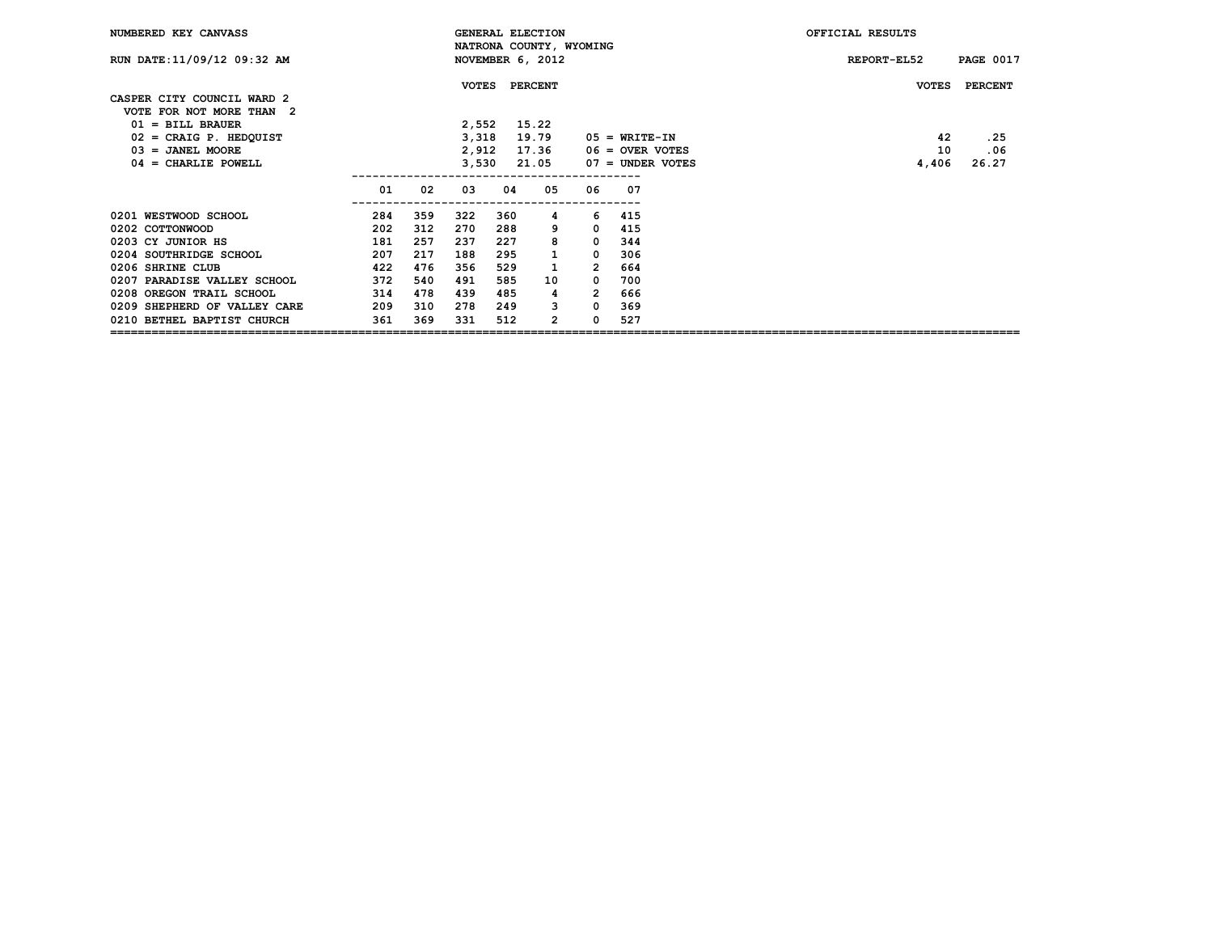NUMBERED KEY CANVASS — GENERAL ELECTION — NATRONA COUNTY, WYOMING — NOVEMBER 6, 2012 — OFFICIAL RESULTS

RUN DATE:11/09/12 09:32 AM — REPORT-EL52

## CASPER CITY COUNCIL WARD 2

VOTE FOR NOT MORE THAN 2

| | VOTES | PERCENT |
|---|---|---|
| 01 = BILL BRAUER | 2,552 | 15.22 |
| 02 = CRAIG P. HEDQUIST | 3,318 | 19.79 |
| 03 = JANEL MOORE | 2,912 | 17.36 |
| 04 = CHARLIE POWELL | 3,530 | 21.05 |
| 05 = WRITE-IN | 42 | .25 |
| 06 = OVER VOTES | 10 | .06 |
| 07 = UNDER VOTES | 4,406 | 26.27 |

| | 01 | 02 | 03 | 04 | 05 | 06 | 07 |
|---|---|---|---|---|---|---|---|
| 0201 WESTWOOD SCHOOL | 284 | 359 | 322 | 360 | 4 | 6 | 415 |
| 0202 COTTONWOOD | 202 | 312 | 270 | 288 | 9 | 0 | 415 |
| 0203 CY JUNIOR HS | 181 | 257 | 237 | 227 | 8 | 0 | 344 |
| 0204 SOUTHRIDGE SCHOOL | 207 | 217 | 188 | 295 | 1 | 0 | 306 |
| 0206 SHRINE CLUB | 422 | 476 | 356 | 529 | 1 | 2 | 664 |
| 0207 PARADISE VALLEY SCHOOL | 372 | 540 | 491 | 585 | 10 | 0 | 700 |
| 0208 OREGON TRAIL SCHOOL | 314 | 478 | 439 | 485 | 4 | 2 | 666 |
| 0209 SHEPHERD OF VALLEY CARE | 209 | 310 | 278 | 249 | 3 | 0 | 369 |
| 0210 BETHEL BAPTIST CHURCH | 361 | 369 | 331 | 512 | 2 | 0 | 527 |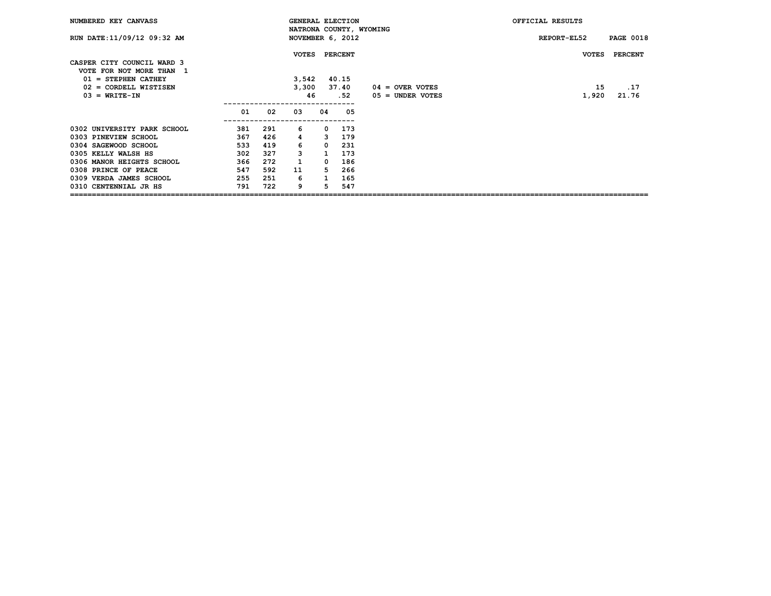NUMBERED KEY CANVASS

RUN DATE:11/09/12 09:32 AM

GENERAL ELECTION
NATRONA COUNTY, WYOMING
NOVEMBER 6, 2012

OFFICIAL RESULTS

REPORT-EL52

## CASPER CITY COUNCIL WARD 3

VOTE FOR NOT MORE THAN 1

| | VOTES | PERCENT |
|---|---|---|
| 01 = STEPHEN CATHEY | 3,542 | 40.15 |
| 02 = CORDELL WISTISEN | 3,300 | 37.40 |
| 03 = WRITE-IN | 46 | .52 |
| 04 = OVER VOTES | 15 | .17 |
| 05 = UNDER VOTES | 1,920 | 21.76 |

| | 01 | 02 | 03 | 04 | 05 |
|---|---|---|---|---|---|
| 0302 UNIVERSITY PARK SCHOOL | 381 | 291 | 6 | 0 | 173 |
| 0303 PINEVIEW SCHOOL | 367 | 426 | 4 | 3 | 179 |
| 0304 SAGEWOOD SCHOOL | 533 | 419 | 6 | 0 | 231 |
| 0305 KELLY WALSH HS | 302 | 327 | 3 | 1 | 173 |
| 0306 MANOR HEIGHTS SCHOOL | 366 | 272 | 1 | 0 | 186 |
| 0308 PRINCE OF PEACE | 547 | 592 | 11 | 5 | 266 |
| 0309 VERDA JAMES SCHOOL | 255 | 251 | 6 | 1 | 165 |
| 0310 CENTENNIAL JR HS | 791 | 722 | 9 | 5 | 547 |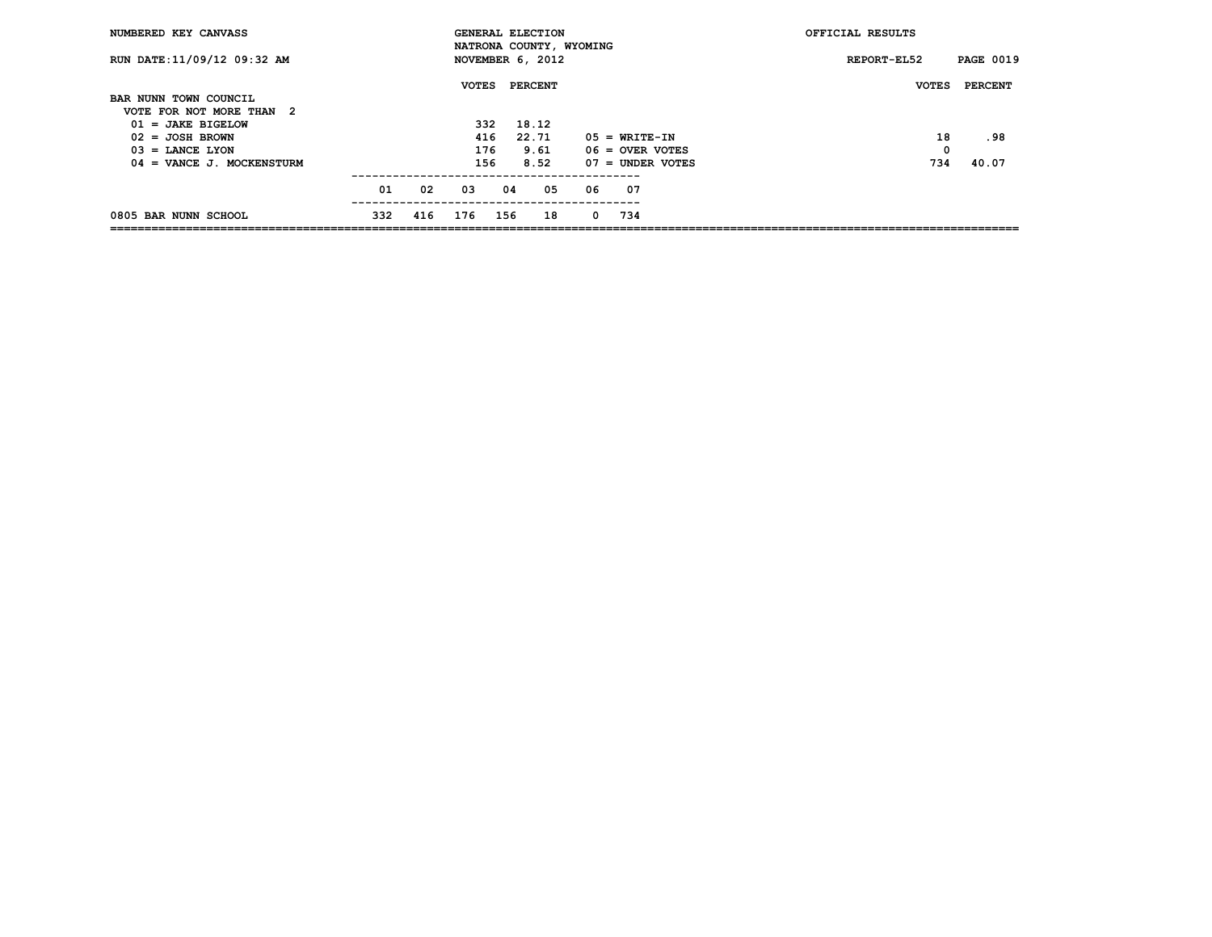NUMBERED KEY CANVASS

RUN DATE:11/09/12 09:32 AM

GENERAL ELECTION
NATRONA COUNTY, WYOMING
NOVEMBER 6, 2012

OFFICIAL RESULTS

REPORT-EL52

## BAR NUNN TOWN COUNCIL

VOTE FOR NOT MORE THAN 2

| Candidate | VOTES | PERCENT |
|---|---|---|
| 01 = JAKE BIGELOW | 332 | 18.12 |
| 02 = JOSH BROWN | 416 | 22.71 |
| 03 = LANCE LYON | 176 | 9.61 |
| 04 = VANCE J. MOCKENSTURM | 156 | 8.52 |
| 05 = WRITE-IN | 18 | .98 |
| 06 = OVER VOTES | 0 | |
| 07 = UNDER VOTES | 734 | 40.07 |

| Precinct | 01 | 02 | 03 | 04 | 05 | 06 | 07 |
|---|---|---|---|---|---|---|---|
| 0805 BAR NUNN SCHOOL | 332 | 416 | 176 | 156 | 18 | 0 | 734 |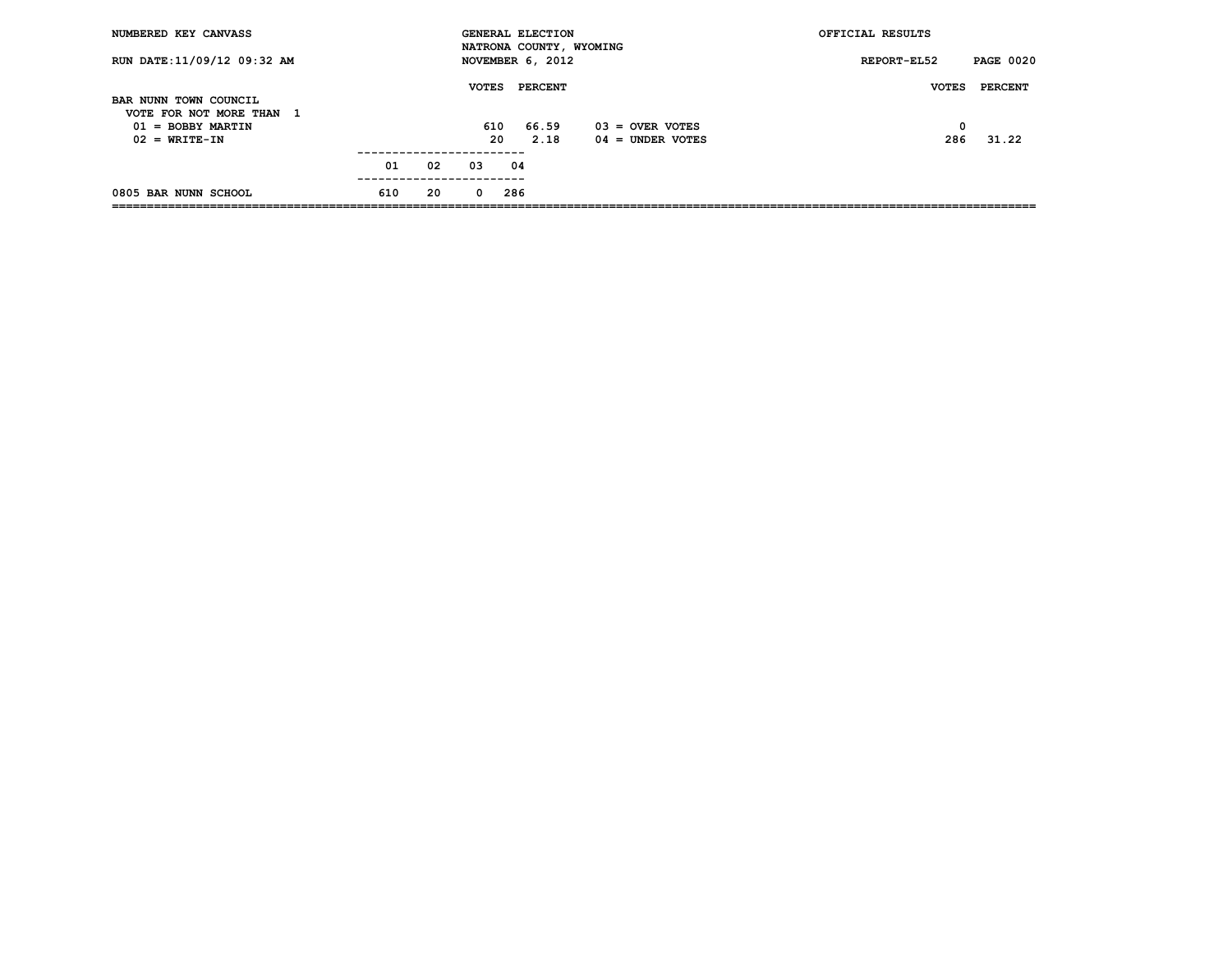NUMBERED KEY CANVASS — GENERAL ELECTION — NATRONA COUNTY, WYOMING — NOVEMBER 6, 2012 — OFFICIAL RESULTS

RUN DATE:11/09/12 09:32 AM — REPORT-EL52

## BAR NUNN TOWN COUNCIL

VOTE FOR NOT MORE THAN 1

| | VOTES | PERCENT |
|---|---|---|
| 01 = BOBBY MARTIN | 610 | 66.59 |
| 02 = WRITE-IN | 20 | 2.18 |
| 03 = OVER VOTES | 0 | |
| 04 = UNDER VOTES | 286 | 31.22 |

| | 01 | 02 | 03 | 04 |
|---|---|---|---|---|
| 0805 BAR NUNN SCHOOL | 610 | 20 | 0 | 286 |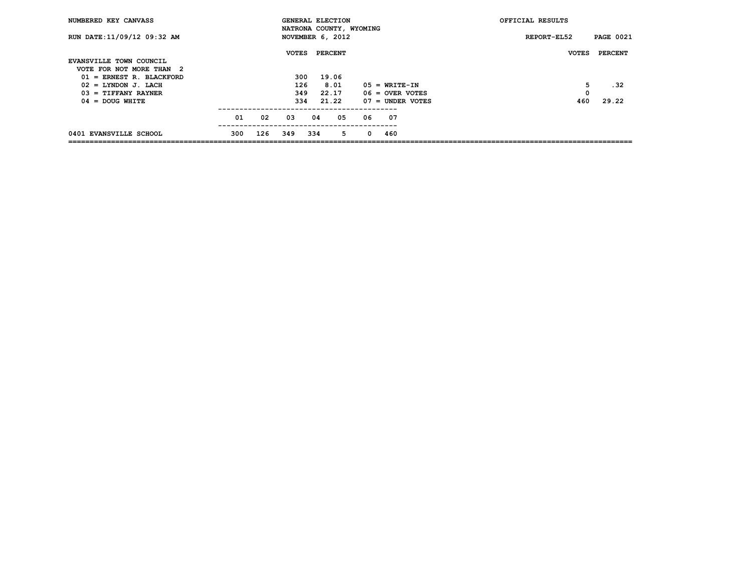NUMBERED KEY CANVASS — GENERAL ELECTION — NATRONA COUNTY, WYOMING — NOVEMBER 6, 2012 — OFFICIAL RESULTS

RUN DATE:11/09/12 09:32 AM — REPORT-EL52

## EVANSVILLE TOWN COUNCIL

VOTE FOR NOT MORE THAN 2

| | VOTES | PERCENT |
|---|---|---|
| 01 = ERNEST R. BLACKFORD | 300 | 19.06 |
| 02 = LYNDON J. LACH | 126 | 8.01 |
| 03 = TIFFANY RAYNER | 349 | 22.17 |
| 04 = DOUG WHITE | 334 | 21.22 |
| 05 = WRITE-IN | 5 | .32 |
| 06 = OVER VOTES | 0 | |
| 07 = UNDER VOTES | 460 | 29.22 |

| | 01 | 02 | 03 | 04 | 05 | 06 | 07 |
|---|---|---|---|---|---|---|---|
| 0401 EVANSVILLE SCHOOL | 300 | 126 | 349 | 334 | 5 | 0 | 460 |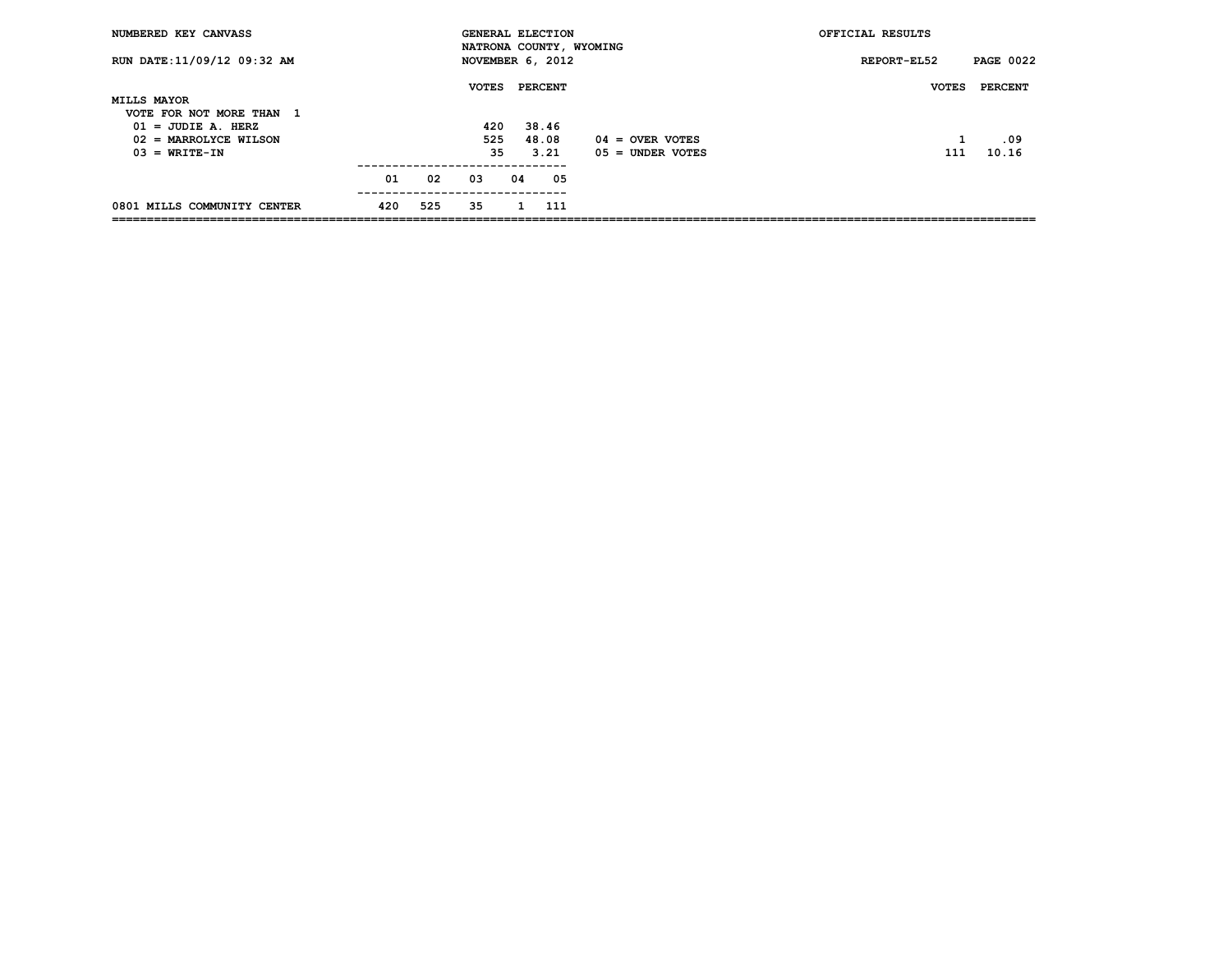NUMBERED KEY CANVASS — GENERAL ELECTION — NATRONA COUNTY, WYOMING — OFFICIAL RESULTS

RUN DATE:11/09/12 09:32 AM — NOVEMBER 6, 2012 — REPORT-EL52

## MILLS MAYOR

VOTE FOR NOT MORE THAN 1

| | VOTES | PERCENT |
|---|---|---|
| 01 = JUDIE A. HERZ | 420 | 38.46 |
| 02 = MARROLYCE WILSON | 525 | 48.08 |
| 03 = WRITE-IN | 35 | 3.21 |
| 04 = OVER VOTES | 1 | .09 |
| 05 = UNDER VOTES | 111 | 10.16 |

| | 01 | 02 | 03 | 04 | 05 |
|---|---|---|---|---|---|
| 0801 MILLS COMMUNITY CENTER | 420 | 525 | 35 | 1 | 111 |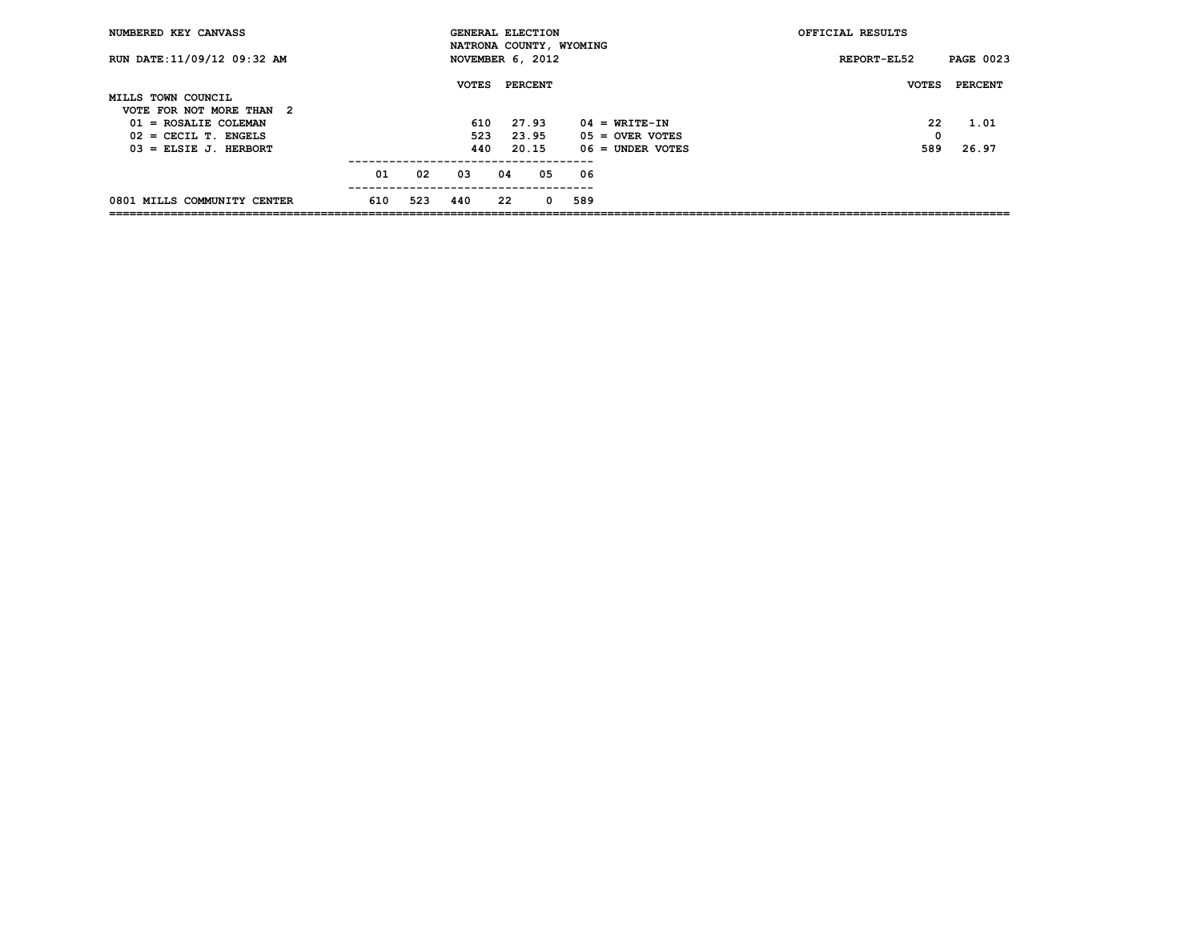NUMBERED KEY CANVASS — GENERAL ELECTION — NATRONA COUNTY, WYOMING — NOVEMBER 6, 2012 — OFFICIAL RESULTS

RUN DATE:11/09/12 09:32 AM — REPORT-EL52

## MILLS TOWN COUNCIL

VOTE FOR NOT MORE THAN 2

| | VOTES | PERCENT |
|---|---|---|
| 01 = ROSALIE COLEMAN | 610 | 27.93 |
| 02 = CECIL T. ENGELS | 523 | 23.95 |
| 03 = ELSIE J. HERBORT | 440 | 20.15 |
| 04 = WRITE-IN | 22 | 1.01 |
| 05 = OVER VOTES | 0 | |
| 06 = UNDER VOTES | 589 | 26.97 |

| | 01 | 02 | 03 | 04 | 05 | 06 |
|---|---|---|---|---|---|---|
| 0801 MILLS COMMUNITY CENTER | 610 | 523 | 440 | 22 | 0 | 589 |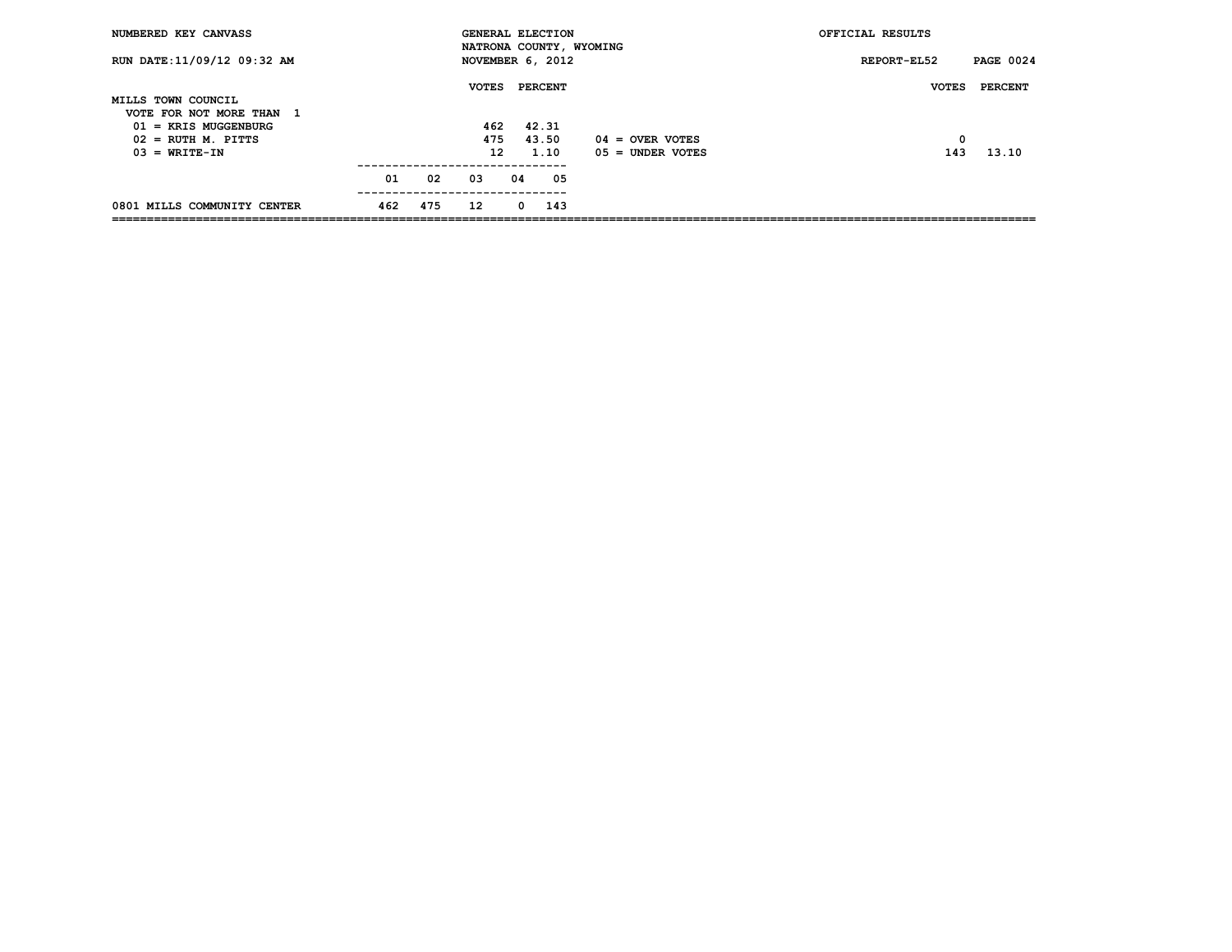NUMBERED KEY CANVASS — GENERAL ELECTION — NATRONA COUNTY, WYOMING — NOVEMBER 6, 2012 — OFFICIAL RESULTS

RUN DATE:11/09/12 09:32 AM — REPORT-EL52

## MILLS TOWN COUNCIL

VOTE FOR NOT MORE THAN 1

| | VOTES | PERCENT |
|---|---|---|
| 01 = KRIS MUGGENBURG | 462 | 42.31 |
| 02 = RUTH M. PITTS | 475 | 43.50 |
| 03 = WRITE-IN | 12 | 1.10 |
| 04 = OVER VOTES | 0 | |
| 05 = UNDER VOTES | 143 | 13.10 |

| | 01 | 02 | 03 | 04 | 05 |
|---|---|---|---|---|---|
| 0801 MILLS COMMUNITY CENTER | 462 | 475 | 12 | 0 | 143 |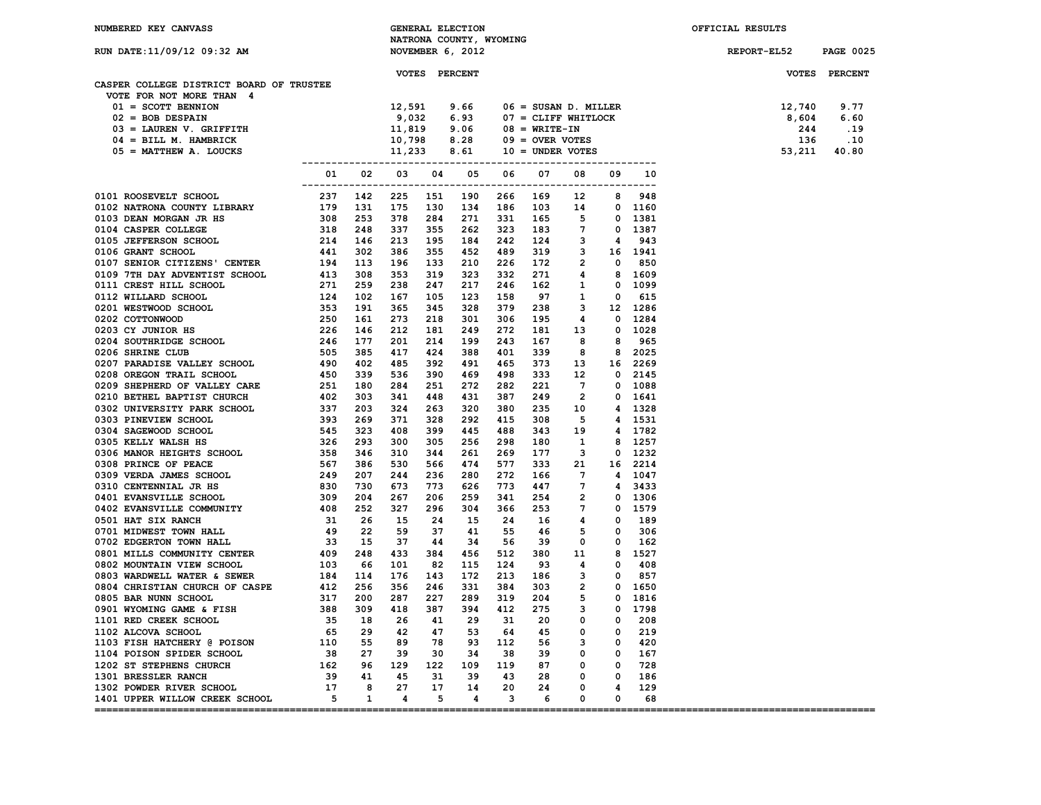NUMBERED KEY CANVASS — GENERAL ELECTION — NATRONA COUNTY, WYOMING — NOVEMBER 6, 2012 — OFFICIAL RESULTS

RUN DATE:11/09/12 09:32 AM — REPORT-EL52

## CASPER COLLEGE DISTRICT BOARD OF TRUSTEE

VOTE FOR NOT MORE THAN 4

| Candidate | VOTES | PERCENT |
|---|---|---|
| 01 = SCOTT BENNION | 12,591 | 9.66 |
| 02 = BOB DESPAIN | 9,032 | 6.93 |
| 03 = LAUREN V. GRIFFITH | 11,819 | 9.06 |
| 04 = BILL M. HAMBRICK | 10,798 | 8.28 |
| 05 = MATTHEW A. LOUCKS | 11,233 | 8.61 |
| 06 = SUSAN D. MILLER | 12,740 | 9.77 |
| 07 = CLIFF WHITLOCK | 8,604 | 6.60 |
| 08 = WRITE-IN | 244 | .19 |
| 09 = OVER VOTES | 136 | .10 |
| 10 = UNDER VOTES | 53,211 | 40.80 |

| Precinct | 01 | 02 | 03 | 04 | 05 | 06 | 07 | 08 | 09 | 10 |
|---|---|---|---|---|---|---|---|---|---|---|
| 0101 ROOSEVELT SCHOOL | 237 | 142 | 225 | 151 | 190 | 266 | 169 | 12 | 8 | 948 |
| 0102 NATRONA COUNTY LIBRARY | 179 | 131 | 175 | 130 | 134 | 186 | 103 | 14 | 0 | 1160 |
| 0103 DEAN MORGAN JR HS | 308 | 253 | 378 | 284 | 271 | 331 | 165 | 5 | 0 | 1381 |
| 0104 CASPER COLLEGE | 318 | 248 | 337 | 355 | 262 | 323 | 183 | 7 | 0 | 1387 |
| 0105 JEFFERSON SCHOOL | 214 | 146 | 213 | 195 | 184 | 242 | 124 | 3 | 4 | 943 |
| 0106 GRANT SCHOOL | 441 | 302 | 386 | 355 | 452 | 489 | 319 | 3 | 16 | 1941 |
| 0107 SENIOR CITIZENS' CENTER | 194 | 113 | 196 | 133 | 210 | 226 | 172 | 2 | 0 | 850 |
| 0109 7TH DAY ADVENTIST SCHOOL | 413 | 308 | 353 | 319 | 323 | 332 | 271 | 4 | 8 | 1609 |
| 0111 CREST HILL SCHOOL | 271 | 259 | 238 | 247 | 217 | 246 | 162 | 1 | 0 | 1099 |
| 0112 WILLARD SCHOOL | 124 | 102 | 167 | 105 | 123 | 158 | 97 | 1 | 0 | 615 |
| 0201 WESTWOOD SCHOOL | 353 | 191 | 365 | 345 | 328 | 379 | 238 | 3 | 12 | 1286 |
| 0202 COTTONWOOD | 250 | 161 | 273 | 218 | 301 | 306 | 195 | 4 | 0 | 1284 |
| 0203 CY JUNIOR HS | 226 | 146 | 212 | 181 | 249 | 272 | 181 | 13 | 0 | 1028 |
| 0204 SOUTHRIDGE SCHOOL | 246 | 177 | 201 | 214 | 199 | 243 | 167 | 8 | 8 | 965 |
| 0206 SHRINE CLUB | 505 | 385 | 417 | 424 | 388 | 401 | 339 | 8 | 8 | 2025 |
| 0207 PARADISE VALLEY SCHOOL | 490 | 402 | 485 | 392 | 491 | 465 | 373 | 13 | 16 | 2269 |
| 0208 OREGON TRAIL SCHOOL | 450 | 339 | 536 | 390 | 469 | 498 | 333 | 12 | 0 | 2145 |
| 0209 SHEPHERD OF VALLEY CARE | 251 | 180 | 284 | 251 | 272 | 282 | 221 | 7 | 0 | 1088 |
| 0210 BETHEL BAPTIST CHURCH | 402 | 303 | 341 | 448 | 431 | 387 | 249 | 2 | 0 | 1641 |
| 0302 UNIVERSITY PARK SCHOOL | 337 | 203 | 324 | 263 | 320 | 380 | 235 | 10 | 4 | 1328 |
| 0303 PINEVIEW SCHOOL | 393 | 269 | 371 | 328 | 292 | 415 | 308 | 5 | 4 | 1531 |
| 0304 SAGEWOOD SCHOOL | 545 | 323 | 408 | 399 | 445 | 488 | 343 | 19 | 4 | 1782 |
| 0305 KELLY WALSH HS | 326 | 293 | 300 | 305 | 256 | 298 | 180 | 1 | 8 | 1257 |
| 0306 MANOR HEIGHTS SCHOOL | 358 | 346 | 310 | 344 | 261 | 269 | 177 | 3 | 0 | 1232 |
| 0308 PRINCE OF PEACE | 567 | 386 | 530 | 566 | 474 | 577 | 333 | 21 | 16 | 2214 |
| 0309 VERDA JAMES SCHOOL | 249 | 207 | 244 | 236 | 280 | 272 | 166 | 7 | 4 | 1047 |
| 0310 CENTENNIAL JR HS | 830 | 730 | 673 | 773 | 626 | 773 | 447 | 7 | 4 | 3433 |
| 0401 EVANSVILLE SCHOOL | 309 | 204 | 267 | 206 | 259 | 341 | 254 | 2 | 0 | 1306 |
| 0402 EVANSVILLE COMMUNITY | 408 | 252 | 327 | 296 | 304 | 366 | 253 | 7 | 0 | 1579 |
| 0501 HAT SIX RANCH | 31 | 26 | 15 | 24 | 15 | 24 | 16 | 4 | 0 | 189 |
| 0701 MIDWEST TOWN HALL | 49 | 22 | 59 | 37 | 41 | 55 | 46 | 5 | 0 | 306 |
| 0702 EDGERTON TOWN HALL | 33 | 15 | 37 | 44 | 34 | 56 | 39 | 0 | 0 | 162 |
| 0801 MILLS COMMUNITY CENTER | 409 | 248 | 433 | 384 | 456 | 512 | 380 | 11 | 8 | 1527 |
| 0802 MOUNTAIN VIEW SCHOOL | 103 | 66 | 101 | 82 | 115 | 124 | 93 | 4 | 0 | 408 |
| 0803 WARDWELL WATER & SEWER | 184 | 114 | 176 | 143 | 172 | 213 | 186 | 3 | 0 | 857 |
| 0804 CHRISTIAN CHURCH OF CASPE | 412 | 256 | 356 | 246 | 331 | 384 | 303 | 2 | 0 | 1650 |
| 0805 BAR NUNN SCHOOL | 317 | 200 | 287 | 227 | 289 | 319 | 204 | 5 | 0 | 1816 |
| 0901 WYOMING GAME & FISH | 388 | 309 | 418 | 387 | 394 | 412 | 275 | 3 | 0 | 1798 |
| 1101 RED CREEK SCHOOL | 35 | 18 | 26 | 41 | 29 | 31 | 20 | 0 | 0 | 208 |
| 1102 ALCOVA SCHOOL | 65 | 29 | 42 | 47 | 53 | 64 | 45 | 0 | 0 | 219 |
| 1103 FISH HATCHERY @ POISON | 110 | 55 | 89 | 78 | 93 | 112 | 56 | 3 | 0 | 420 |
| 1104 POISON SPIDER SCHOOL | 38 | 27 | 39 | 30 | 34 | 38 | 39 | 0 | 0 | 167 |
| 1202 ST STEPHENS CHURCH | 162 | 96 | 129 | 122 | 109 | 119 | 87 | 0 | 0 | 728 |
| 1301 BRESSLER RANCH | 39 | 41 | 45 | 31 | 39 | 43 | 28 | 0 | 0 | 186 |
| 1302 POWDER RIVER SCHOOL | 17 | 8 | 27 | 17 | 14 | 20 | 24 | 0 | 4 | 129 |
| 1401 UPPER WILLOW CREEK SCHOOL | 5 | 1 | 4 | 5 | 4 | 3 | 6 | 0 | 0 | 68 |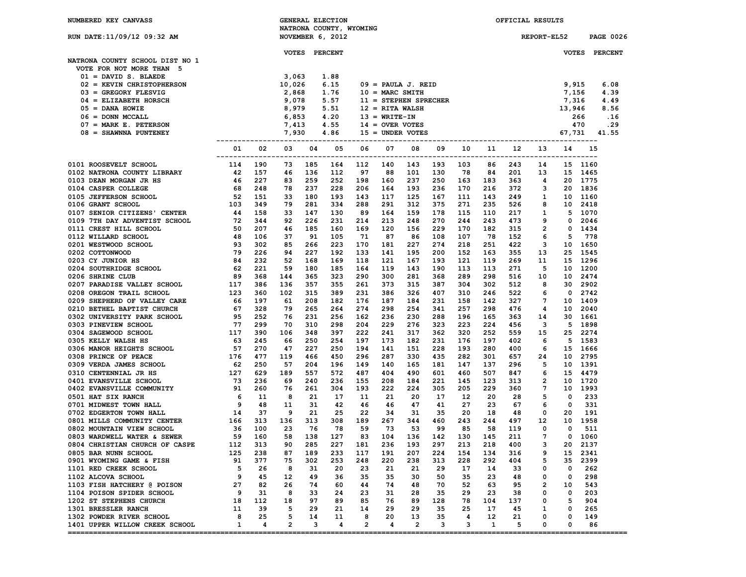NUMBERED KEY CANVASS

GENERAL ELECTION
NATRONA COUNTY, WYOMING
NOVEMBER 6, 2012

OFFICIAL RESULTS

RUN DATE:11/09/12 09:32 AM

REPORT-EL52 PAGE 0026

## NATRONA COUNTY SCHOOL DIST NO 1

VOTE FOR NOT MORE THAN 5

| Key | Candidate | VOTES | PERCENT |
|---|---|---|---|
| 01 | DAVID S. BLAEDE | 3,063 | 1.88 |
| 02 | KEVIN CHRISTOPHERSON | 10,026 | 6.15 |
| 03 | GREGORY FLESVIG | 2,868 | 1.76 |
| 04 | ELIZABETH HORSCH | 9,078 | 5.57 |
| 05 | DANA HOWIE | 8,979 | 5.51 |
| 06 | DONN MCCALL | 6,853 | 4.20 |
| 07 | MARK E. PETERSON | 7,413 | 4.55 |
| 08 | SHAWNNA PUNTENEY | 7,930 | 4.86 |
| 09 | PAULA J. REID | 9,915 | 6.08 |
| 10 | MARC SMITH | 7,156 | 4.39 |
| 11 | STEPHEN SPRECHER | 7,316 | 4.49 |
| 12 | RITA WALSH | 13,946 | 8.56 |
| 13 | WRITE-IN | 266 | .16 |
| 14 | OVER VOTES | 470 | .29 |
| 15 | UNDER VOTES | 67,731 | 41.55 |

| Precinct | 01 | 02 | 03 | 04 | 05 | 06 | 07 | 08 | 09 | 10 | 11 | 12 | 13 | 14 | 15 |
|---|---|---|---|---|---|---|---|---|---|---|---|---|---|---|---|
| 0101 ROOSEVELT SCHOOL | 114 | 190 | 73 | 185 | 164 | 112 | 140 | 143 | 193 | 103 | 86 | 243 | 14 | 15 | 1160 |
| 0102 NATRONA COUNTY LIBRARY | 42 | 157 | 46 | 136 | 112 | 97 | 88 | 101 | 130 | 78 | 84 | 201 | 13 | 15 | 1465 |
| 0103 DEAN MORGAN JR HS | 46 | 227 | 83 | 259 | 252 | 198 | 160 | 237 | 250 | 163 | 183 | 363 | 4 | 20 | 1775 |
| 0104 CASPER COLLEGE | 68 | 248 | 78 | 237 | 228 | 206 | 164 | 193 | 236 | 170 | 216 | 372 | 3 | 20 | 1836 |
| 0105 JEFFERSON SCHOOL | 52 | 151 | 33 | 180 | 193 | 143 | 117 | 125 | 167 | 111 | 143 | 249 | 1 | 10 | 1160 |
| 0106 GRANT SCHOOL | 103 | 349 | 79 | 281 | 334 | 288 | 291 | 312 | 375 | 271 | 235 | 526 | 8 | 10 | 2418 |
| 0107 SENIOR CITIZENS' CENTER | 44 | 158 | 33 | 147 | 130 | 89 | 164 | 159 | 178 | 115 | 110 | 217 | 1 | 5 | 1070 |
| 0109 7TH DAY ADVENTIST SCHOOL | 72 | 344 | 92 | 226 | 231 | 214 | 213 | 248 | 270 | 244 | 243 | 473 | 9 | 0 | 2046 |
| 0111 CREST HILL SCHOOL | 50 | 207 | 46 | 185 | 160 | 169 | 120 | 156 | 229 | 170 | 182 | 315 | 2 | 0 | 1434 |
| 0112 WILLARD SCHOOL | 48 | 106 | 37 | 91 | 105 | 71 | 87 | 86 | 108 | 107 | 78 | 152 | 6 | 5 | 778 |
| 0201 WESTWOOD SCHOOL | 93 | 302 | 85 | 266 | 223 | 170 | 181 | 227 | 274 | 218 | 251 | 422 | 3 | 10 | 1650 |
| 0202 COTTONWOOD | 79 | 226 | 94 | 227 | 192 | 133 | 141 | 195 | 200 | 152 | 163 | 355 | 13 | 25 | 1545 |
| 0203 CY JUNIOR HS | 84 | 232 | 52 | 168 | 169 | 118 | 121 | 167 | 193 | 121 | 119 | 269 | 11 | 15 | 1296 |
| 0204 SOUTHRIDGE SCHOOL | 62 | 221 | 59 | 180 | 185 | 164 | 119 | 143 | 190 | 113 | 113 | 271 | 5 | 10 | 1200 |
| 0206 SHRINE CLUB | 89 | 368 | 144 | 365 | 323 | 290 | 300 | 281 | 368 | 289 | 298 | 516 | 10 | 10 | 2474 |
| 0207 PARADISE VALLEY SCHOOL | 117 | 386 | 136 | 357 | 355 | 261 | 373 | 315 | 387 | 304 | 302 | 512 | 8 | 30 | 2902 |
| 0208 OREGON TRAIL SCHOOL | 123 | 360 | 102 | 315 | 389 | 231 | 386 | 326 | 407 | 310 | 246 | 522 | 6 | 0 | 2742 |
| 0209 SHEPHERD OF VALLEY CARE | 66 | 197 | 61 | 208 | 182 | 176 | 187 | 184 | 231 | 158 | 142 | 327 | 7 | 10 | 1409 |
| 0210 BETHEL BAPTIST CHURCH | 67 | 328 | 79 | 265 | 264 | 274 | 298 | 254 | 341 | 257 | 298 | 476 | 4 | 10 | 2040 |
| 0302 UNIVERSITY PARK SCHOOL | 95 | 252 | 76 | 231 | 256 | 162 | 236 | 230 | 288 | 196 | 165 | 363 | 14 | 30 | 1661 |
| 0303 PINEVIEW SCHOOL | 77 | 299 | 70 | 310 | 298 | 204 | 229 | 276 | 323 | 223 | 224 | 456 | 3 | 5 | 1898 |
| 0304 SAGEWOOD SCHOOL | 117 | 390 | 106 | 348 | 397 | 222 | 241 | 317 | 362 | 320 | 252 | 559 | 15 | 25 | 2274 |
| 0305 KELLY WALSH HS | 63 | 245 | 66 | 250 | 254 | 197 | 173 | 182 | 231 | 176 | 197 | 402 | 6 | 5 | 1583 |
| 0306 MANOR HEIGHTS SCHOOL | 57 | 270 | 47 | 227 | 250 | 194 | 141 | 151 | 228 | 193 | 280 | 400 | 6 | 15 | 1666 |
| 0308 PRINCE OF PEACE | 176 | 477 | 119 | 466 | 450 | 296 | 287 | 330 | 435 | 282 | 301 | 657 | 24 | 10 | 2795 |
| 0309 VERDA JAMES SCHOOL | 62 | 250 | 57 | 204 | 196 | 149 | 140 | 165 | 181 | 147 | 137 | 296 | 5 | 10 | 1391 |
| 0310 CENTENNIAL JR HS | 127 | 629 | 189 | 557 | 572 | 487 | 404 | 490 | 601 | 460 | 507 | 847 | 6 | 15 | 4479 |
| 0401 EVANSVILLE SCHOOL | 73 | 236 | 69 | 240 | 236 | 155 | 208 | 184 | 221 | 145 | 123 | 313 | 2 | 10 | 1720 |
| 0402 EVANSVILLE COMMUNITY | 91 | 260 | 76 | 261 | 304 | 193 | 222 | 224 | 305 | 205 | 229 | 360 | 7 | 10 | 1993 |
| 0501 HAT SIX RANCH | 6 | 11 | 8 | 21 | 17 | 11 | 21 | 20 | 17 | 12 | 20 | 28 | 5 | 0 | 233 |
| 0701 MIDWEST TOWN HALL | 9 | 48 | 11 | 31 | 42 | 46 | 46 | 47 | 41 | 27 | 23 | 67 | 6 | 0 | 331 |
| 0702 EDGERTON TOWN HALL | 14 | 37 | 9 | 21 | 25 | 22 | 34 | 31 | 35 | 20 | 18 | 48 | 0 | 20 | 191 |
| 0801 MILLS COMMUNITY CENTER | 166 | 313 | 136 | 313 | 308 | 189 | 267 | 344 | 460 | 243 | 244 | 497 | 12 | 10 | 1958 |
| 0802 MOUNTAIN VIEW SCHOOL | 36 | 100 | 23 | 76 | 78 | 59 | 73 | 53 | 99 | 85 | 58 | 119 | 0 | 0 | 511 |
| 0803 WARDWELL WATER & SEWER | 59 | 160 | 58 | 138 | 127 | 83 | 104 | 136 | 142 | 130 | 145 | 211 | 7 | 0 | 1060 |
| 0804 CHRISTIAN CHURCH OF CASPE | 112 | 313 | 90 | 285 | 227 | 181 | 236 | 193 | 297 | 213 | 218 | 400 | 3 | 20 | 2137 |
| 0805 BAR NUNN SCHOOL | 125 | 238 | 87 | 189 | 233 | 117 | 191 | 207 | 224 | 154 | 134 | 316 | 9 | 15 | 2341 |
| 0901 WYOMING GAME & FISH | 91 | 377 | 75 | 302 | 253 | 248 | 220 | 238 | 313 | 228 | 292 | 404 | 5 | 35 | 2399 |
| 1101 RED CREEK SCHOOL | 5 | 26 | 8 | 31 | 20 | 23 | 21 | 21 | 29 | 17 | 14 | 33 | 0 | 0 | 262 |
| 1102 ALCOVA SCHOOL | 9 | 45 | 12 | 49 | 36 | 35 | 35 | 30 | 50 | 35 | 23 | 48 | 0 | 0 | 298 |
| 1103 FISH HATCHERY @ POISON | 27 | 82 | 26 | 74 | 60 | 44 | 74 | 48 | 70 | 52 | 63 | 95 | 2 | 10 | 543 |
| 1104 POISON SPIDER SCHOOL | 9 | 31 | 8 | 33 | 24 | 23 | 31 | 28 | 35 | 29 | 23 | 38 | 0 | 0 | 203 |
| 1202 ST STEPHENS CHURCH | 18 | 112 | 18 | 97 | 89 | 85 | 76 | 89 | 128 | 78 | 104 | 137 | 0 | 5 | 904 |
| 1301 BRESSLER RANCH | 11 | 39 | 5 | 29 | 21 | 14 | 29 | 29 | 35 | 25 | 17 | 45 | 1 | 0 | 265 |
| 1302 POWDER RIVER SCHOOL | 8 | 25 | 5 | 14 | 11 | 8 | 20 | 13 | 35 | 4 | 12 | 21 | 0 | 0 | 149 |
| 1401 UPPER WILLOW CREEK SCHOOL | 1 | 4 | 2 | 3 | 4 | 2 | 4 | 2 | 3 | 3 | 1 | 5 | 0 | 0 | 86 |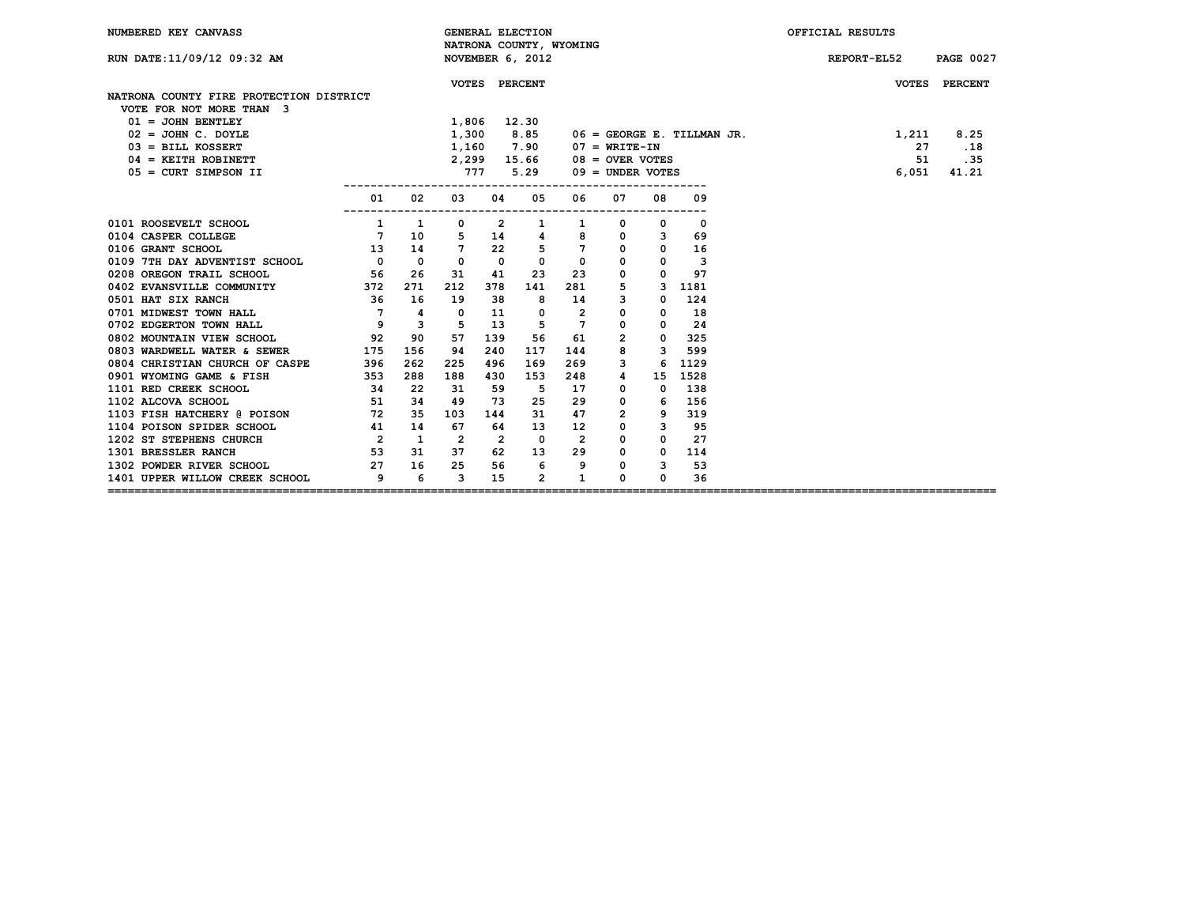NUMBERED KEY CANVASS — GENERAL ELECTION — NATRONA COUNTY, WYOMING — NOVEMBER 6, 2012 — OFFICIAL RESULTS

RUN DATE:11/09/12 09:32 AM — REPORT-EL52

## NATRONA COUNTY FIRE PROTECTION DISTRICT

VOTE FOR NOT MORE THAN 3

| Candidate | VOTES | PERCENT |
|---|---|---|
| 01 = JOHN BENTLEY | 1,806 | 12.30 |
| 02 = JOHN C. DOYLE | 1,300 | 8.85 |
| 03 = BILL KOSSERT | 1,160 | 7.90 |
| 04 = KEITH ROBINETT | 2,299 | 15.66 |
| 05 = CURT SIMPSON II | 777 | 5.29 |
| 06 = GEORGE E. TILLMAN JR. | 1,211 | 8.25 |
| 07 = WRITE-IN | 27 | .18 |
| 08 = OVER VOTES | 51 | .35 |
| 09 = UNDER VOTES | 6,051 | 41.21 |

| Precinct | 01 | 02 | 03 | 04 | 05 | 06 | 07 | 08 | 09 |
|---|---|---|---|---|---|---|---|---|---|
| 0101 ROOSEVELT SCHOOL | 1 | 1 | 0 | 2 | 1 | 1 | 0 | 0 | 0 |
| 0104 CASPER COLLEGE | 7 | 10 | 5 | 14 | 4 | 8 | 0 | 3 | 69 |
| 0106 GRANT SCHOOL | 13 | 14 | 7 | 22 | 5 | 7 | 0 | 0 | 16 |
| 0109 7TH DAY ADVENTIST SCHOOL | 0 | 0 | 0 | 0 | 0 | 0 | 0 | 0 | 3 |
| 0208 OREGON TRAIL SCHOOL | 56 | 26 | 31 | 41 | 23 | 23 | 0 | 0 | 97 |
| 0402 EVANSVILLE COMMUNITY | 372 | 271 | 212 | 378 | 141 | 281 | 5 | 3 | 1181 |
| 0501 HAT SIX RANCH | 36 | 16 | 19 | 38 | 8 | 14 | 3 | 0 | 124 |
| 0701 MIDWEST TOWN HALL | 7 | 4 | 0 | 11 | 0 | 2 | 0 | 0 | 18 |
| 0702 EDGERTON TOWN HALL | 9 | 3 | 5 | 13 | 5 | 7 | 0 | 0 | 24 |
| 0802 MOUNTAIN VIEW SCHOOL | 92 | 90 | 57 | 139 | 56 | 61 | 2 | 0 | 325 |
| 0803 WARDWELL WATER & SEWER | 175 | 156 | 94 | 240 | 117 | 144 | 8 | 3 | 599 |
| 0804 CHRISTIAN CHURCH OF CASPE | 396 | 262 | 225 | 496 | 169 | 269 | 3 | 6 | 1129 |
| 0901 WYOMING GAME & FISH | 353 | 288 | 188 | 430 | 153 | 248 | 4 | 15 | 1528 |
| 1101 RED CREEK SCHOOL | 34 | 22 | 31 | 59 | 5 | 17 | 0 | 0 | 138 |
| 1102 ALCOVA SCHOOL | 51 | 34 | 49 | 73 | 25 | 29 | 0 | 6 | 156 |
| 1103 FISH HATCHERY @ POISON | 72 | 35 | 103 | 144 | 31 | 47 | 2 | 9 | 319 |
| 1104 POISON SPIDER SCHOOL | 41 | 14 | 67 | 64 | 13 | 12 | 0 | 3 | 95 |
| 1202 ST STEPHENS CHURCH | 2 | 1 | 2 | 2 | 0 | 2 | 0 | 0 | 27 |
| 1301 BRESSLER RANCH | 53 | 31 | 37 | 62 | 13 | 29 | 0 | 0 | 114 |
| 1302 POWDER RIVER SCHOOL | 27 | 16 | 25 | 56 | 6 | 9 | 0 | 3 | 53 |
| 1401 UPPER WILLOW CREEK SCHOOL | 9 | 6 | 3 | 15 | 2 | 1 | 0 | 0 | 36 |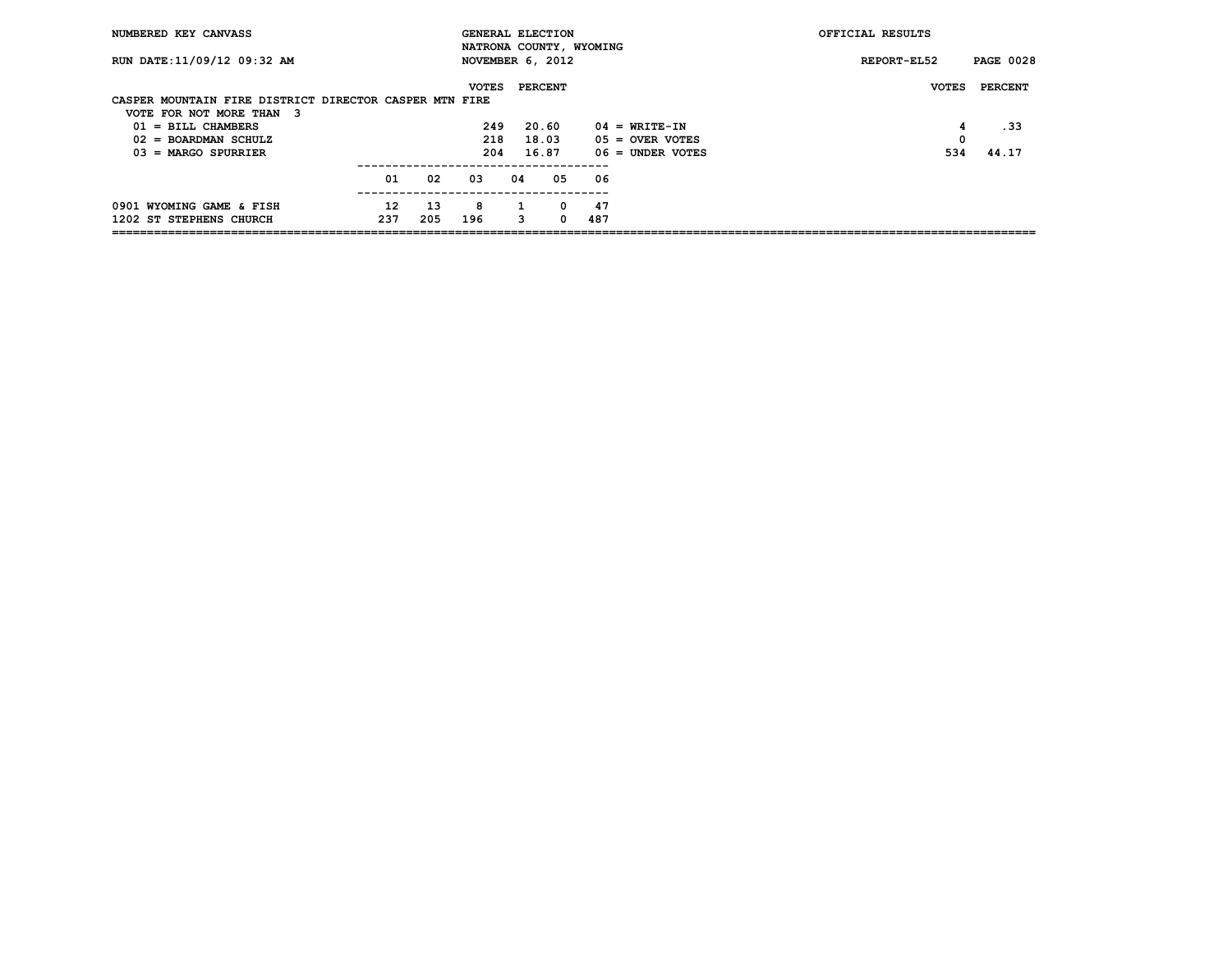NUMBERED KEY CANVASS — GENERAL ELECTION — NATRONA COUNTY, WYOMING — NOVEMBER 6, 2012 — OFFICIAL RESULTS

RUN DATE:11/09/12 09:32 AM — REPORT-EL52

## CASPER MOUNTAIN FIRE DISTRICT DIRECTOR CASPER MTN FIRE

VOTE FOR NOT MORE THAN 3

| Candidate | VOTES | PERCENT |
|---|---|---|
| 01 = BILL CHAMBERS | 249 | 20.60 |
| 02 = BOARDMAN SCHULZ | 218 | 18.03 |
| 03 = MARGO SPURRIER | 204 | 16.87 |
| 04 = WRITE-IN | 4 | .33 |
| 05 = OVER VOTES | 0 | |
| 06 = UNDER VOTES | 534 | 44.17 |

| Precinct | 01 | 02 | 03 | 04 | 05 | 06 |
|---|---|---|---|---|---|---|
| 0901 WYOMING GAME & FISH | 12 | 13 | 8 | 1 | 0 | 47 |
| 1202 ST STEPHENS CHURCH | 237 | 205 | 196 | 3 | 0 | 487 |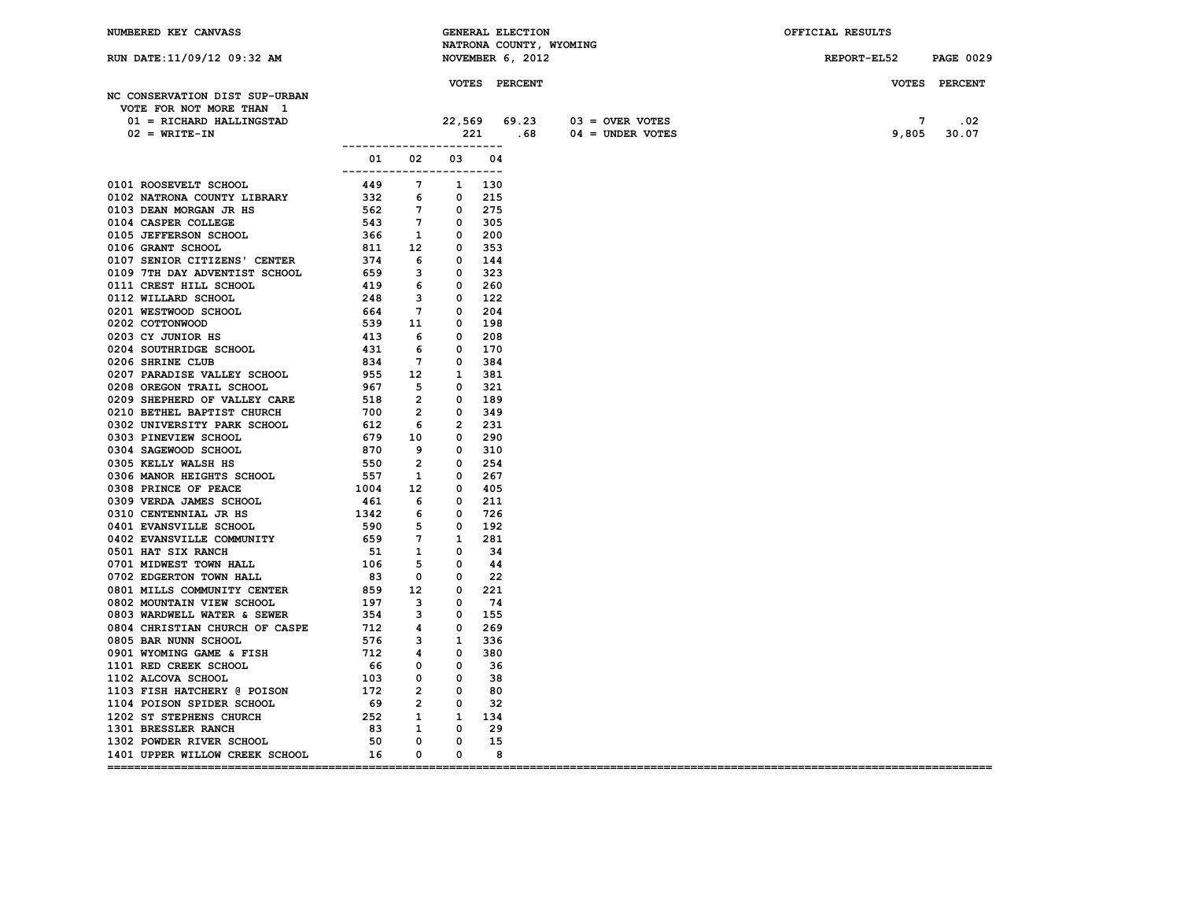NUMBERED KEY CANVASS — GENERAL ELECTION — NATRONA COUNTY, WYOMING — NOVEMBER 6, 2012 — OFFICIAL RESULTS

RUN DATE:11/09/12 09:32 AM — REPORT-EL52

## NC CONSERVATION DIST SUP-URBAN

VOTE FOR NOT MORE THAN 1

| | VOTES | PERCENT | | VOTES | PERCENT |
|---|---|---|---|---|---|
| 01 = RICHARD HALLINGSTAD | 22,569 | 69.23 | 03 = OVER VOTES | 7 | .02 |
| 02 = WRITE-IN | 221 | .68 | 04 = UNDER VOTES | 9,805 | 30.07 |

| PRECINCT | 01 | 02 | 03 | 04 |
|---|---|---|---|---|
| 0101 ROOSEVELT SCHOOL | 449 | 7 | 1 | 130 |
| 0102 NATRONA COUNTY LIBRARY | 332 | 6 | 0 | 215 |
| 0103 DEAN MORGAN JR HS | 562 | 7 | 0 | 275 |
| 0104 CASPER COLLEGE | 543 | 7 | 0 | 305 |
| 0105 JEFFERSON SCHOOL | 366 | 1 | 0 | 200 |
| 0106 GRANT SCHOOL | 811 | 12 | 0 | 353 |
| 0107 SENIOR CITIZENS' CENTER | 374 | 6 | 0 | 144 |
| 0109 7TH DAY ADVENTIST SCHOOL | 659 | 3 | 0 | 323 |
| 0111 CREST HILL SCHOOL | 419 | 6 | 0 | 260 |
| 0112 WILLARD SCHOOL | 248 | 3 | 0 | 122 |
| 0201 WESTWOOD SCHOOL | 664 | 7 | 0 | 204 |
| 0202 COTTONWOOD | 539 | 11 | 0 | 198 |
| 0203 CY JUNIOR HS | 413 | 6 | 0 | 208 |
| 0204 SOUTHRIDGE SCHOOL | 431 | 6 | 0 | 170 |
| 0206 SHRINE CLUB | 834 | 7 | 0 | 384 |
| 0207 PARADISE VALLEY SCHOOL | 955 | 12 | 1 | 381 |
| 0208 OREGON TRAIL SCHOOL | 967 | 5 | 0 | 321 |
| 0209 SHEPHERD OF VALLEY CARE | 518 | 2 | 0 | 189 |
| 0210 BETHEL BAPTIST CHURCH | 700 | 2 | 0 | 349 |
| 0302 UNIVERSITY PARK SCHOOL | 612 | 6 | 2 | 231 |
| 0303 PINEVIEW SCHOOL | 679 | 10 | 0 | 290 |
| 0304 SAGEWOOD SCHOOL | 870 | 9 | 0 | 310 |
| 0305 KELLY WALSH HS | 550 | 2 | 0 | 254 |
| 0306 MANOR HEIGHTS SCHOOL | 557 | 1 | 0 | 267 |
| 0308 PRINCE OF PEACE | 1004 | 12 | 0 | 405 |
| 0309 VERDA JAMES SCHOOL | 461 | 6 | 0 | 211 |
| 0310 CENTENNIAL JR HS | 1342 | 6 | 0 | 726 |
| 0401 EVANSVILLE SCHOOL | 590 | 5 | 0 | 192 |
| 0402 EVANSVILLE COMMUNITY | 659 | 7 | 1 | 281 |
| 0501 HAT SIX RANCH | 51 | 1 | 0 | 34 |
| 0701 MIDWEST TOWN HALL | 106 | 5 | 0 | 44 |
| 0702 EDGERTON TOWN HALL | 83 | 0 | 0 | 22 |
| 0801 MILLS COMMUNITY CENTER | 859 | 12 | 0 | 221 |
| 0802 MOUNTAIN VIEW SCHOOL | 197 | 3 | 0 | 74 |
| 0803 WARDWELL WATER & SEWER | 354 | 3 | 0 | 155 |
| 0804 CHRISTIAN CHURCH OF CASPE | 712 | 4 | 0 | 269 |
| 0805 BAR NUNN SCHOOL | 576 | 3 | 1 | 336 |
| 0901 WYOMING GAME & FISH | 712 | 4 | 0 | 380 |
| 1101 RED CREEK SCHOOL | 66 | 0 | 0 | 36 |
| 1102 ALCOVA SCHOOL | 103 | 0 | 0 | 38 |
| 1103 FISH HATCHERY @ POISON | 172 | 2 | 0 | 80 |
| 1104 POISON SPIDER SCHOOL | 69 | 2 | 0 | 32 |
| 1202 ST STEPHENS CHURCH | 252 | 1 | 1 | 134 |
| 1301 BRESSLER RANCH | 83 | 1 | 0 | 29 |
| 1302 POWDER RIVER SCHOOL | 50 | 0 | 0 | 15 |
| 1401 UPPER WILLOW CREEK SCHOOL | 16 | 0 | 0 | 8 |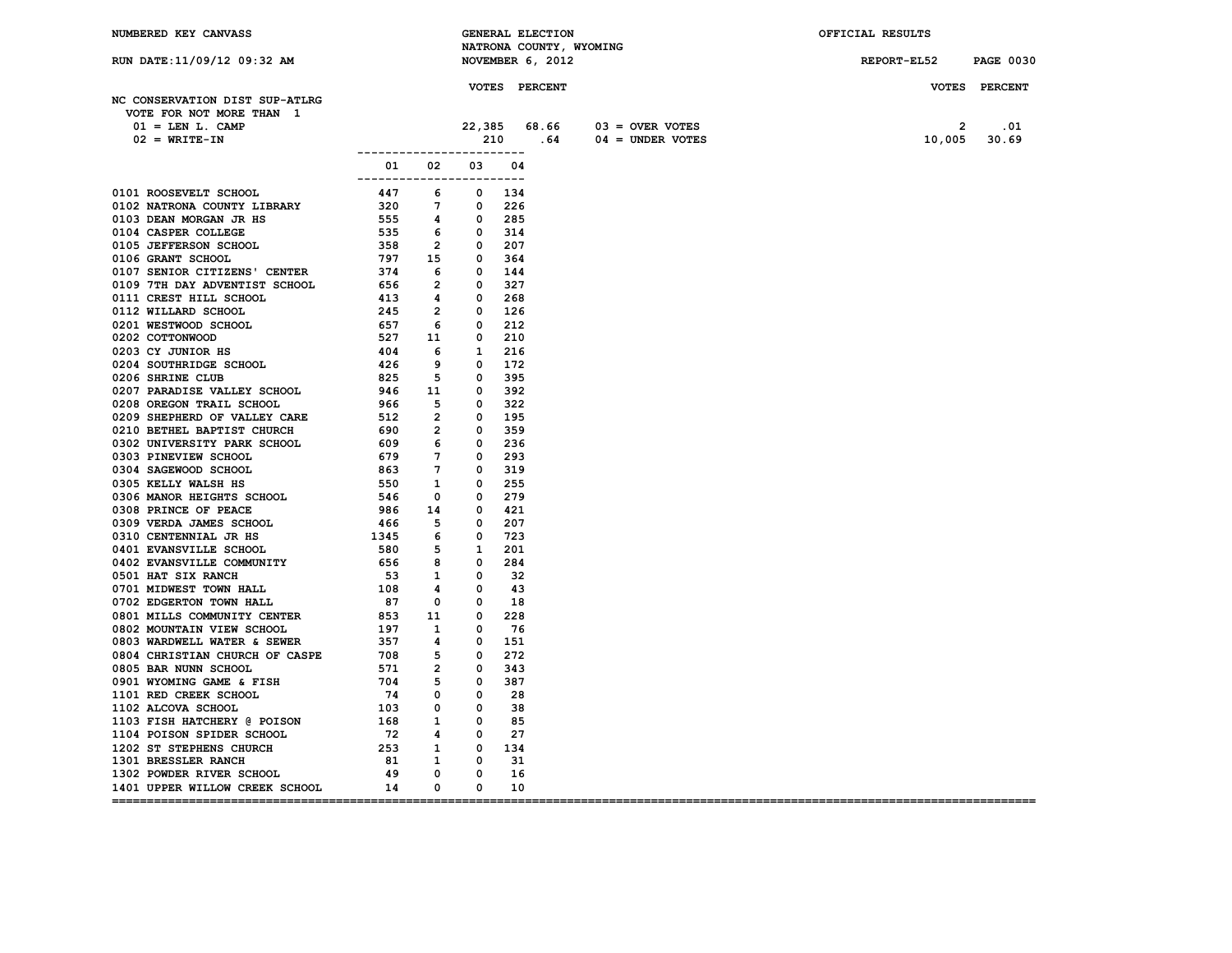NUMBERED KEY CANVASS — GENERAL ELECTION — NATRONA COUNTY, WYOMING — NOVEMBER 6, 2012 — OFFICIAL RESULTS

RUN DATE:11/09/12 09:32 AM — REPORT-EL52

## NC CONSERVATION DIST SUP-ATLRG

VOTE FOR NOT MORE THAN 1

| | VOTES | PERCENT | | VOTES | PERCENT |
|---|---|---|---|---|---|
| 01 = LEN L. CAMP | 22,385 | 68.66 | 03 = OVER VOTES | 2 | .01 |
| 02 = WRITE-IN | 210 | .64 | 04 = UNDER VOTES | 10,005 | 30.69 |

| Precinct | 01 | 02 | 03 | 04 |
|---|---|---|---|---|
| 0101 ROOSEVELT SCHOOL | 447 | 6 | 0 | 134 |
| 0102 NATRONA COUNTY LIBRARY | 320 | 7 | 0 | 226 |
| 0103 DEAN MORGAN JR HS | 555 | 4 | 0 | 285 |
| 0104 CASPER COLLEGE | 535 | 6 | 0 | 314 |
| 0105 JEFFERSON SCHOOL | 358 | 2 | 0 | 207 |
| 0106 GRANT SCHOOL | 797 | 15 | 0 | 364 |
| 0107 SENIOR CITIZENS' CENTER | 374 | 6 | 0 | 144 |
| 0109 7TH DAY ADVENTIST SCHOOL | 656 | 2 | 0 | 327 |
| 0111 CREST HILL SCHOOL | 413 | 4 | 0 | 268 |
| 0112 WILLARD SCHOOL | 245 | 2 | 0 | 126 |
| 0201 WESTWOOD SCHOOL | 657 | 6 | 0 | 212 |
| 0202 COTTONWOOD | 527 | 11 | 0 | 210 |
| 0203 CY JUNIOR HS | 404 | 6 | 1 | 216 |
| 0204 SOUTHRIDGE SCHOOL | 426 | 9 | 0 | 172 |
| 0206 SHRINE CLUB | 825 | 5 | 0 | 395 |
| 0207 PARADISE VALLEY SCHOOL | 946 | 11 | 0 | 392 |
| 0208 OREGON TRAIL SCHOOL | 966 | 5 | 0 | 322 |
| 0209 SHEPHERD OF VALLEY CARE | 512 | 2 | 0 | 195 |
| 0210 BETHEL BAPTIST CHURCH | 690 | 2 | 0 | 359 |
| 0302 UNIVERSITY PARK SCHOOL | 609 | 6 | 0 | 236 |
| 0303 PINEVIEW SCHOOL | 679 | 7 | 0 | 293 |
| 0304 SAGEWOOD SCHOOL | 863 | 7 | 0 | 319 |
| 0305 KELLY WALSH HS | 550 | 1 | 0 | 255 |
| 0306 MANOR HEIGHTS SCHOOL | 546 | 0 | 0 | 279 |
| 0308 PRINCE OF PEACE | 986 | 14 | 0 | 421 |
| 0309 VERDA JAMES SCHOOL | 466 | 5 | 0 | 207 |
| 0310 CENTENNIAL JR HS | 1345 | 6 | 0 | 723 |
| 0401 EVANSVILLE SCHOOL | 580 | 5 | 1 | 201 |
| 0402 EVANSVILLE COMMUNITY | 656 | 8 | 0 | 284 |
| 0501 HAT SIX RANCH | 53 | 1 | 0 | 32 |
| 0701 MIDWEST TOWN HALL | 108 | 4 | 0 | 43 |
| 0702 EDGERTON TOWN HALL | 87 | 0 | 0 | 18 |
| 0801 MILLS COMMUNITY CENTER | 853 | 11 | 0 | 228 |
| 0802 MOUNTAIN VIEW SCHOOL | 197 | 1 | 0 | 76 |
| 0803 WARDWELL WATER & SEWER | 357 | 4 | 0 | 151 |
| 0804 CHRISTIAN CHURCH OF CASPE | 708 | 5 | 0 | 272 |
| 0805 BAR NUNN SCHOOL | 571 | 2 | 0 | 343 |
| 0901 WYOMING GAME & FISH | 704 | 5 | 0 | 387 |
| 1101 RED CREEK SCHOOL | 74 | 0 | 0 | 28 |
| 1102 ALCOVA SCHOOL | 103 | 0 | 0 | 38 |
| 1103 FISH HATCHERY @ POISON | 168 | 1 | 0 | 85 |
| 1104 POISON SPIDER SCHOOL | 72 | 4 | 0 | 27 |
| 1202 ST STEPHENS CHURCH | 253 | 1 | 0 | 134 |
| 1301 BRESSLER RANCH | 81 | 1 | 0 | 31 |
| 1302 POWDER RIVER SCHOOL | 49 | 0 | 0 | 16 |
| 1401 UPPER WILLOW CREEK SCHOOL | 14 | 0 | 0 | 10 |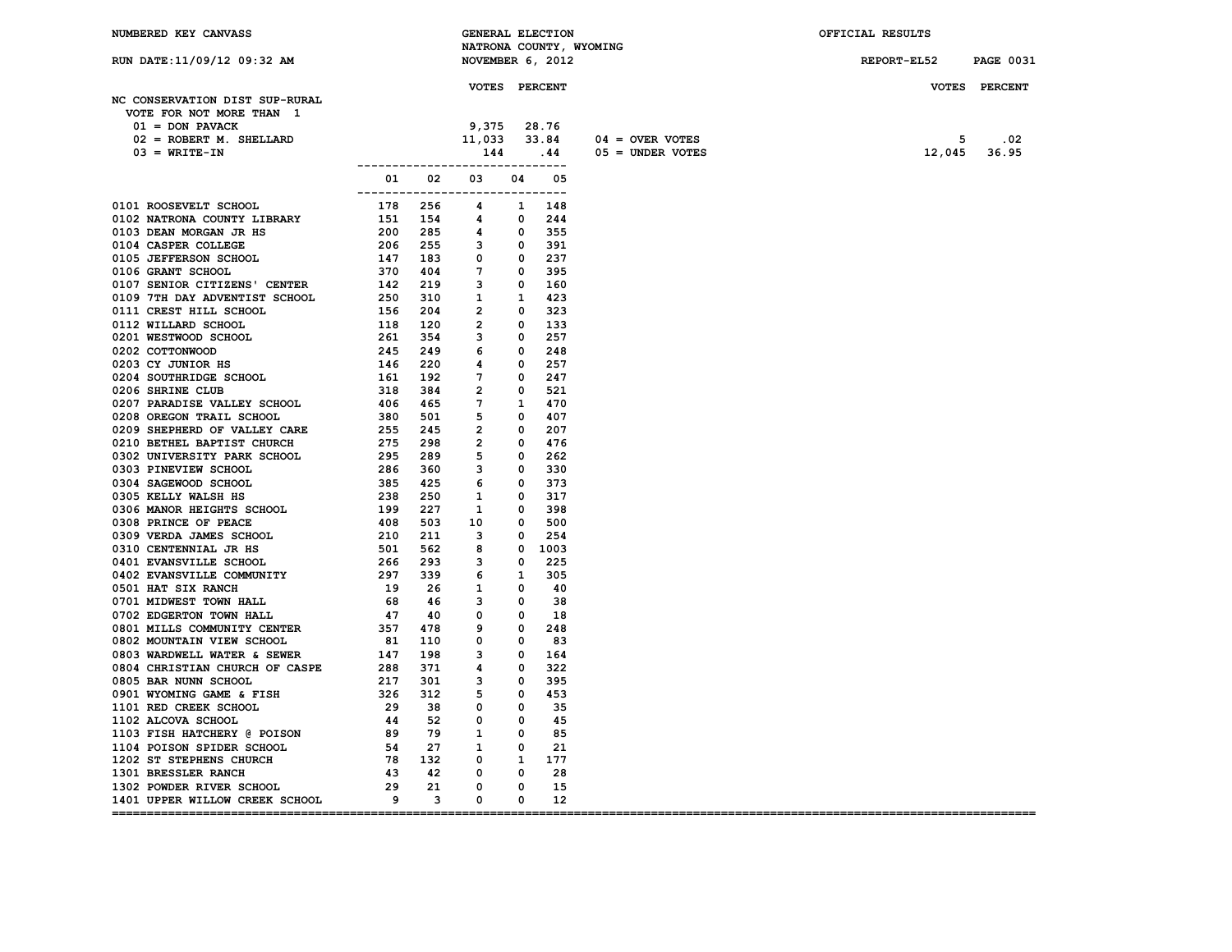NUMBERED KEY CANVASS

GENERAL ELECTION
NATRONA COUNTY, WYOMING
NOVEMBER 6, 2012

OFFICIAL RESULTS

RUN DATE:11/09/12 09:32 AM

REPORT-EL52

## NC CONSERVATION DIST SUP-RURAL

VOTE FOR NOT MORE THAN 1

| | VOTES | PERCENT |
|---|---|---|
| 01 = DON PAVACK | 9,375 | 28.76 |
| 02 = ROBERT M. SHELLARD | 11,033 | 33.84 |
| 03 = WRITE-IN | 144 | .44 |
| 04 = OVER VOTES | 5 | .02 |
| 05 = UNDER VOTES | 12,045 | 36.95 |

| | 01 | 02 | 03 | 04 | 05 |
|---|---|---|---|---|---|
| 0101 ROOSEVELT SCHOOL | 178 | 256 | 4 | 1 | 148 |
| 0102 NATRONA COUNTY LIBRARY | 151 | 154 | 4 | 0 | 244 |
| 0103 DEAN MORGAN JR HS | 200 | 285 | 4 | 0 | 355 |
| 0104 CASPER COLLEGE | 206 | 255 | 3 | 0 | 391 |
| 0105 JEFFERSON SCHOOL | 147 | 183 | 0 | 0 | 237 |
| 0106 GRANT SCHOOL | 370 | 404 | 7 | 0 | 395 |
| 0107 SENIOR CITIZENS' CENTER | 142 | 219 | 3 | 0 | 160 |
| 0109 7TH DAY ADVENTIST SCHOOL | 250 | 310 | 1 | 1 | 423 |
| 0111 CREST HILL SCHOOL | 156 | 204 | 2 | 0 | 323 |
| 0112 WILLARD SCHOOL | 118 | 120 | 2 | 0 | 133 |
| 0201 WESTWOOD SCHOOL | 261 | 354 | 3 | 0 | 257 |
| 0202 COTTONWOOD | 245 | 249 | 6 | 0 | 248 |
| 0203 CY JUNIOR HS | 146 | 220 | 4 | 0 | 257 |
| 0204 SOUTHRIDGE SCHOOL | 161 | 192 | 7 | 0 | 247 |
| 0206 SHRINE CLUB | 318 | 384 | 2 | 0 | 521 |
| 0207 PARADISE VALLEY SCHOOL | 406 | 465 | 7 | 1 | 470 |
| 0208 OREGON TRAIL SCHOOL | 380 | 501 | 5 | 0 | 407 |
| 0209 SHEPHERD OF VALLEY CARE | 255 | 245 | 2 | 0 | 207 |
| 0210 BETHEL BAPTIST CHURCH | 275 | 298 | 2 | 0 | 476 |
| 0302 UNIVERSITY PARK SCHOOL | 295 | 289 | 5 | 0 | 262 |
| 0303 PINEVIEW SCHOOL | 286 | 360 | 3 | 0 | 330 |
| 0304 SAGEWOOD SCHOOL | 385 | 425 | 6 | 0 | 373 |
| 0305 KELLY WALSH HS | 238 | 250 | 1 | 0 | 317 |
| 0306 MANOR HEIGHTS SCHOOL | 199 | 227 | 1 | 0 | 398 |
| 0308 PRINCE OF PEACE | 408 | 503 | 10 | 0 | 500 |
| 0309 VERDA JAMES SCHOOL | 210 | 211 | 3 | 0 | 254 |
| 0310 CENTENNIAL JR HS | 501 | 562 | 8 | 0 | 1003 |
| 0401 EVANSVILLE SCHOOL | 266 | 293 | 3 | 0 | 225 |
| 0402 EVANSVILLE COMMUNITY | 297 | 339 | 6 | 1 | 305 |
| 0501 HAT SIX RANCH | 19 | 26 | 1 | 0 | 40 |
| 0701 MIDWEST TOWN HALL | 68 | 46 | 3 | 0 | 38 |
| 0702 EDGERTON TOWN HALL | 47 | 40 | 0 | 0 | 18 |
| 0801 MILLS COMMUNITY CENTER | 357 | 478 | 9 | 0 | 248 |
| 0802 MOUNTAIN VIEW SCHOOL | 81 | 110 | 0 | 0 | 83 |
| 0803 WARDWELL WATER & SEWER | 147 | 198 | 3 | 0 | 164 |
| 0804 CHRISTIAN CHURCH OF CASPE | 288 | 371 | 4 | 0 | 322 |
| 0805 BAR NUNN SCHOOL | 217 | 301 | 3 | 0 | 395 |
| 0901 WYOMING GAME & FISH | 326 | 312 | 5 | 0 | 453 |
| 1101 RED CREEK SCHOOL | 29 | 38 | 0 | 0 | 35 |
| 1102 ALCOVA SCHOOL | 44 | 52 | 0 | 0 | 45 |
| 1103 FISH HATCHERY @ POISON | 89 | 79 | 1 | 0 | 85 |
| 1104 POISON SPIDER SCHOOL | 54 | 27 | 1 | 0 | 21 |
| 1202 ST STEPHENS CHURCH | 78 | 132 | 0 | 1 | 177 |
| 1301 BRESSLER RANCH | 43 | 42 | 0 | 0 | 28 |
| 1302 POWDER RIVER SCHOOL | 29 | 21 | 0 | 0 | 15 |
| 1401 UPPER WILLOW CREEK SCHOOL | 9 | 3 | 0 | 0 | 12 |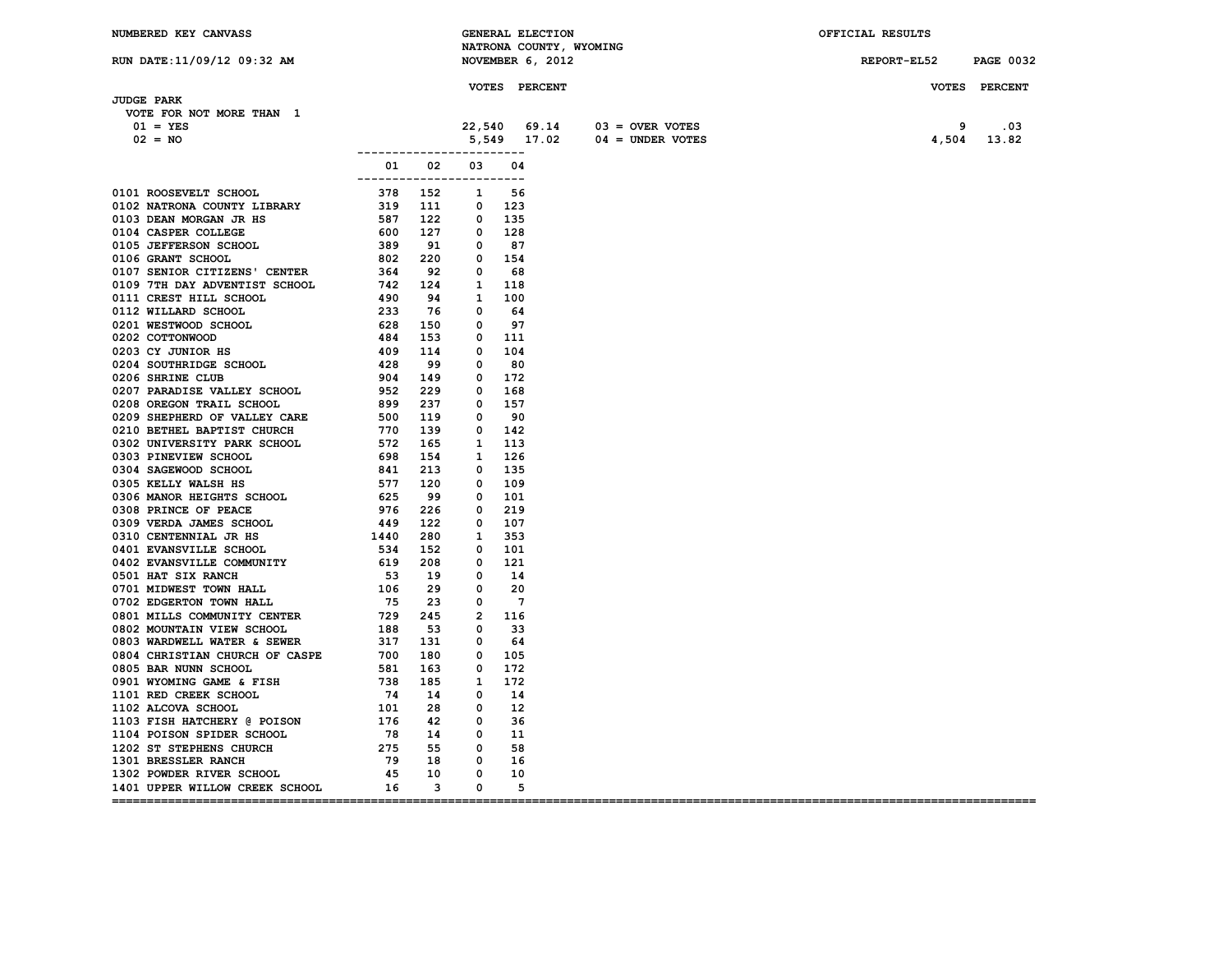NUMBERED KEY CANVASS — GENERAL ELECTION — NATRONA COUNTY, WYOMING — NOVEMBER 6, 2012 — OFFICIAL RESULTS

RUN DATE:11/09/12 09:32 AM — REPORT-EL52

## JUDGE PARK

VOTE FOR NOT MORE THAN 1

| | VOTES | PERCENT | | VOTES | PERCENT |
|---|---|---|---|---|---|
| 01 = YES | 22,540 | 69.14 | 03 = OVER VOTES | 9 | .03 |
| 02 = NO | 5,549 | 17.02 | 04 = UNDER VOTES | 4,504 | 13.82 |

| Precinct | 01 | 02 | 03 | 04 |
|---|---|---|---|---|
| 0101 ROOSEVELT SCHOOL | 378 | 152 | 1 | 56 |
| 0102 NATRONA COUNTY LIBRARY | 319 | 111 | 0 | 123 |
| 0103 DEAN MORGAN JR HS | 587 | 122 | 0 | 135 |
| 0104 CASPER COLLEGE | 600 | 127 | 0 | 128 |
| 0105 JEFFERSON SCHOOL | 389 | 91 | 0 | 87 |
| 0106 GRANT SCHOOL | 802 | 220 | 0 | 154 |
| 0107 SENIOR CITIZENS' CENTER | 364 | 92 | 0 | 68 |
| 0109 7TH DAY ADVENTIST SCHOOL | 742 | 124 | 1 | 118 |
| 0111 CREST HILL SCHOOL | 490 | 94 | 1 | 100 |
| 0112 WILLARD SCHOOL | 233 | 76 | 0 | 64 |
| 0201 WESTWOOD SCHOOL | 628 | 150 | 0 | 97 |
| 0202 COTTONWOOD | 484 | 153 | 0 | 111 |
| 0203 CY JUNIOR HS | 409 | 114 | 0 | 104 |
| 0204 SOUTHRIDGE SCHOOL | 428 | 99 | 0 | 80 |
| 0206 SHRINE CLUB | 904 | 149 | 0 | 172 |
| 0207 PARADISE VALLEY SCHOOL | 952 | 229 | 0 | 168 |
| 0208 OREGON TRAIL SCHOOL | 899 | 237 | 0 | 157 |
| 0209 SHEPHERD OF VALLEY CARE | 500 | 119 | 0 | 90 |
| 0210 BETHEL BAPTIST CHURCH | 770 | 139 | 0 | 142 |
| 0302 UNIVERSITY PARK SCHOOL | 572 | 165 | 1 | 113 |
| 0303 PINEVIEW SCHOOL | 698 | 154 | 1 | 126 |
| 0304 SAGEWOOD SCHOOL | 841 | 213 | 0 | 135 |
| 0305 KELLY WALSH HS | 577 | 120 | 0 | 109 |
| 0306 MANOR HEIGHTS SCHOOL | 625 | 99 | 0 | 101 |
| 0308 PRINCE OF PEACE | 976 | 226 | 0 | 219 |
| 0309 VERDA JAMES SCHOOL | 449 | 122 | 0 | 107 |
| 0310 CENTENNIAL JR HS | 1440 | 280 | 1 | 353 |
| 0401 EVANSVILLE SCHOOL | 534 | 152 | 0 | 101 |
| 0402 EVANSVILLE COMMUNITY | 619 | 208 | 0 | 121 |
| 0501 HAT SIX RANCH | 53 | 19 | 0 | 14 |
| 0701 MIDWEST TOWN HALL | 106 | 29 | 0 | 20 |
| 0702 EDGERTON TOWN HALL | 75 | 23 | 0 | 7 |
| 0801 MILLS COMMUNITY CENTER | 729 | 245 | 2 | 116 |
| 0802 MOUNTAIN VIEW SCHOOL | 188 | 53 | 0 | 33 |
| 0803 WARDWELL WATER & SEWER | 317 | 131 | 0 | 64 |
| 0804 CHRISTIAN CHURCH OF CASPE | 700 | 180 | 0 | 105 |
| 0805 BAR NUNN SCHOOL | 581 | 163 | 0 | 172 |
| 0901 WYOMING GAME & FISH | 738 | 185 | 1 | 172 |
| 1101 RED CREEK SCHOOL | 74 | 14 | 0 | 14 |
| 1102 ALCOVA SCHOOL | 101 | 28 | 0 | 12 |
| 1103 FISH HATCHERY @ POISON | 176 | 42 | 0 | 36 |
| 1104 POISON SPIDER SCHOOL | 78 | 14 | 0 | 11 |
| 1202 ST STEPHENS CHURCH | 275 | 55 | 0 | 58 |
| 1301 BRESSLER RANCH | 79 | 18 | 0 | 16 |
| 1302 POWDER RIVER SCHOOL | 45 | 10 | 0 | 10 |
| 1401 UPPER WILLOW CREEK SCHOOL | 16 | 3 | 0 | 5 |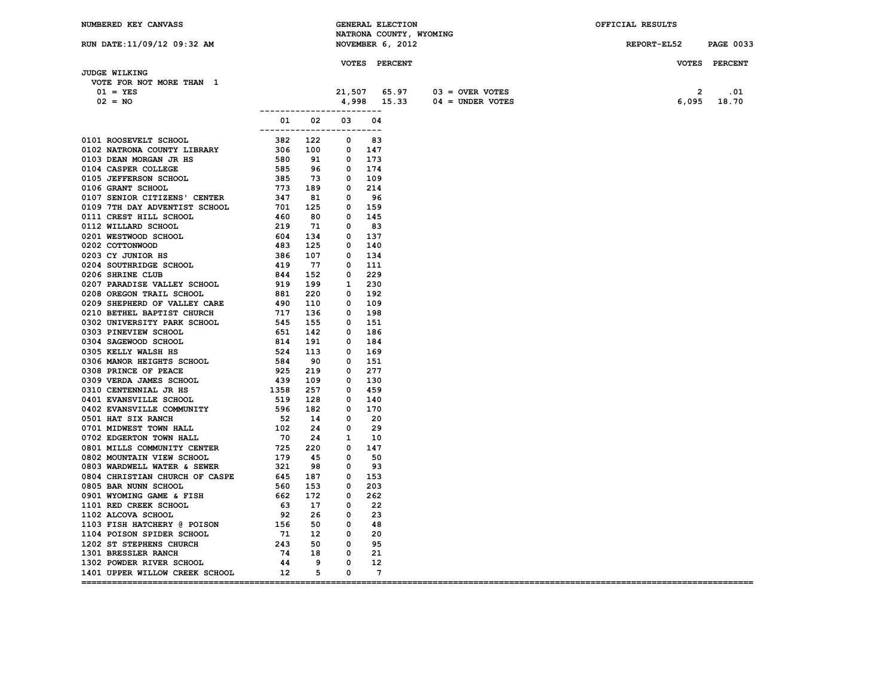NUMBERED KEY CANVASS — GENERAL ELECTION — NATRONA COUNTY, WYOMING — NOVEMBER 6, 2012 — OFFICIAL RESULTS

RUN DATE:11/09/12 09:32 AM — REPORT-EL52 PAGE 0033

## JUDGE WILKING

VOTE FOR NOT MORE THAN 1

| | VOTES | PERCENT | | VOTES | PERCENT |
|---|---|---|---|---|---|
| 01 = YES | 21,507 | 65.97 | 03 = OVER VOTES | 2 | .01 |
| 02 = NO | 4,998 | 15.33 | 04 = UNDER VOTES | 6,095 | 18.70 |

| Precinct | 01 | 02 | 03 | 04 |
|---|---|---|---|---|
| 0101 ROOSEVELT SCHOOL | 382 | 122 | 0 | 83 |
| 0102 NATRONA COUNTY LIBRARY | 306 | 100 | 0 | 147 |
| 0103 DEAN MORGAN JR HS | 580 | 91 | 0 | 173 |
| 0104 CASPER COLLEGE | 585 | 96 | 0 | 174 |
| 0105 JEFFERSON SCHOOL | 385 | 73 | 0 | 109 |
| 0106 GRANT SCHOOL | 773 | 189 | 0 | 214 |
| 0107 SENIOR CITIZENS' CENTER | 347 | 81 | 0 | 96 |
| 0109 7TH DAY ADVENTIST SCHOOL | 701 | 125 | 0 | 159 |
| 0111 CREST HILL SCHOOL | 460 | 80 | 0 | 145 |
| 0112 WILLARD SCHOOL | 219 | 71 | 0 | 83 |
| 0201 WESTWOOD SCHOOL | 604 | 134 | 0 | 137 |
| 0202 COTTONWOOD | 483 | 125 | 0 | 140 |
| 0203 CY JUNIOR HS | 386 | 107 | 0 | 134 |
| 0204 SOUTHRIDGE SCHOOL | 419 | 77 | 0 | 111 |
| 0206 SHRINE CLUB | 844 | 152 | 0 | 229 |
| 0207 PARADISE VALLEY SCHOOL | 919 | 199 | 1 | 230 |
| 0208 OREGON TRAIL SCHOOL | 881 | 220 | 0 | 192 |
| 0209 SHEPHERD OF VALLEY CARE | 490 | 110 | 0 | 109 |
| 0210 BETHEL BAPTIST CHURCH | 717 | 136 | 0 | 198 |
| 0302 UNIVERSITY PARK SCHOOL | 545 | 155 | 0 | 151 |
| 0303 PINEVIEW SCHOOL | 651 | 142 | 0 | 186 |
| 0304 SAGEWOOD SCHOOL | 814 | 191 | 0 | 184 |
| 0305 KELLY WALSH HS | 524 | 113 | 0 | 169 |
| 0306 MANOR HEIGHTS SCHOOL | 584 | 90 | 0 | 151 |
| 0308 PRINCE OF PEACE | 925 | 219 | 0 | 277 |
| 0309 VERDA JAMES SCHOOL | 439 | 109 | 0 | 130 |
| 0310 CENTENNIAL JR HS | 1358 | 257 | 0 | 459 |
| 0401 EVANSVILLE SCHOOL | 519 | 128 | 0 | 140 |
| 0402 EVANSVILLE COMMUNITY | 596 | 182 | 0 | 170 |
| 0501 HAT SIX RANCH | 52 | 14 | 0 | 20 |
| 0701 MIDWEST TOWN HALL | 102 | 24 | 0 | 29 |
| 0702 EDGERTON TOWN HALL | 70 | 24 | 1 | 10 |
| 0801 MILLS COMMUNITY CENTER | 725 | 220 | 0 | 147 |
| 0802 MOUNTAIN VIEW SCHOOL | 179 | 45 | 0 | 50 |
| 0803 WARDWELL WATER & SEWER | 321 | 98 | 0 | 93 |
| 0804 CHRISTIAN CHURCH OF CASPE | 645 | 187 | 0 | 153 |
| 0805 BAR NUNN SCHOOL | 560 | 153 | 0 | 203 |
| 0901 WYOMING GAME & FISH | 662 | 172 | 0 | 262 |
| 1101 RED CREEK SCHOOL | 63 | 17 | 0 | 22 |
| 1102 ALCOVA SCHOOL | 92 | 26 | 0 | 23 |
| 1103 FISH HATCHERY @ POISON | 156 | 50 | 0 | 48 |
| 1104 POISON SPIDER SCHOOL | 71 | 12 | 0 | 20 |
| 1202 ST STEPHENS CHURCH | 243 | 50 | 0 | 95 |
| 1301 BRESSLER RANCH | 74 | 18 | 0 | 21 |
| 1302 POWDER RIVER SCHOOL | 44 | 9 | 0 | 12 |
| 1401 UPPER WILLOW CREEK SCHOOL | 12 | 5 | 0 | 7 |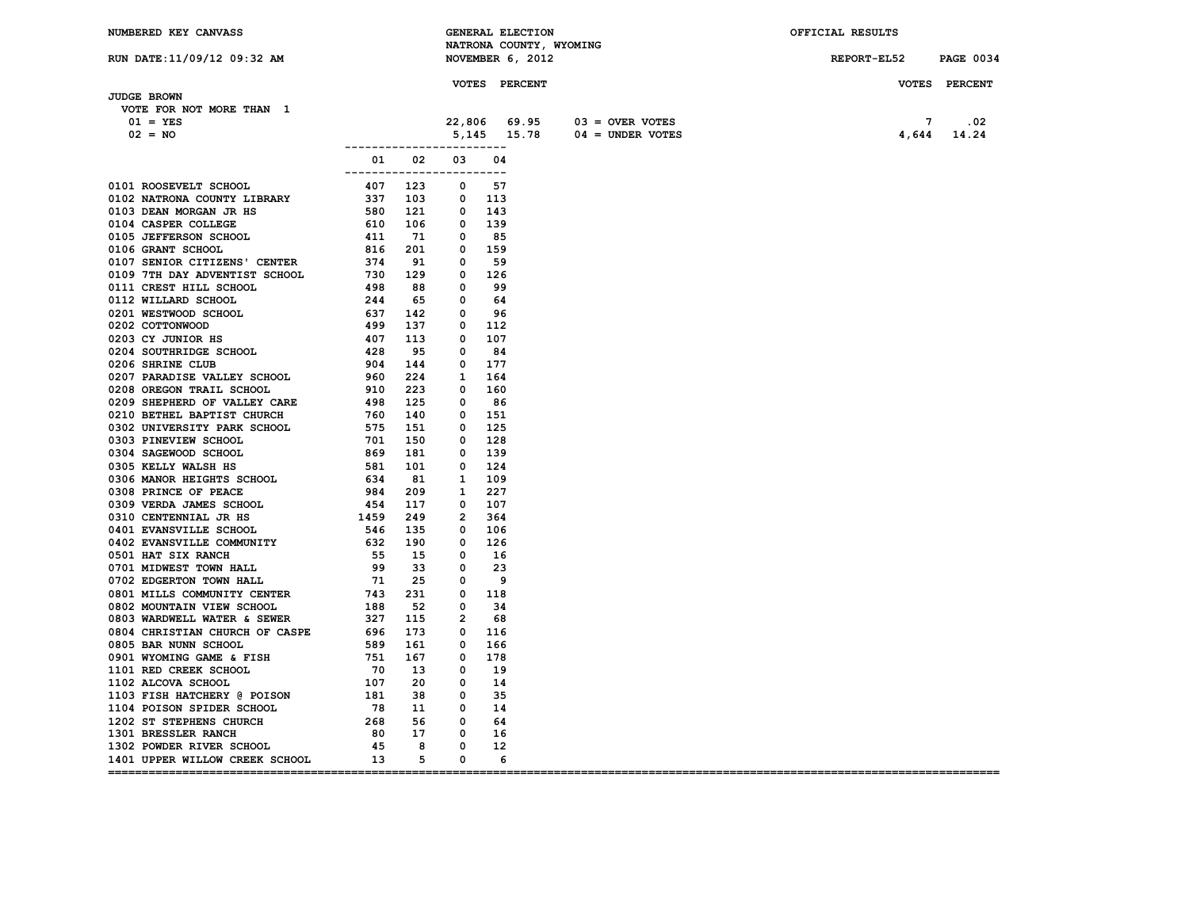NUMBERED KEY CANVASS — GENERAL ELECTION — NATRONA COUNTY, WYOMING — NOVEMBER 6, 2012 — OFFICIAL RESULTS

RUN DATE:11/09/12 09:32 AM — REPORT-EL52

## JUDGE BROWN

VOTE FOR NOT MORE THAN 1

| | VOTES | PERCENT | | VOTES | PERCENT |
|---|---|---|---|---|---|
| 01 = YES | 22,806 | 69.95 | 03 = OVER VOTES | 7 | .02 |
| 02 = NO | 5,145 | 15.78 | 04 = UNDER VOTES | 4,644 | 14.24 |

| Precinct | 01 | 02 | 03 | 04 |
|---|---|---|---|---|
| 0101 ROOSEVELT SCHOOL | 407 | 123 | 0 | 57 |
| 0102 NATRONA COUNTY LIBRARY | 337 | 103 | 0 | 113 |
| 0103 DEAN MORGAN JR HS | 580 | 121 | 0 | 143 |
| 0104 CASPER COLLEGE | 610 | 106 | 0 | 139 |
| 0105 JEFFERSON SCHOOL | 411 | 71 | 0 | 85 |
| 0106 GRANT SCHOOL | 816 | 201 | 0 | 159 |
| 0107 SENIOR CITIZENS' CENTER | 374 | 91 | 0 | 59 |
| 0109 7TH DAY ADVENTIST SCHOOL | 730 | 129 | 0 | 126 |
| 0111 CREST HILL SCHOOL | 498 | 88 | 0 | 99 |
| 0112 WILLARD SCHOOL | 244 | 65 | 0 | 64 |
| 0201 WESTWOOD SCHOOL | 637 | 142 | 0 | 96 |
| 0202 COTTONWOOD | 499 | 137 | 0 | 112 |
| 0203 CY JUNIOR HS | 407 | 113 | 0 | 107 |
| 0204 SOUTHRIDGE SCHOOL | 428 | 95 | 0 | 84 |
| 0206 SHRINE CLUB | 904 | 144 | 0 | 177 |
| 0207 PARADISE VALLEY SCHOOL | 960 | 224 | 1 | 164 |
| 0208 OREGON TRAIL SCHOOL | 910 | 223 | 0 | 160 |
| 0209 SHEPHERD OF VALLEY CARE | 498 | 125 | 0 | 86 |
| 0210 BETHEL BAPTIST CHURCH | 760 | 140 | 0 | 151 |
| 0302 UNIVERSITY PARK SCHOOL | 575 | 151 | 0 | 125 |
| 0303 PINEVIEW SCHOOL | 701 | 150 | 0 | 128 |
| 0304 SAGEWOOD SCHOOL | 869 | 181 | 0 | 139 |
| 0305 KELLY WALSH HS | 581 | 101 | 0 | 124 |
| 0306 MANOR HEIGHTS SCHOOL | 634 | 81 | 1 | 109 |
| 0308 PRINCE OF PEACE | 984 | 209 | 1 | 227 |
| 0309 VERDA JAMES SCHOOL | 454 | 117 | 0 | 107 |
| 0310 CENTENNIAL JR HS | 1459 | 249 | 2 | 364 |
| 0401 EVANSVILLE SCHOOL | 546 | 135 | 0 | 106 |
| 0402 EVANSVILLE COMMUNITY | 632 | 190 | 0 | 126 |
| 0501 HAT SIX RANCH | 55 | 15 | 0 | 16 |
| 0701 MIDWEST TOWN HALL | 99 | 33 | 0 | 23 |
| 0702 EDGERTON TOWN HALL | 71 | 25 | 0 | 9 |
| 0801 MILLS COMMUNITY CENTER | 743 | 231 | 0 | 118 |
| 0802 MOUNTAIN VIEW SCHOOL | 188 | 52 | 0 | 34 |
| 0803 WARDWELL WATER & SEWER | 327 | 115 | 2 | 68 |
| 0804 CHRISTIAN CHURCH OF CASPE | 696 | 173 | 0 | 116 |
| 0805 BAR NUNN SCHOOL | 589 | 161 | 0 | 166 |
| 0901 WYOMING GAME & FISH | 751 | 167 | 0 | 178 |
| 1101 RED CREEK SCHOOL | 70 | 13 | 0 | 19 |
| 1102 ALCOVA SCHOOL | 107 | 20 | 0 | 14 |
| 1103 FISH HATCHERY @ POISON | 181 | 38 | 0 | 35 |
| 1104 POISON SPIDER SCHOOL | 78 | 11 | 0 | 14 |
| 1202 ST STEPHENS CHURCH | 268 | 56 | 0 | 64 |
| 1301 BRESSLER RANCH | 80 | 17 | 0 | 16 |
| 1302 POWDER RIVER SCHOOL | 45 | 8 | 0 | 12 |
| 1401 UPPER WILLOW CREEK SCHOOL | 13 | 5 | 0 | 6 |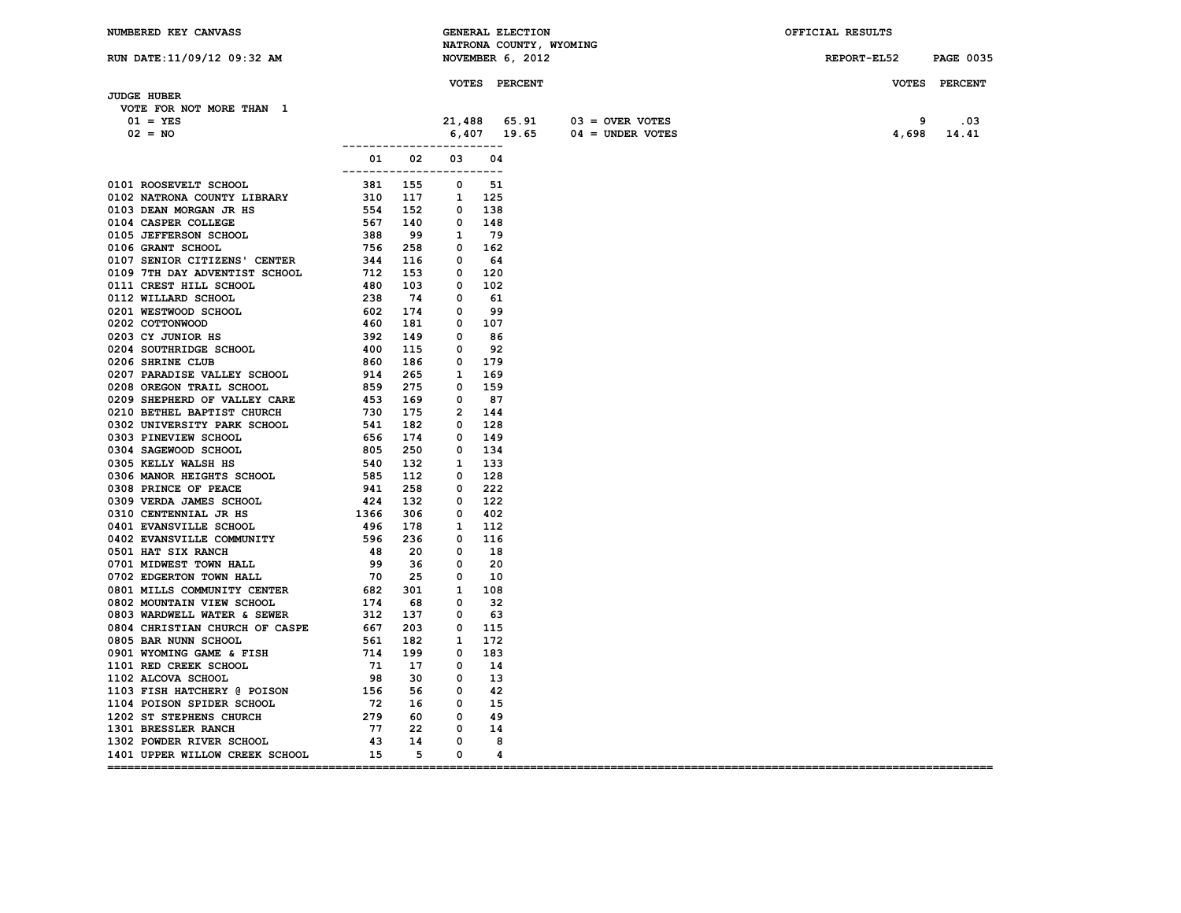NUMBERED KEY CANVASS — GENERAL ELECTION — NATRONA COUNTY, WYOMING — NOVEMBER 6, 2012 — OFFICIAL RESULTS

RUN DATE:11/09/12 09:32 AM — REPORT-EL52

## JUDGE HUBER

VOTE FOR NOT MORE THAN 1

| | VOTES | PERCENT | | VOTES | PERCENT |
|---|---|---|---|---|---|
| 01 = YES | 21,488 | 65.91 | 03 = OVER VOTES | 9 | .03 |
| 02 = NO | 6,407 | 19.65 | 04 = UNDER VOTES | 4,698 | 14.41 |

| Precinct | 01 | 02 | 03 | 04 |
|---|---|---|---|---|
| 0101 ROOSEVELT SCHOOL | 381 | 155 | 0 | 51 |
| 0102 NATRONA COUNTY LIBRARY | 310 | 117 | 1 | 125 |
| 0103 DEAN MORGAN JR HS | 554 | 152 | 0 | 138 |
| 0104 CASPER COLLEGE | 567 | 140 | 0 | 148 |
| 0105 JEFFERSON SCHOOL | 388 | 99 | 1 | 79 |
| 0106 GRANT SCHOOL | 756 | 258 | 0 | 162 |
| 0107 SENIOR CITIZENS' CENTER | 344 | 116 | 0 | 64 |
| 0109 7TH DAY ADVENTIST SCHOOL | 712 | 153 | 0 | 120 |
| 0111 CREST HILL SCHOOL | 480 | 103 | 0 | 102 |
| 0112 WILLARD SCHOOL | 238 | 74 | 0 | 61 |
| 0201 WESTWOOD SCHOOL | 602 | 174 | 0 | 99 |
| 0202 COTTONWOOD | 460 | 181 | 0 | 107 |
| 0203 CY JUNIOR HS | 392 | 149 | 0 | 86 |
| 0204 SOUTHRIDGE SCHOOL | 400 | 115 | 0 | 92 |
| 0206 SHRINE CLUB | 860 | 186 | 0 | 179 |
| 0207 PARADISE VALLEY SCHOOL | 914 | 265 | 1 | 169 |
| 0208 OREGON TRAIL SCHOOL | 859 | 275 | 0 | 159 |
| 0209 SHEPHERD OF VALLEY CARE | 453 | 169 | 0 | 87 |
| 0210 BETHEL BAPTIST CHURCH | 730 | 175 | 2 | 144 |
| 0302 UNIVERSITY PARK SCHOOL | 541 | 182 | 0 | 128 |
| 0303 PINEVIEW SCHOOL | 656 | 174 | 0 | 149 |
| 0304 SAGEWOOD SCHOOL | 805 | 250 | 0 | 134 |
| 0305 KELLY WALSH HS | 540 | 132 | 1 | 133 |
| 0306 MANOR HEIGHTS SCHOOL | 585 | 112 | 0 | 128 |
| 0308 PRINCE OF PEACE | 941 | 258 | 0 | 222 |
| 0309 VERDA JAMES SCHOOL | 424 | 132 | 0 | 122 |
| 0310 CENTENNIAL JR HS | 1366 | 306 | 0 | 402 |
| 0401 EVANSVILLE SCHOOL | 496 | 178 | 1 | 112 |
| 0402 EVANSVILLE COMMUNITY | 596 | 236 | 0 | 116 |
| 0501 HAT SIX RANCH | 48 | 20 | 0 | 18 |
| 0701 MIDWEST TOWN HALL | 99 | 36 | 0 | 20 |
| 0702 EDGERTON TOWN HALL | 70 | 25 | 0 | 10 |
| 0801 MILLS COMMUNITY CENTER | 682 | 301 | 1 | 108 |
| 0802 MOUNTAIN VIEW SCHOOL | 174 | 68 | 0 | 32 |
| 0803 WARDWELL WATER & SEWER | 312 | 137 | 0 | 63 |
| 0804 CHRISTIAN CHURCH OF CASPE | 667 | 203 | 0 | 115 |
| 0805 BAR NUNN SCHOOL | 561 | 182 | 1 | 172 |
| 0901 WYOMING GAME & FISH | 714 | 199 | 0 | 183 |
| 1101 RED CREEK SCHOOL | 71 | 17 | 0 | 14 |
| 1102 ALCOVA SCHOOL | 98 | 30 | 0 | 13 |
| 1103 FISH HATCHERY @ POISON | 156 | 56 | 0 | 42 |
| 1104 POISON SPIDER SCHOOL | 72 | 16 | 0 | 15 |
| 1202 ST STEPHENS CHURCH | 279 | 60 | 0 | 49 |
| 1301 BRESSLER RANCH | 77 | 22 | 0 | 14 |
| 1302 POWDER RIVER SCHOOL | 43 | 14 | 0 | 8 |
| 1401 UPPER WILLOW CREEK SCHOOL | 15 | 5 | 0 | 4 |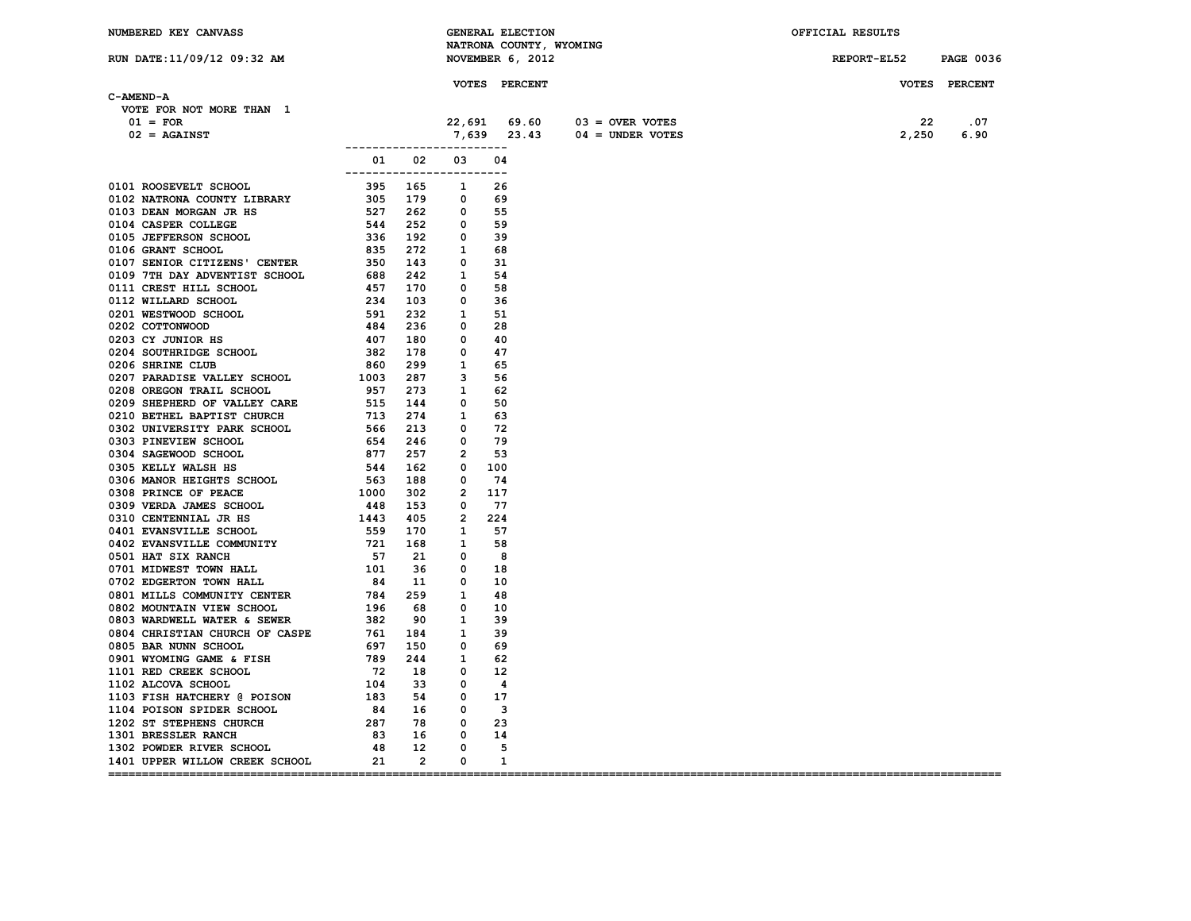NUMBERED KEY CANVASS

RUN DATE:11/09/12 09:32 AM

GENERAL ELECTION
NATRONA COUNTY, WYOMING
NOVEMBER 6, 2012

OFFICIAL RESULTS

REPORT-EL52

## C-AMEND-A

VOTE FOR NOT MORE THAN 1

| | VOTES | PERCENT | | VOTES | PERCENT |
|---|---|---|---|---|---|
| 01 = FOR | 22,691 | 69.60 | 03 = OVER VOTES | 22 | .07 |
| 02 = AGAINST | 7,639 | 23.43 | 04 = UNDER VOTES | 2,250 | 6.90 |

| | 01 | 02 | 03 | 04 |
|---|---|---|---|---|
| 0101 ROOSEVELT SCHOOL | 395 | 165 | 1 | 26 |
| 0102 NATRONA COUNTY LIBRARY | 305 | 179 | 0 | 69 |
| 0103 DEAN MORGAN JR HS | 527 | 262 | 0 | 55 |
| 0104 CASPER COLLEGE | 544 | 252 | 0 | 59 |
| 0105 JEFFERSON SCHOOL | 336 | 192 | 0 | 39 |
| 0106 GRANT SCHOOL | 835 | 272 | 1 | 68 |
| 0107 SENIOR CITIZENS' CENTER | 350 | 143 | 0 | 31 |
| 0109 7TH DAY ADVENTIST SCHOOL | 688 | 242 | 1 | 54 |
| 0111 CREST HILL SCHOOL | 457 | 170 | 0 | 58 |
| 0112 WILLARD SCHOOL | 234 | 103 | 0 | 36 |
| 0201 WESTWOOD SCHOOL | 591 | 232 | 1 | 51 |
| 0202 COTTONWOOD | 484 | 236 | 0 | 28 |
| 0203 CY JUNIOR HS | 407 | 180 | 0 | 40 |
| 0204 SOUTHRIDGE SCHOOL | 382 | 178 | 0 | 47 |
| 0206 SHRINE CLUB | 860 | 299 | 1 | 65 |
| 0207 PARADISE VALLEY SCHOOL | 1003 | 287 | 3 | 56 |
| 0208 OREGON TRAIL SCHOOL | 957 | 273 | 1 | 62 |
| 0209 SHEPHERD OF VALLEY CARE | 515 | 144 | 0 | 50 |
| 0210 BETHEL BAPTIST CHURCH | 713 | 274 | 1 | 63 |
| 0302 UNIVERSITY PARK SCHOOL | 566 | 213 | 0 | 72 |
| 0303 PINEVIEW SCHOOL | 654 | 246 | 0 | 79 |
| 0304 SAGEWOOD SCHOOL | 877 | 257 | 2 | 53 |
| 0305 KELLY WALSH HS | 544 | 162 | 0 | 100 |
| 0306 MANOR HEIGHTS SCHOOL | 563 | 188 | 0 | 74 |
| 0308 PRINCE OF PEACE | 1000 | 302 | 2 | 117 |
| 0309 VERDA JAMES SCHOOL | 448 | 153 | 0 | 77 |
| 0310 CENTENNIAL JR HS | 1443 | 405 | 2 | 224 |
| 0401 EVANSVILLE SCHOOL | 559 | 170 | 1 | 57 |
| 0402 EVANSVILLE COMMUNITY | 721 | 168 | 1 | 58 |
| 0501 HAT SIX RANCH | 57 | 21 | 0 | 8 |
| 0701 MIDWEST TOWN HALL | 101 | 36 | 0 | 18 |
| 0702 EDGERTON TOWN HALL | 84 | 11 | 0 | 10 |
| 0801 MILLS COMMUNITY CENTER | 784 | 259 | 1 | 48 |
| 0802 MOUNTAIN VIEW SCHOOL | 196 | 68 | 0 | 10 |
| 0803 WARDWELL WATER & SEWER | 382 | 90 | 1 | 39 |
| 0804 CHRISTIAN CHURCH OF CASPE | 761 | 184 | 1 | 39 |
| 0805 BAR NUNN SCHOOL | 697 | 150 | 0 | 69 |
| 0901 WYOMING GAME & FISH | 789 | 244 | 1 | 62 |
| 1101 RED CREEK SCHOOL | 72 | 18 | 0 | 12 |
| 1102 ALCOVA SCHOOL | 104 | 33 | 0 | 4 |
| 1103 FISH HATCHERY @ POISON | 183 | 54 | 0 | 17 |
| 1104 POISON SPIDER SCHOOL | 84 | 16 | 0 | 3 |
| 1202 ST STEPHENS CHURCH | 287 | 78 | 0 | 23 |
| 1301 BRESSLER RANCH | 83 | 16 | 0 | 14 |
| 1302 POWDER RIVER SCHOOL | 48 | 12 | 0 | 5 |
| 1401 UPPER WILLOW CREEK SCHOOL | 21 | 2 | 0 | 1 |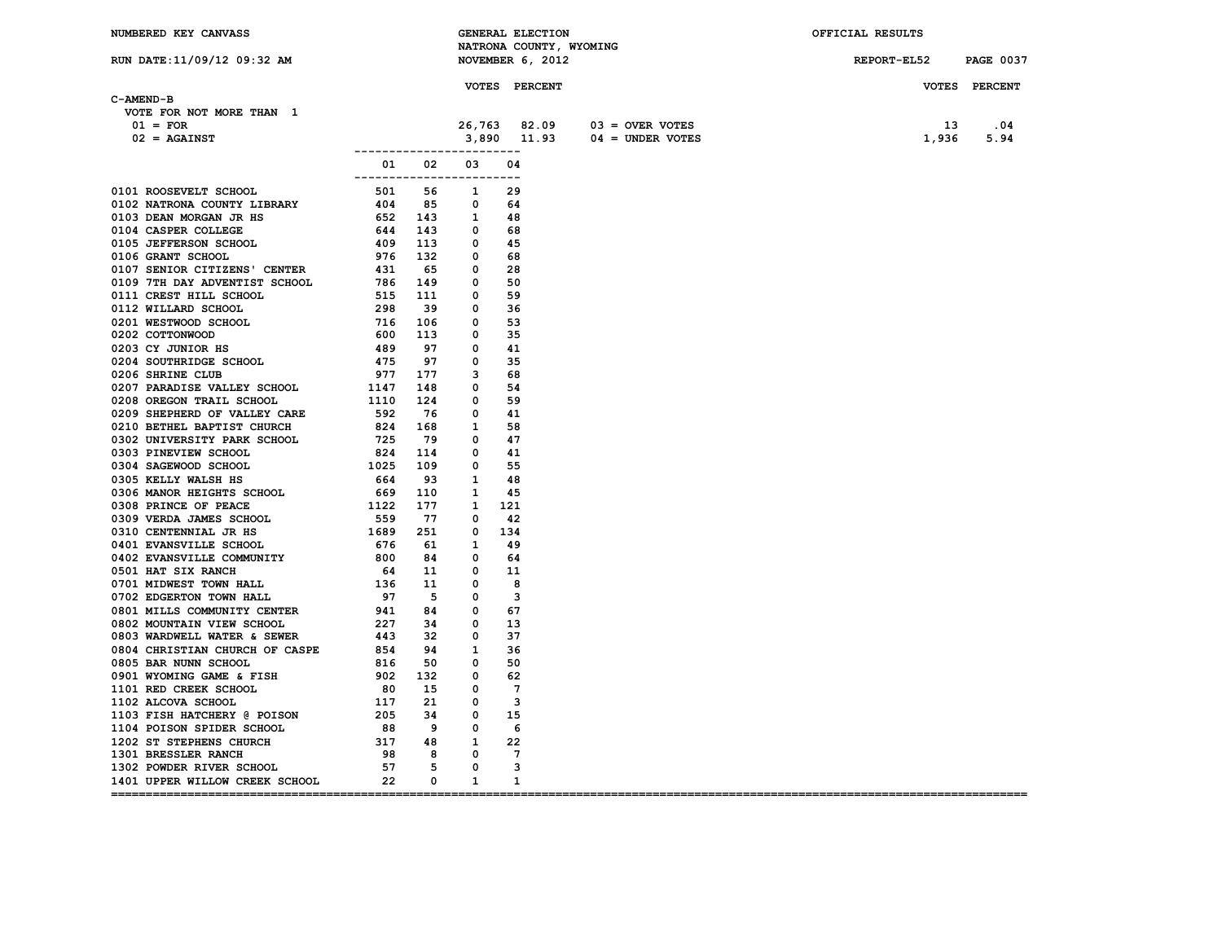NUMBERED KEY CANVASS — GENERAL ELECTION — NATRONA COUNTY, WYOMING — NOVEMBER 6, 2012 — OFFICIAL RESULTS

RUN DATE:11/09/12 09:32 AM — REPORT-EL52

## C-AMEND-B

VOTE FOR NOT MORE THAN 1

| | VOTES | PERCENT | | VOTES | PERCENT |
|---|---|---|---|---|---|
| 01 = FOR | 26,763 | 82.09 | 03 = OVER VOTES | 13 | .04 |
| 02 = AGAINST | 3,890 | 11.93 | 04 = UNDER VOTES | 1,936 | 5.94 |

| Precinct | 01 | 02 | 03 | 04 |
|---|---|---|---|---|
| 0101 ROOSEVELT SCHOOL | 501 | 56 | 1 | 29 |
| 0102 NATRONA COUNTY LIBRARY | 404 | 85 | 0 | 64 |
| 0103 DEAN MORGAN JR HS | 652 | 143 | 1 | 48 |
| 0104 CASPER COLLEGE | 644 | 143 | 0 | 68 |
| 0105 JEFFERSON SCHOOL | 409 | 113 | 0 | 45 |
| 0106 GRANT SCHOOL | 976 | 132 | 0 | 68 |
| 0107 SENIOR CITIZENS' CENTER | 431 | 65 | 0 | 28 |
| 0109 7TH DAY ADVENTIST SCHOOL | 786 | 149 | 0 | 50 |
| 0111 CREST HILL SCHOOL | 515 | 111 | 0 | 59 |
| 0112 WILLARD SCHOOL | 298 | 39 | 0 | 36 |
| 0201 WESTWOOD SCHOOL | 716 | 106 | 0 | 53 |
| 0202 COTTONWOOD | 600 | 113 | 0 | 35 |
| 0203 CY JUNIOR HS | 489 | 97 | 0 | 41 |
| 0204 SOUTHRIDGE SCHOOL | 475 | 97 | 0 | 35 |
| 0206 SHRINE CLUB | 977 | 177 | 3 | 68 |
| 0207 PARADISE VALLEY SCHOOL | 1147 | 148 | 0 | 54 |
| 0208 OREGON TRAIL SCHOOL | 1110 | 124 | 0 | 59 |
| 0209 SHEPHERD OF VALLEY CARE | 592 | 76 | 0 | 41 |
| 0210 BETHEL BAPTIST CHURCH | 824 | 168 | 1 | 58 |
| 0302 UNIVERSITY PARK SCHOOL | 725 | 79 | 0 | 47 |
| 0303 PINEVIEW SCHOOL | 824 | 114 | 0 | 41 |
| 0304 SAGEWOOD SCHOOL | 1025 | 109 | 0 | 55 |
| 0305 KELLY WALSH HS | 664 | 93 | 1 | 48 |
| 0306 MANOR HEIGHTS SCHOOL | 669 | 110 | 1 | 45 |
| 0308 PRINCE OF PEACE | 1122 | 177 | 1 | 121 |
| 0309 VERDA JAMES SCHOOL | 559 | 77 | 0 | 42 |
| 0310 CENTENNIAL JR HS | 1689 | 251 | 0 | 134 |
| 0401 EVANSVILLE SCHOOL | 676 | 61 | 1 | 49 |
| 0402 EVANSVILLE COMMUNITY | 800 | 84 | 0 | 64 |
| 0501 HAT SIX RANCH | 64 | 11 | 0 | 11 |
| 0701 MIDWEST TOWN HALL | 136 | 11 | 0 | 8 |
| 0702 EDGERTON TOWN HALL | 97 | 5 | 0 | 3 |
| 0801 MILLS COMMUNITY CENTER | 941 | 84 | 0 | 67 |
| 0802 MOUNTAIN VIEW SCHOOL | 227 | 34 | 0 | 13 |
| 0803 WARDWELL WATER & SEWER | 443 | 32 | 0 | 37 |
| 0804 CHRISTIAN CHURCH OF CASPE | 854 | 94 | 1 | 36 |
| 0805 BAR NUNN SCHOOL | 816 | 50 | 0 | 50 |
| 0901 WYOMING GAME & FISH | 902 | 132 | 0 | 62 |
| 1101 RED CREEK SCHOOL | 80 | 15 | 0 | 7 |
| 1102 ALCOVA SCHOOL | 117 | 21 | 0 | 3 |
| 1103 FISH HATCHERY @ POISON | 205 | 34 | 0 | 15 |
| 1104 POISON SPIDER SCHOOL | 88 | 9 | 0 | 6 |
| 1202 ST STEPHENS CHURCH | 317 | 48 | 1 | 22 |
| 1301 BRESSLER RANCH | 98 | 8 | 0 | 7 |
| 1302 POWDER RIVER SCHOOL | 57 | 5 | 0 | 3 |
| 1401 UPPER WILLOW CREEK SCHOOL | 22 | 0 | 1 | 1 |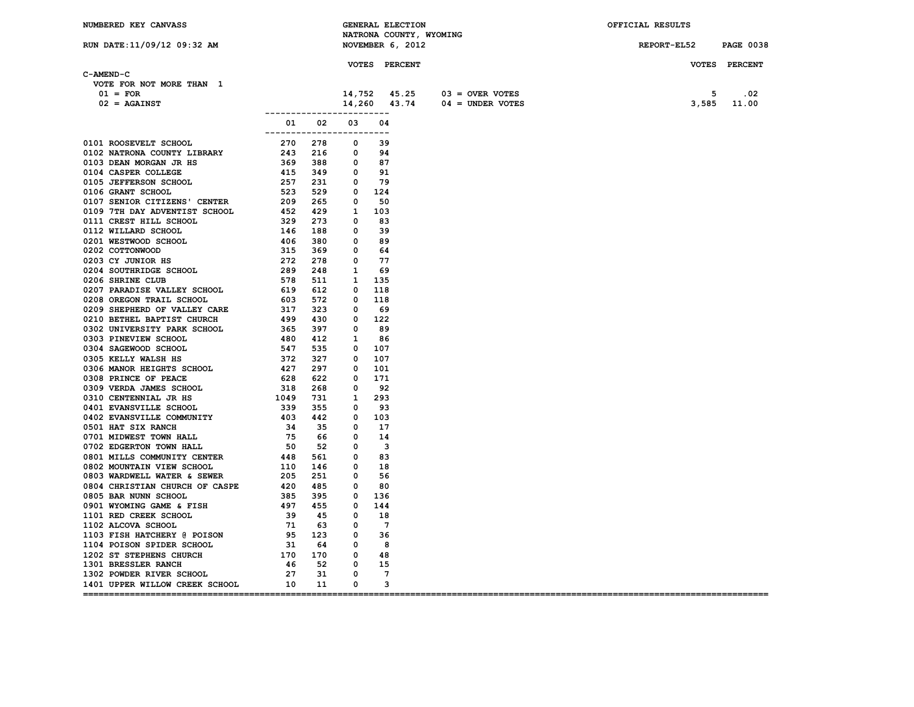NUMBERED KEY CANVASS — GENERAL ELECTION — NATRONA COUNTY, WYOMING — NOVEMBER 6, 2012 — OFFICIAL RESULTS

RUN DATE:11/09/12 09:32 AM — REPORT-EL52

## C-AMEND-C

VOTE FOR NOT MORE THAN 1

| | VOTES | PERCENT | | VOTES | PERCENT |
|---|---|---|---|---|---|
| 01 = FOR | 14,752 | 45.25 | 03 = OVER VOTES | 5 | .02 |
| 02 = AGAINST | 14,260 | 43.74 | 04 = UNDER VOTES | 3,585 | 11.00 |

| Precinct | 01 | 02 | 03 | 04 |
|---|---|---|---|---|
| 0101 ROOSEVELT SCHOOL | 270 | 278 | 0 | 39 |
| 0102 NATRONA COUNTY LIBRARY | 243 | 216 | 0 | 94 |
| 0103 DEAN MORGAN JR HS | 369 | 388 | 0 | 87 |
| 0104 CASPER COLLEGE | 415 | 349 | 0 | 91 |
| 0105 JEFFERSON SCHOOL | 257 | 231 | 0 | 79 |
| 0106 GRANT SCHOOL | 523 | 529 | 0 | 124 |
| 0107 SENIOR CITIZENS' CENTER | 209 | 265 | 0 | 50 |
| 0109 7TH DAY ADVENTIST SCHOOL | 452 | 429 | 1 | 103 |
| 0111 CREST HILL SCHOOL | 329 | 273 | 0 | 83 |
| 0112 WILLARD SCHOOL | 146 | 188 | 0 | 39 |
| 0201 WESTWOOD SCHOOL | 406 | 380 | 0 | 89 |
| 0202 COTTONWOOD | 315 | 369 | 0 | 64 |
| 0203 CY JUNIOR HS | 272 | 278 | 0 | 77 |
| 0204 SOUTHRIDGE SCHOOL | 289 | 248 | 1 | 69 |
| 0206 SHRINE CLUB | 578 | 511 | 1 | 135 |
| 0207 PARADISE VALLEY SCHOOL | 619 | 612 | 0 | 118 |
| 0208 OREGON TRAIL SCHOOL | 603 | 572 | 0 | 118 |
| 0209 SHEPHERD OF VALLEY CARE | 317 | 323 | 0 | 69 |
| 0210 BETHEL BAPTIST CHURCH | 499 | 430 | 0 | 122 |
| 0302 UNIVERSITY PARK SCHOOL | 365 | 397 | 0 | 89 |
| 0303 PINEVIEW SCHOOL | 480 | 412 | 1 | 86 |
| 0304 SAGEWOOD SCHOOL | 547 | 535 | 0 | 107 |
| 0305 KELLY WALSH HS | 372 | 327 | 0 | 107 |
| 0306 MANOR HEIGHTS SCHOOL | 427 | 297 | 0 | 101 |
| 0308 PRINCE OF PEACE | 628 | 622 | 0 | 171 |
| 0309 VERDA JAMES SCHOOL | 318 | 268 | 0 | 92 |
| 0310 CENTENNIAL JR HS | 1049 | 731 | 1 | 293 |
| 0401 EVANSVILLE SCHOOL | 339 | 355 | 0 | 93 |
| 0402 EVANSVILLE COMMUNITY | 403 | 442 | 0 | 103 |
| 0501 HAT SIX RANCH | 34 | 35 | 0 | 17 |
| 0701 MIDWEST TOWN HALL | 75 | 66 | 0 | 14 |
| 0702 EDGERTON TOWN HALL | 50 | 52 | 0 | 3 |
| 0801 MILLS COMMUNITY CENTER | 448 | 561 | 0 | 83 |
| 0802 MOUNTAIN VIEW SCHOOL | 110 | 146 | 0 | 18 |
| 0803 WARDWELL WATER & SEWER | 205 | 251 | 0 | 56 |
| 0804 CHRISTIAN CHURCH OF CASPE | 420 | 485 | 0 | 80 |
| 0805 BAR NUNN SCHOOL | 385 | 395 | 0 | 136 |
| 0901 WYOMING GAME & FISH | 497 | 455 | 0 | 144 |
| 1101 RED CREEK SCHOOL | 39 | 45 | 0 | 18 |
| 1102 ALCOVA SCHOOL | 71 | 63 | 0 | 7 |
| 1103 FISH HATCHERY @ POISON | 95 | 123 | 0 | 36 |
| 1104 POISON SPIDER SCHOOL | 31 | 64 | 0 | 8 |
| 1202 ST STEPHENS CHURCH | 170 | 170 | 0 | 48 |
| 1301 BRESSLER RANCH | 46 | 52 | 0 | 15 |
| 1302 POWDER RIVER SCHOOL | 27 | 31 | 0 | 7 |
| 1401 UPPER WILLOW CREEK SCHOOL | 10 | 11 | 0 | 3 |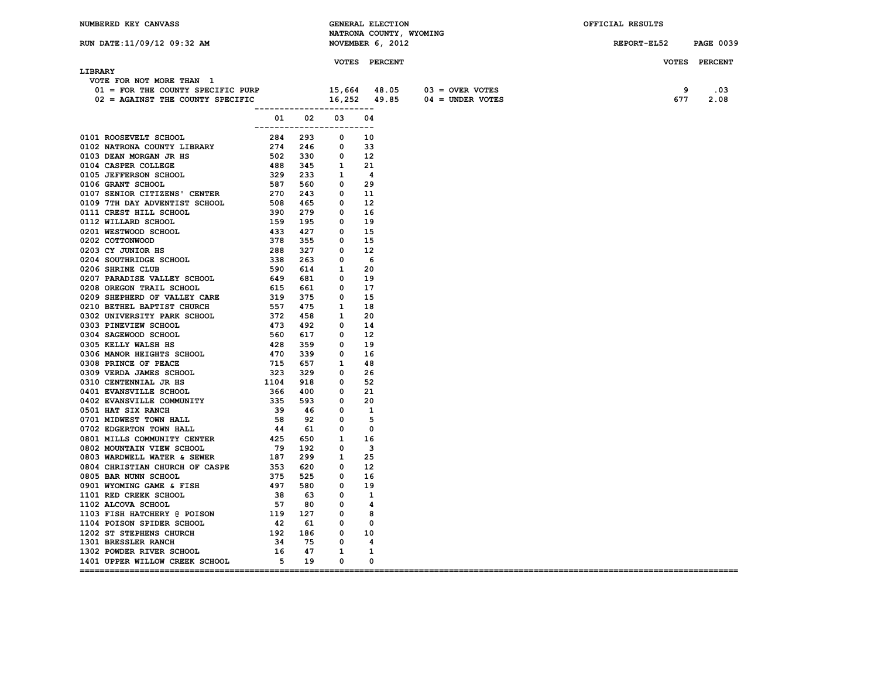NUMBERED KEY CANVASS

GENERAL ELECTION
NATRONA COUNTY, WYOMING
NOVEMBER 6, 2012

OFFICIAL RESULTS

RUN DATE:11/09/12 09:32 AM

REPORT-EL52 PAGE 0039

## LIBRARY

VOTE FOR NOT MORE THAN 1

| | VOTES | PERCENT | | VOTES | PERCENT |
|---|---|---|---|---|---|
| 01 = FOR THE COUNTY SPECIFIC PURP | 15,664 | 48.05 | 03 = OVER VOTES | 9 | .03 |
| 02 = AGAINST THE COUNTY SPECIFIC | 16,252 | 49.85 | 04 = UNDER VOTES | 677 | 2.08 |

| | 01 | 02 | 03 | 04 |
|---|---|---|---|---|
| 0101 ROOSEVELT SCHOOL | 284 | 293 | 0 | 10 |
| 0102 NATRONA COUNTY LIBRARY | 274 | 246 | 0 | 33 |
| 0103 DEAN MORGAN JR HS | 502 | 330 | 0 | 12 |
| 0104 CASPER COLLEGE | 488 | 345 | 1 | 21 |
| 0105 JEFFERSON SCHOOL | 329 | 233 | 1 | 4 |
| 0106 GRANT SCHOOL | 587 | 560 | 0 | 29 |
| 0107 SENIOR CITIZENS' CENTER | 270 | 243 | 0 | 11 |
| 0109 7TH DAY ADVENTIST SCHOOL | 508 | 465 | 0 | 12 |
| 0111 CREST HILL SCHOOL | 390 | 279 | 0 | 16 |
| 0112 WILLARD SCHOOL | 159 | 195 | 0 | 19 |
| 0201 WESTWOOD SCHOOL | 433 | 427 | 0 | 15 |
| 0202 COTTONWOOD | 378 | 355 | 0 | 15 |
| 0203 CY JUNIOR HS | 288 | 327 | 0 | 12 |
| 0204 SOUTHRIDGE SCHOOL | 338 | 263 | 0 | 6 |
| 0206 SHRINE CLUB | 590 | 614 | 1 | 20 |
| 0207 PARADISE VALLEY SCHOOL | 649 | 681 | 0 | 19 |
| 0208 OREGON TRAIL SCHOOL | 615 | 661 | 0 | 17 |
| 0209 SHEPHERD OF VALLEY CARE | 319 | 375 | 0 | 15 |
| 0210 BETHEL BAPTIST CHURCH | 557 | 475 | 1 | 18 |
| 0302 UNIVERSITY PARK SCHOOL | 372 | 458 | 1 | 20 |
| 0303 PINEVIEW SCHOOL | 473 | 492 | 0 | 14 |
| 0304 SAGEWOOD SCHOOL | 560 | 617 | 0 | 12 |
| 0305 KELLY WALSH HS | 428 | 359 | 0 | 19 |
| 0306 MANOR HEIGHTS SCHOOL | 470 | 339 | 0 | 16 |
| 0308 PRINCE OF PEACE | 715 | 657 | 1 | 48 |
| 0309 VERDA JAMES SCHOOL | 323 | 329 | 0 | 26 |
| 0310 CENTENNIAL JR HS | 1104 | 918 | 0 | 52 |
| 0401 EVANSVILLE SCHOOL | 366 | 400 | 0 | 21 |
| 0402 EVANSVILLE COMMUNITY | 335 | 593 | 0 | 20 |
| 0501 HAT SIX RANCH | 39 | 46 | 0 | 1 |
| 0701 MIDWEST TOWN HALL | 58 | 92 | 0 | 5 |
| 0702 EDGERTON TOWN HALL | 44 | 61 | 0 | 0 |
| 0801 MILLS COMMUNITY CENTER | 425 | 650 | 1 | 16 |
| 0802 MOUNTAIN VIEW SCHOOL | 79 | 192 | 0 | 3 |
| 0803 WARDWELL WATER & SEWER | 187 | 299 | 1 | 25 |
| 0804 CHRISTIAN CHURCH OF CASPE | 353 | 620 | 0 | 12 |
| 0805 BAR NUNN SCHOOL | 375 | 525 | 0 | 16 |
| 0901 WYOMING GAME & FISH | 497 | 580 | 0 | 19 |
| 1101 RED CREEK SCHOOL | 38 | 63 | 0 | 1 |
| 1102 ALCOVA SCHOOL | 57 | 80 | 0 | 4 |
| 1103 FISH HATCHERY @ POISON | 119 | 127 | 0 | 8 |
| 1104 POISON SPIDER SCHOOL | 42 | 61 | 0 | 0 |
| 1202 ST STEPHENS CHURCH | 192 | 186 | 0 | 10 |
| 1301 BRESSLER RANCH | 34 | 75 | 0 | 4 |
| 1302 POWDER RIVER SCHOOL | 16 | 47 | 1 | 1 |
| 1401 UPPER WILLOW CREEK SCHOOL | 5 | 19 | 0 | 0 |